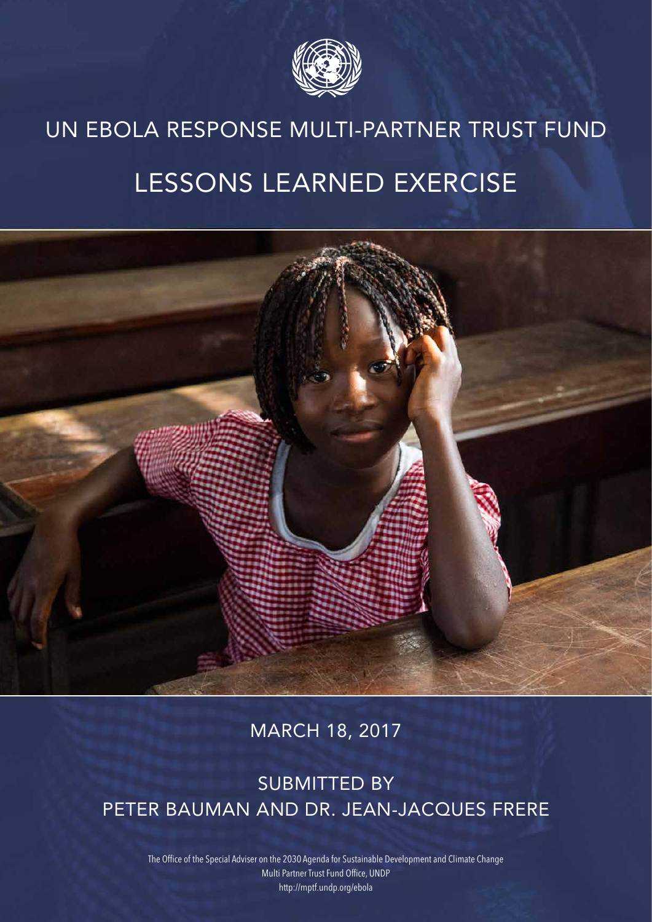# UN EBOLA RESPONSE MULTI-PARTNER TRUST FUND

# LESSONS LEARNED EXERCISE

MARCH 18, 2017

SUBMITTED BY
PETER BAUMAN AND DR. JEAN-JACQUES FRERE

The Office of the Special Adviser on the 2030 Agenda for Sustainable Development and Climate Change
Multi Partner Trust Fund Office, UNDP
http://mptf.undp.org/ebola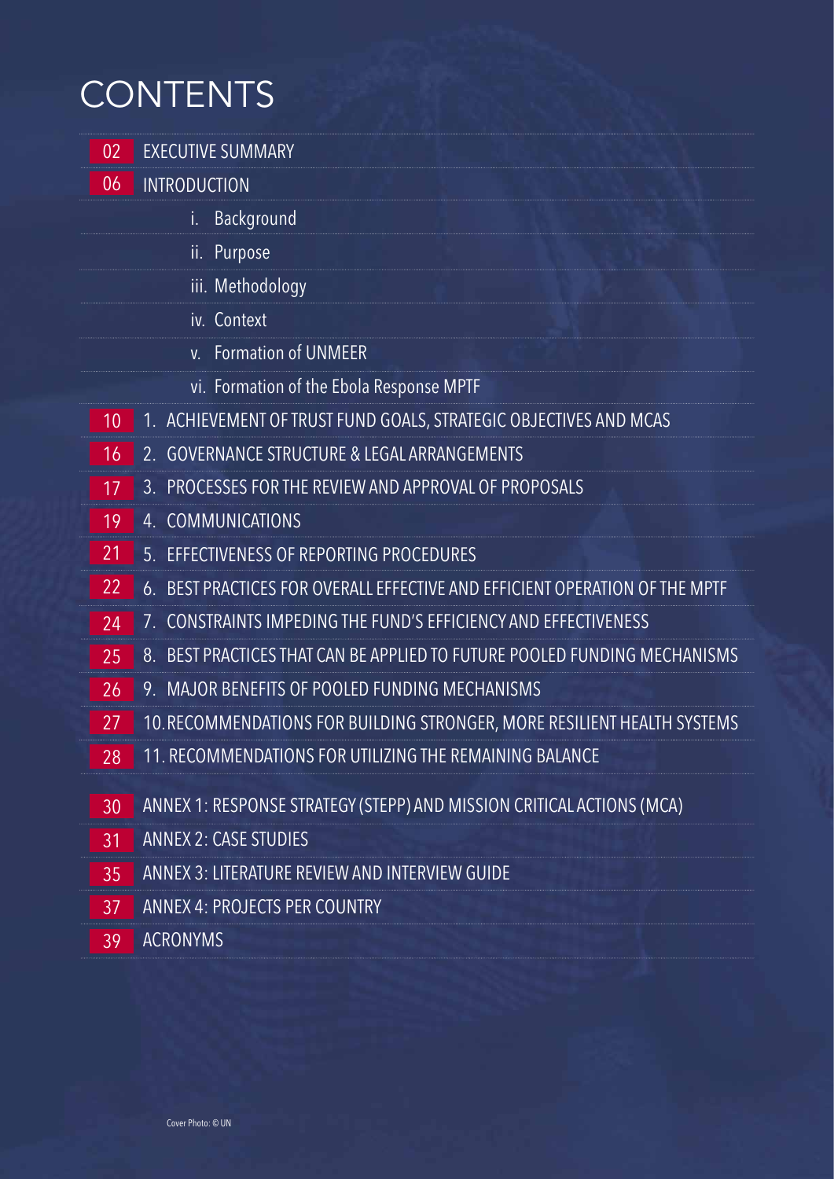# CONTENTS

| | |
|---|---|
| 02 | EXECUTIVE SUMMARY |
| 06 | INTRODUCTION |
| | i. Background |
| | ii. Purpose |
| | iii. Methodology |
| | iv. Context |
| | v. Formation of UNMEER |
| | vi. Formation of the Ebola Response MPTF |
| 10 | 1. ACHIEVEMENT OF TRUST FUND GOALS, STRATEGIC OBJECTIVES AND MCAS |
| 16 | 2. GOVERNANCE STRUCTURE & LEGAL ARRANGEMENTS |
| 17 | 3. PROCESSES FOR THE REVIEW AND APPROVAL OF PROPOSALS |
| 19 | 4. COMMUNICATIONS |
| 21 | 5. EFFECTIVENESS OF REPORTING PROCEDURES |
| 22 | 6. BEST PRACTICES FOR OVERALL EFFECTIVE AND EFFICIENT OPERATION OF THE MPTF |
| 24 | 7. CONSTRAINTS IMPEDING THE FUND'S EFFICIENCY AND EFFECTIVENESS |
| 25 | 8. BEST PRACTICES THAT CAN BE APPLIED TO FUTURE POOLED FUNDING MECHANISMS |
| 26 | 9. MAJOR BENEFITS OF POOLED FUNDING MECHANISMS |
| 27 | 10. RECOMMENDATIONS FOR BUILDING STRONGER, MORE RESILIENT HEALTH SYSTEMS |
| 28 | 11. RECOMMENDATIONS FOR UTILIZING THE REMAINING BALANCE |
| 30 | ANNEX 1: RESPONSE STRATEGY (STEPP) AND MISSION CRITICAL ACTIONS (MCA) |
| 31 | ANNEX 2: CASE STUDIES |
| 35 | ANNEX 3: LITERATURE REVIEW AND INTERVIEW GUIDE |
| 37 | ANNEX 4: PROJECTS PER COUNTRY |
| 39 | ACRONYMS |

Cover Photo: © UN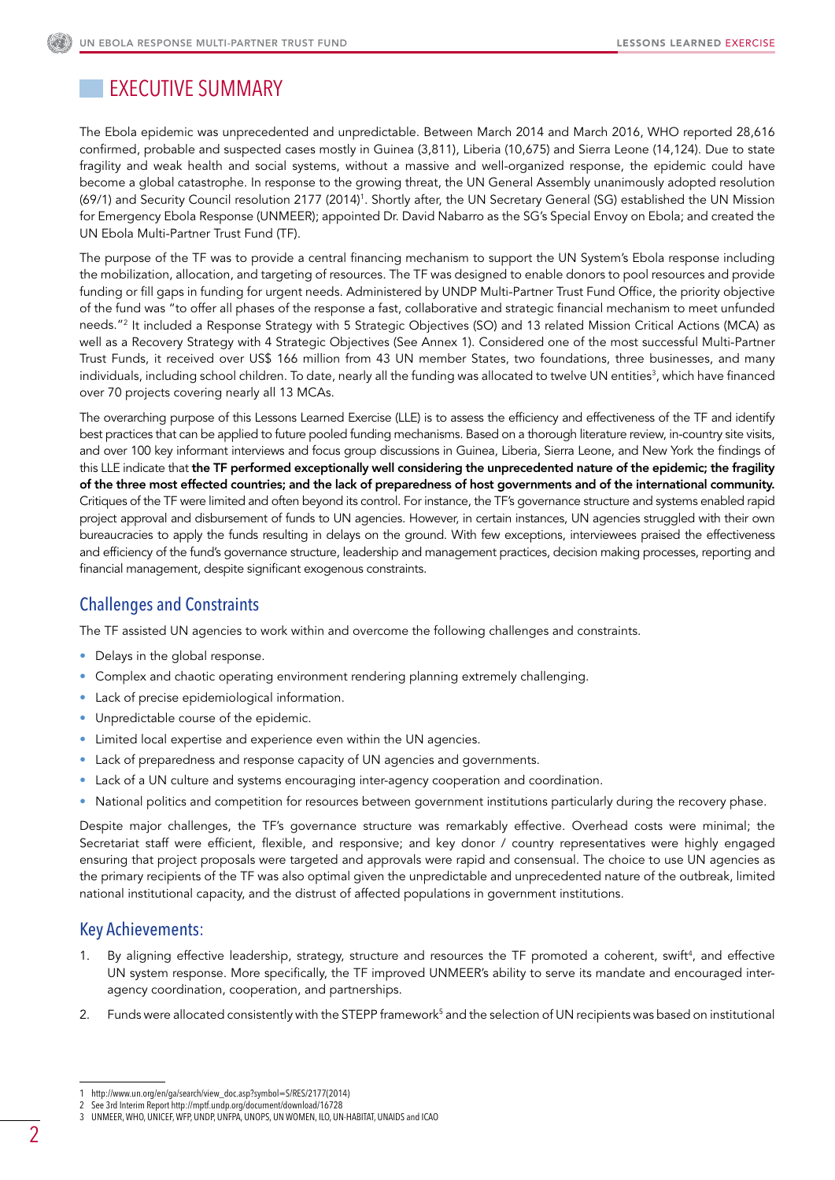# EXECUTIVE SUMMARY

The Ebola epidemic was unprecedented and unpredictable. Between March 2014 and March 2016, WHO reported 28,616 confirmed, probable and suspected cases mostly in Guinea (3,811), Liberia (10,675) and Sierra Leone (14,124). Due to state fragility and weak health and social systems, without a massive and well-organized response, the epidemic could have become a global catastrophe. In response to the growing threat, the UN General Assembly unanimously adopted resolution (69/1) and Security Council resolution 2177 (2014)[1]. Shortly after, the UN Secretary General (SG) established the UN Mission for Emergency Ebola Response (UNMEER); appointed Dr. David Nabarro as the SG's Special Envoy on Ebola; and created the UN Ebola Multi-Partner Trust Fund (TF).

The purpose of the TF was to provide a central financing mechanism to support the UN System's Ebola response including the mobilization, allocation, and targeting of resources. The TF was designed to enable donors to pool resources and provide funding or fill gaps in funding for urgent needs. Administered by UNDP Multi-Partner Trust Fund Office, the priority objective of the fund was "to offer all phases of the response a fast, collaborative and strategic financial mechanism to meet unfunded needs."[2] It included a Response Strategy with 5 Strategic Objectives (SO) and 13 related Mission Critical Actions (MCA) as well as a Recovery Strategy with 4 Strategic Objectives (See Annex 1). Considered one of the most successful Multi-Partner Trust Funds, it received over US$ 166 million from 43 UN member States, two foundations, three businesses, and many individuals, including school children. To date, nearly all the funding was allocated to twelve UN entities[3], which have financed over 70 projects covering nearly all 13 MCAs.

The overarching purpose of this Lessons Learned Exercise (LLE) is to assess the efficiency and effectiveness of the TF and identify best practices that can be applied to future pooled funding mechanisms. Based on a thorough literature review, in-country site visits, and over 100 key informant interviews and focus group discussions in Guinea, Liberia, Sierra Leone, and New York the findings of this LLE indicate that **the TF performed exceptionally well considering the unprecedented nature of the epidemic; the fragility of the three most effected countries; and the lack of preparedness of host governments and of the international community.** Critiques of the TF were limited and often beyond its control. For instance, the TF's governance structure and systems enabled rapid project approval and disbursement of funds to UN agencies. However, in certain instances, UN agencies struggled with their own bureaucracies to apply the funds resulting in delays on the ground. With few exceptions, interviewees praised the effectiveness and efficiency of the fund's governance structure, leadership and management practices, decision making processes, reporting and financial management, despite significant exogenous constraints.

## Challenges and Constraints

The TF assisted UN agencies to work within and overcome the following challenges and constraints.

- Delays in the global response.
- Complex and chaotic operating environment rendering planning extremely challenging.
- Lack of precise epidemiological information.
- Unpredictable course of the epidemic.
- Limited local expertise and experience even within the UN agencies.
- Lack of preparedness and response capacity of UN agencies and governments.
- Lack of a UN culture and systems encouraging inter-agency cooperation and coordination.
- National politics and competition for resources between government institutions particularly during the recovery phase.

Despite major challenges, the TF's governance structure was remarkably effective. Overhead costs were minimal; the Secretariat staff were efficient, flexible, and responsive; and key donor / country representatives were highly engaged ensuring that project proposals were targeted and approvals were rapid and consensual. The choice to use UN agencies as the primary recipients of the TF was also optimal given the unpredictable and unprecedented nature of the outbreak, limited national institutional capacity, and the distrust of affected populations in government institutions.

## Key Achievements:

1. By aligning effective leadership, strategy, structure and resources the TF promoted a coherent, swift[4], and effective UN system response. More specifically, the TF improved UNMEER's ability to serve its mandate and encouraged inter-agency coordination, cooperation, and partnerships.
2. Funds were allocated consistently with the STEPP framework[5] and the selection of UN recipients was based on institutional

---

1 http://www.un.org/en/ga/search/view_doc.asp?symbol=S/RES/2177(2014)

2 See 3rd Interim Report http://mptf.undp.org/document/download/16728

3 UNMEER, WHO, UNICEF, WFP, UNDP, UNFPA, UNOPS, UN WOMEN, ILO, UN-HABITAT, UNAIDS and ICAO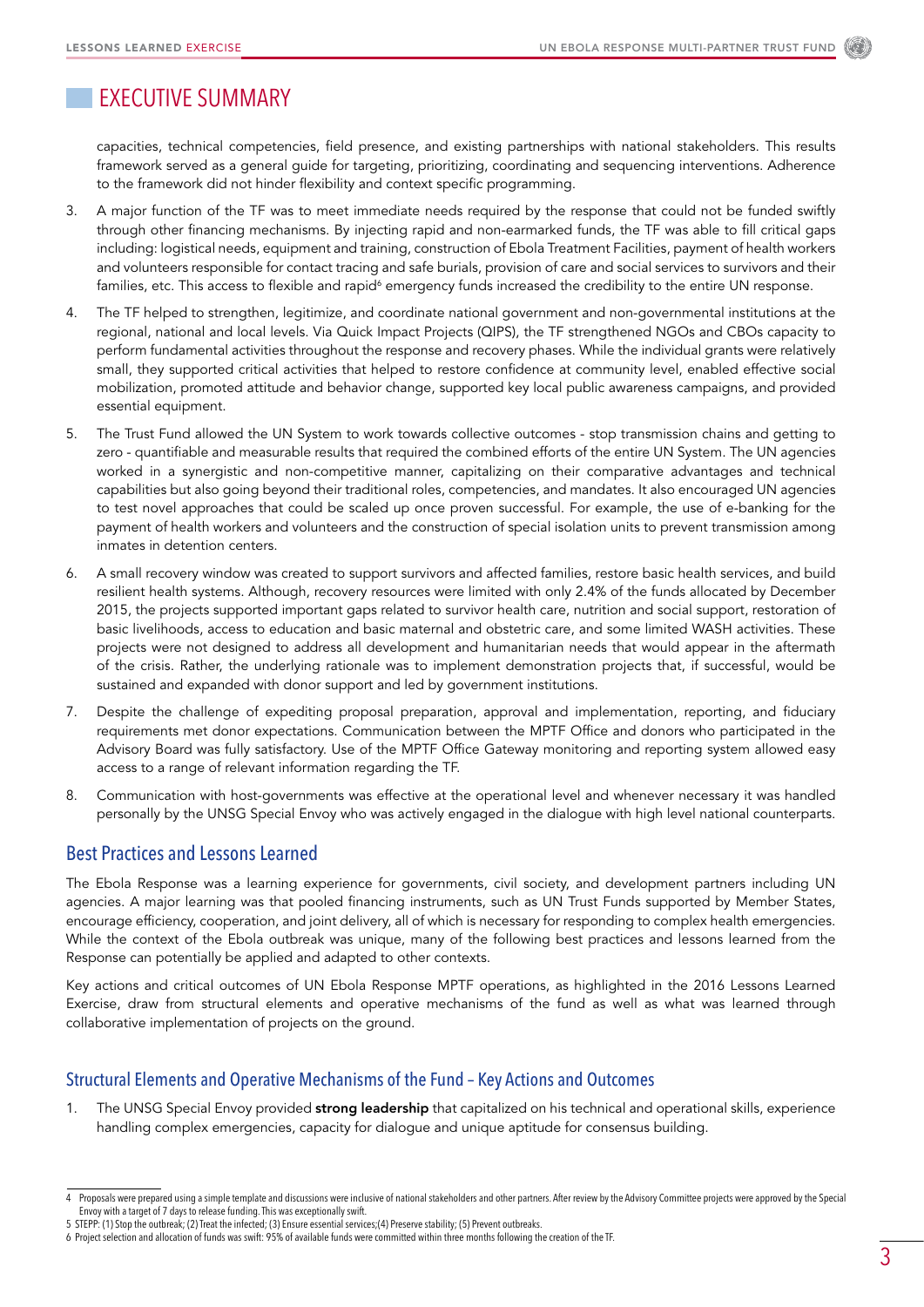# EXECUTIVE SUMMARY

capacities, technical competencies, field presence, and existing partnerships with national stakeholders. This results framework served as a general guide for targeting, prioritizing, coordinating and sequencing interventions. Adherence to the framework did not hinder flexibility and context specific programming.

3. A major function of the TF was to meet immediate needs required by the response that could not be funded swiftly through other financing mechanisms. By injecting rapid and non-earmarked funds, the TF was able to fill critical gaps including: logistical needs, equipment and training, construction of Ebola Treatment Facilities, payment of health workers and volunteers responsible for contact tracing and safe burials, provision of care and social services to survivors and their families, etc. This access to flexible and rapid[6] emergency funds increased the credibility to the entire UN response.

4. The TF helped to strengthen, legitimize, and coordinate national government and non-governmental institutions at the regional, national and local levels. Via Quick Impact Projects (QIPS), the TF strengthened NGOs and CBOs capacity to perform fundamental activities throughout the response and recovery phases. While the individual grants were relatively small, they supported critical activities that helped to restore confidence at community level, enabled effective social mobilization, promoted attitude and behavior change, supported key local public awareness campaigns, and provided essential equipment.

5. The Trust Fund allowed the UN System to work towards collective outcomes - stop transmission chains and getting to zero - quantifiable and measurable results that required the combined efforts of the entire UN System. The UN agencies worked in a synergistic and non-competitive manner, capitalizing on their comparative advantages and technical capabilities but also going beyond their traditional roles, competencies, and mandates. It also encouraged UN agencies to test novel approaches that could be scaled up once proven successful. For example, the use of e-banking for the payment of health workers and volunteers and the construction of special isolation units to prevent transmission among inmates in detention centers.

6. A small recovery window was created to support survivors and affected families, restore basic health services, and build resilient health systems. Although, recovery resources were limited with only 2.4% of the funds allocated by December 2015, the projects supported important gaps related to survivor health care, nutrition and social support, restoration of basic livelihoods, access to education and basic maternal and obstetric care, and some limited WASH activities. These projects were not designed to address all development and humanitarian needs that would appear in the aftermath of the crisis. Rather, the underlying rationale was to implement demonstration projects that, if successful, would be sustained and expanded with donor support and led by government institutions.

7. Despite the challenge of expediting proposal preparation, approval and implementation, reporting, and fiduciary requirements met donor expectations. Communication between the MPTF Office and donors who participated in the Advisory Board was fully satisfactory. Use of the MPTF Office Gateway monitoring and reporting system allowed easy access to a range of relevant information regarding the TF.

8. Communication with host-governments was effective at the operational level and whenever necessary it was handled personally by the UNSG Special Envoy who was actively engaged in the dialogue with high level national counterparts.

## Best Practices and Lessons Learned

The Ebola Response was a learning experience for governments, civil society, and development partners including UN agencies. A major learning was that pooled financing instruments, such as UN Trust Funds supported by Member States, encourage efficiency, cooperation, and joint delivery, all of which is necessary for responding to complex health emergencies. While the context of the Ebola outbreak was unique, many of the following best practices and lessons learned from the Response can potentially be applied and adapted to other contexts.

Key actions and critical outcomes of UN Ebola Response MPTF operations, as highlighted in the 2016 Lessons Learned Exercise, draw from structural elements and operative mechanisms of the fund as well as what was learned through collaborative implementation of projects on the ground.

### Structural Elements and Operative Mechanisms of the Fund – Key Actions and Outcomes

1. The UNSG Special Envoy provided **strong leadership** that capitalized on his technical and operational skills, experience handling complex emergencies, capacity for dialogue and unique aptitude for consensus building.

---

4 Proposals were prepared using a simple template and discussions were inclusive of national stakeholders and other partners. After review by the Advisory Committee projects were approved by the Special Envoy with a target of 7 days to release funding. This was exceptionally swift.

5 STEPP: (1) Stop the outbreak; (2) Treat the infected; (3) Ensure essential services;(4) Preserve stability; (5) Prevent outbreaks.

6 Project selection and allocation of funds was swift: 95% of available funds were committed within three months following the creation of the TF.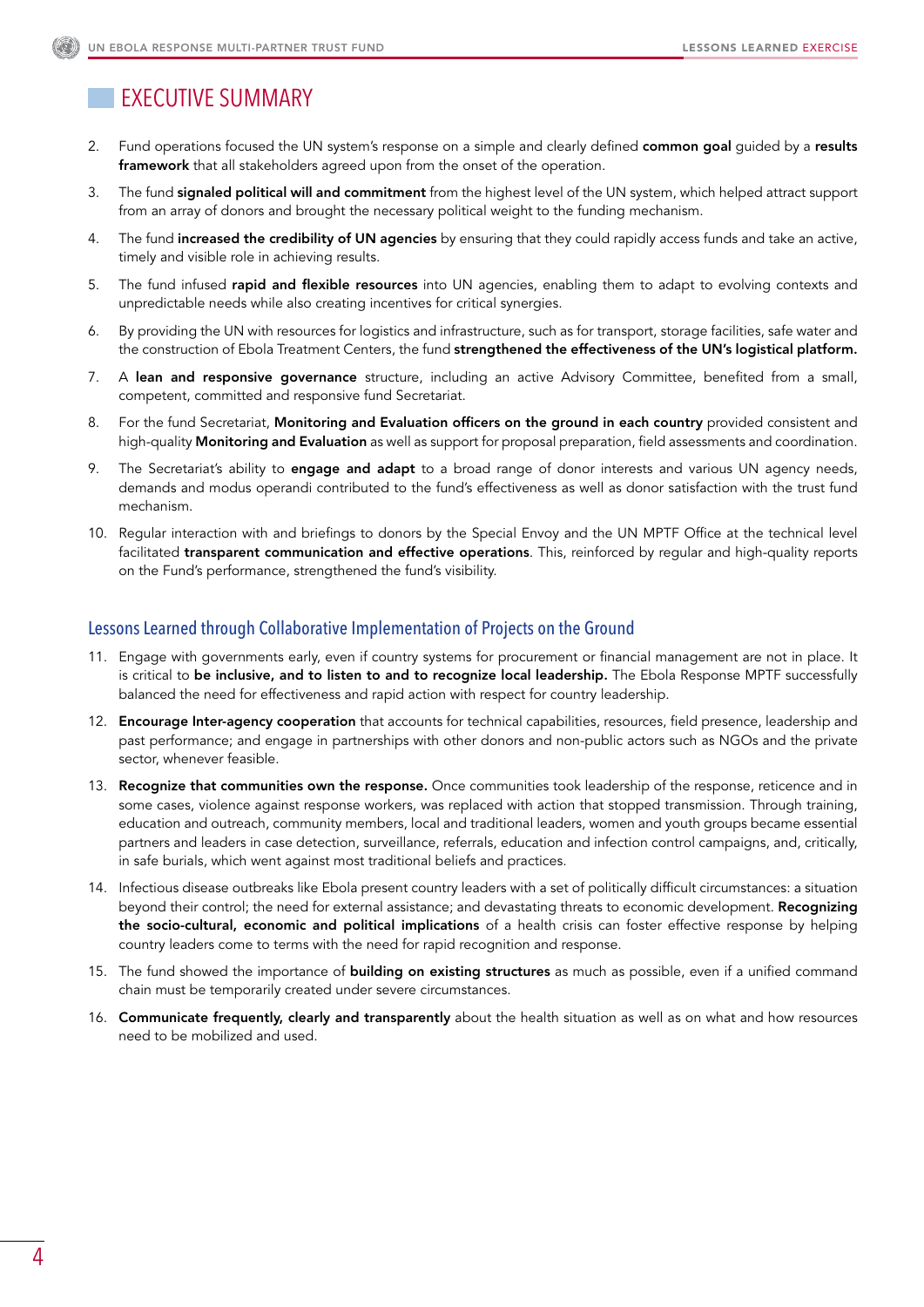# EXECUTIVE SUMMARY

2. Fund operations focused the UN system's response on a simple and clearly defined **common goal** guided by a **results framework** that all stakeholders agreed upon from the onset of the operation.

3. The fund **signaled political will and commitment** from the highest level of the UN system, which helped attract support from an array of donors and brought the necessary political weight to the funding mechanism.

4. The fund **increased the credibility of UN agencies** by ensuring that they could rapidly access funds and take an active, timely and visible role in achieving results.

5. The fund infused **rapid and flexible resources** into UN agencies, enabling them to adapt to evolving contexts and unpredictable needs while also creating incentives for critical synergies.

6. By providing the UN with resources for logistics and infrastructure, such as for transport, storage facilities, safe water and the construction of Ebola Treatment Centers, the fund **strengthened the effectiveness of the UN's logistical platform.**

7. A **lean and responsive governance** structure, including an active Advisory Committee, benefited from a small, competent, committed and responsive fund Secretariat.

8. For the fund Secretariat, **Monitoring and Evaluation officers on the ground in each country** provided consistent and high-quality **Monitoring and Evaluation** as well as support for proposal preparation, field assessments and coordination.

9. The Secretariat's ability to **engage and adapt** to a broad range of donor interests and various UN agency needs, demands and modus operandi contributed to the fund's effectiveness as well as donor satisfaction with the trust fund mechanism.

10. Regular interaction with and briefings to donors by the Special Envoy and the UN MPTF Office at the technical level facilitated **transparent communication and effective operations**. This, reinforced by regular and high-quality reports on the Fund's performance, strengthened the fund's visibility.

## Lessons Learned through Collaborative Implementation of Projects on the Ground

11. Engage with governments early, even if country systems for procurement or financial management are not in place. It is critical to **be inclusive, and to listen to and to recognize local leadership.** The Ebola Response MPTF successfully balanced the need for effectiveness and rapid action with respect for country leadership.

12. **Encourage Inter-agency cooperation** that accounts for technical capabilities, resources, field presence, leadership and past performance; and engage in partnerships with other donors and non-public actors such as NGOs and the private sector, whenever feasible.

13. **Recognize that communities own the response.** Once communities took leadership of the response, reticence and in some cases, violence against response workers, was replaced with action that stopped transmission. Through training, education and outreach, community members, local and traditional leaders, women and youth groups became essential partners and leaders in case detection, surveillance, referrals, education and infection control campaigns, and, critically, in safe burials, which went against most traditional beliefs and practices.

14. Infectious disease outbreaks like Ebola present country leaders with a set of politically difficult circumstances: a situation beyond their control; the need for external assistance; and devastating threats to economic development. **Recognizing the socio-cultural, economic and political implications** of a health crisis can foster effective response by helping country leaders come to terms with the need for rapid recognition and response.

15. The fund showed the importance of **building on existing structures** as much as possible, even if a unified command chain must be temporarily created under severe circumstances.

16. **Communicate frequently, clearly and transparently** about the health situation as well as on what and how resources need to be mobilized and used.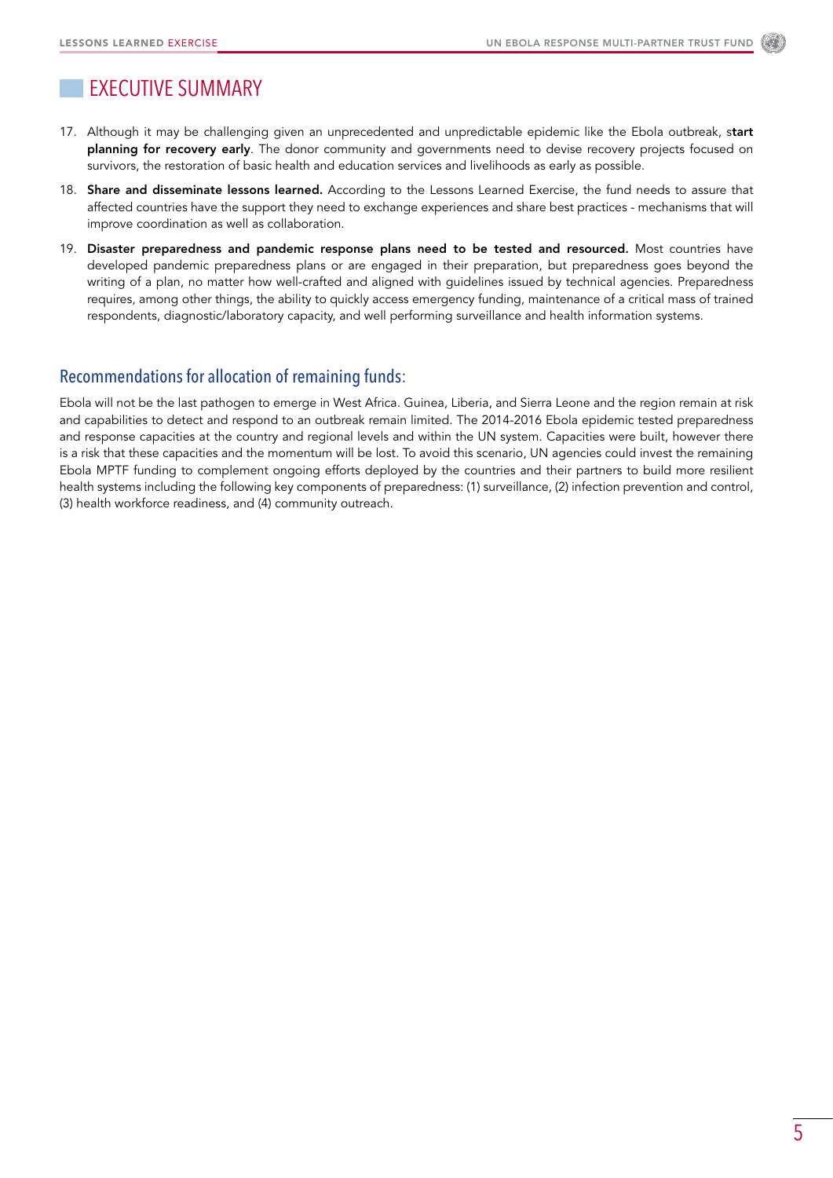# EXECUTIVE SUMMARY

17. Although it may be challenging given an unprecedented and unpredictable epidemic like the Ebola outbreak, s**tart planning for recovery early**. The donor community and governments need to devise recovery projects focused on survivors, the restoration of basic health and education services and livelihoods as early as possible.
18. **Share and disseminate lessons learned.** According to the Lessons Learned Exercise, the fund needs to assure that affected countries have the support they need to exchange experiences and share best practices - mechanisms that will improve coordination as well as collaboration.
19. **Disaster preparedness and pandemic response plans need to be tested and resourced.** Most countries have developed pandemic preparedness plans or are engaged in their preparation, but preparedness goes beyond the writing of a plan, no matter how well-crafted and aligned with guidelines issued by technical agencies. Preparedness requires, among other things, the ability to quickly access emergency funding, maintenance of a critical mass of trained respondents, diagnostic/laboratory capacity, and well performing surveillance and health information systems.

## Recommendations for allocation of remaining funds:

Ebola will not be the last pathogen to emerge in West Africa. Guinea, Liberia, and Sierra Leone and the region remain at risk and capabilities to detect and respond to an outbreak remain limited. The 2014-2016 Ebola epidemic tested preparedness and response capacities at the country and regional levels and within the UN system. Capacities were built, however there is a risk that these capacities and the momentum will be lost. To avoid this scenario, UN agencies could invest the remaining Ebola MPTF funding to complement ongoing efforts deployed by the countries and their partners to build more resilient health systems including the following key components of preparedness: (1) surveillance, (2) infection prevention and control, (3) health workforce readiness, and (4) community outreach.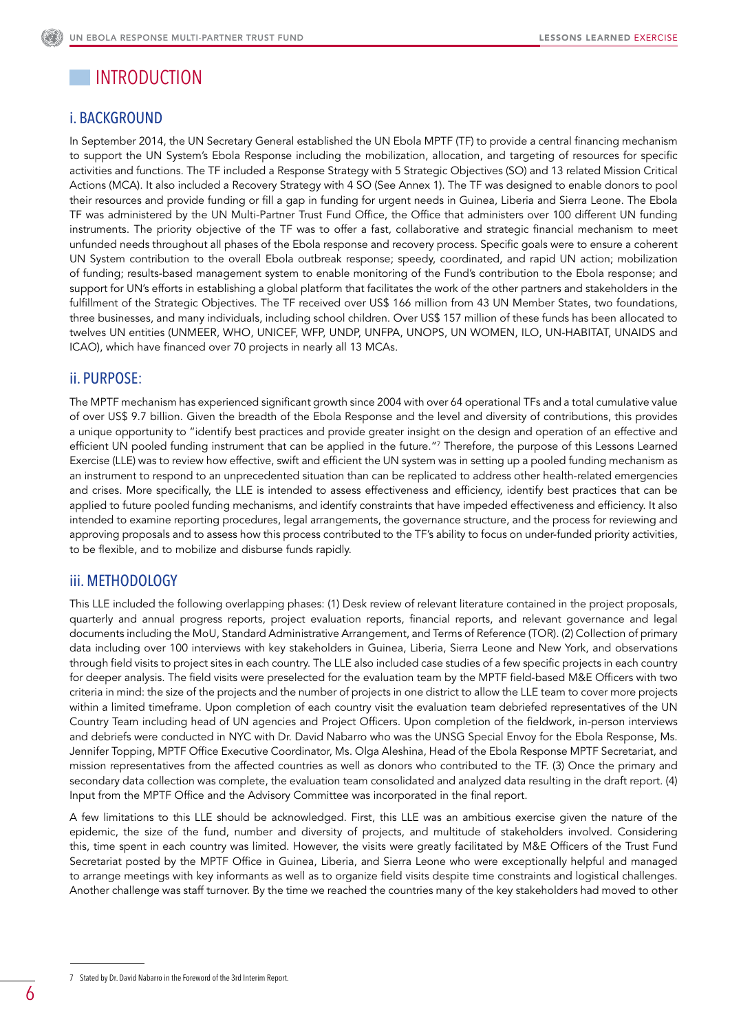# INTRODUCTION

## i. BACKGROUND

In September 2014, the UN Secretary General established the UN Ebola MPTF (TF) to provide a central financing mechanism to support the UN System's Ebola Response including the mobilization, allocation, and targeting of resources for specific activities and functions. The TF included a Response Strategy with 5 Strategic Objectives (SO) and 13 related Mission Critical Actions (MCA). It also included a Recovery Strategy with 4 SO (See Annex 1). The TF was designed to enable donors to pool their resources and provide funding or fill a gap in funding for urgent needs in Guinea, Liberia and Sierra Leone. The Ebola TF was administered by the UN Multi-Partner Trust Fund Office, the Office that administers over 100 different UN funding instruments. The priority objective of the TF was to offer a fast, collaborative and strategic financial mechanism to meet unfunded needs throughout all phases of the Ebola response and recovery process. Specific goals were to ensure a coherent UN System contribution to the overall Ebola outbreak response; speedy, coordinated, and rapid UN action; mobilization of funding; results-based management system to enable monitoring of the Fund's contribution to the Ebola response; and support for UN's efforts in establishing a global platform that facilitates the work of the other partners and stakeholders in the fulfillment of the Strategic Objectives. The TF received over US$ 166 million from 43 UN Member States, two foundations, three businesses, and many individuals, including school children. Over US$ 157 million of these funds has been allocated to twelves UN entities (UNMEER, WHO, UNICEF, WFP, UNDP, UNFPA, UNOPS, UN WOMEN, ILO, UN-HABITAT, UNAIDS and ICAO), which have financed over 70 projects in nearly all 13 MCAs.

## ii. PURPOSE:

The MPTF mechanism has experienced significant growth since 2004 with over 64 operational TFs and a total cumulative value of over US$ 9.7 billion. Given the breadth of the Ebola Response and the level and diversity of contributions, this provides a unique opportunity to "identify best practices and provide greater insight on the design and operation of an effective and efficient UN pooled funding instrument that can be applied in the future."[7] Therefore, the purpose of this Lessons Learned Exercise (LLE) was to review how effective, swift and efficient the UN system was in setting up a pooled funding mechanism as an instrument to respond to an unprecedented situation than can be replicated to address other health-related emergencies and crises. More specifically, the LLE is intended to assess effectiveness and efficiency, identify best practices that can be applied to future pooled funding mechanisms, and identify constraints that have impeded effectiveness and efficiency. It also intended to examine reporting procedures, legal arrangements, the governance structure, and the process for reviewing and approving proposals and to assess how this process contributed to the TF's ability to focus on under-funded priority activities, to be flexible, and to mobilize and disburse funds rapidly.

## iii. METHODOLOGY

This LLE included the following overlapping phases: (1) Desk review of relevant literature contained in the project proposals, quarterly and annual progress reports, project evaluation reports, financial reports, and relevant governance and legal documents including the MoU, Standard Administrative Arrangement, and Terms of Reference (TOR). (2) Collection of primary data including over 100 interviews with key stakeholders in Guinea, Liberia, Sierra Leone and New York, and observations through field visits to project sites in each country. The LLE also included case studies of a few specific projects in each country for deeper analysis. The field visits were preselected for the evaluation team by the MPTF field-based M&E Officers with two criteria in mind: the size of the projects and the number of projects in one district to allow the LLE team to cover more projects within a limited timeframe. Upon completion of each country visit the evaluation team debriefed representatives of the UN Country Team including head of UN agencies and Project Officers. Upon completion of the fieldwork, in-person interviews and debriefs were conducted in NYC with Dr. David Nabarro who was the UNSG Special Envoy for the Ebola Response, Ms. Jennifer Topping, MPTF Office Executive Coordinator, Ms. Olga Aleshina, Head of the Ebola Response MPTF Secretariat, and mission representatives from the affected countries as well as donors who contributed to the TF. (3) Once the primary and secondary data collection was complete, the evaluation team consolidated and analyzed data resulting in the draft report. (4) Input from the MPTF Office and the Advisory Committee was incorporated in the final report.

A few limitations to this LLE should be acknowledged. First, this LLE was an ambitious exercise given the nature of the epidemic, the size of the fund, number and diversity of projects, and multitude of stakeholders involved. Considering this, time spent in each country was limited. However, the visits were greatly facilitated by M&E Officers of the Trust Fund Secretariat posted by the MPTF Office in Guinea, Liberia, and Sierra Leone who were exceptionally helpful and managed to arrange meetings with key informants as well as to organize field visits despite time constraints and logistical challenges. Another challenge was staff turnover. By the time we reached the countries many of the key stakeholders had moved to other

---

7 Stated by Dr. David Nabarro in the Foreword of the 3rd Interim Report.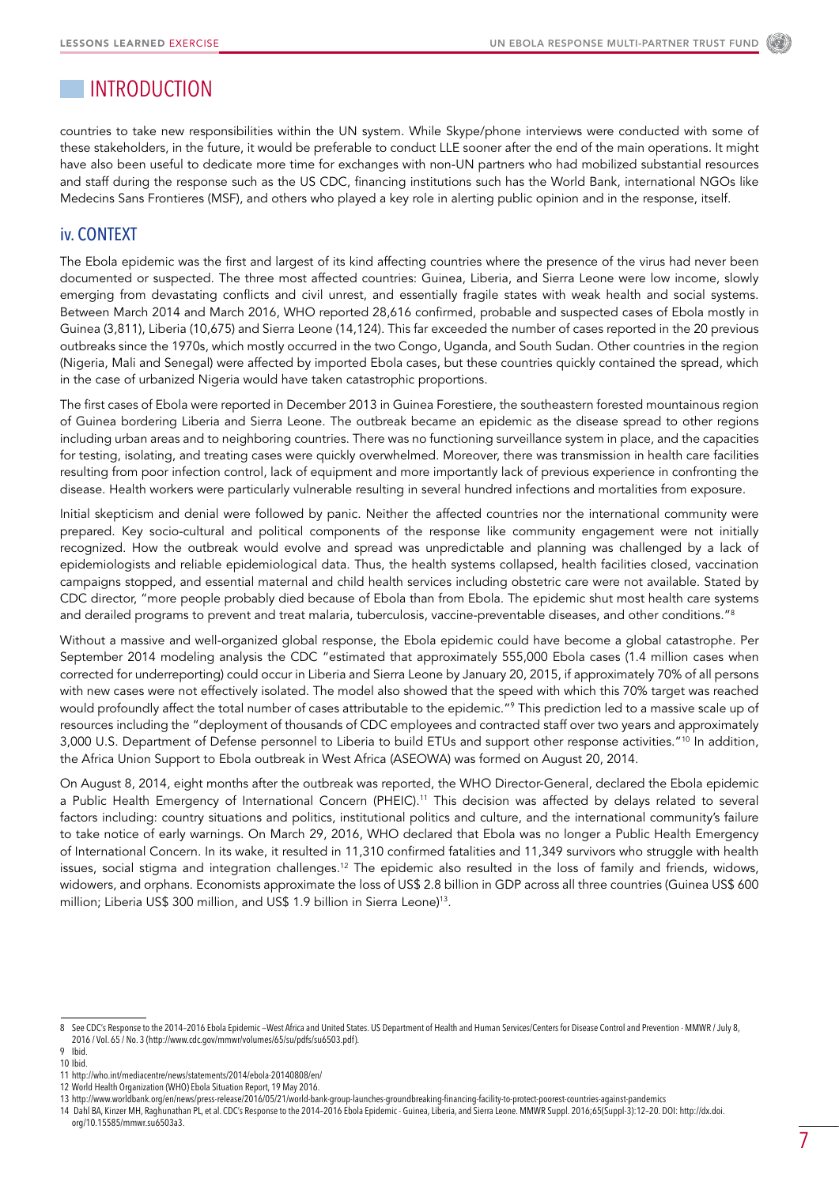# INTRODUCTION

countries to take new responsibilities within the UN system. While Skype/phone interviews were conducted with some of these stakeholders, in the future, it would be preferable to conduct LLE sooner after the end of the main operations. It might have also been useful to dedicate more time for exchanges with non-UN partners who had mobilized substantial resources and staff during the response such as the US CDC, financing institutions such has the World Bank, international NGOs like Medecins Sans Frontieres (MSF), and others who played a key role in alerting public opinion and in the response, itself.

## iv. CONTEXT

The Ebola epidemic was the first and largest of its kind affecting countries where the presence of the virus had never been documented or suspected. The three most affected countries: Guinea, Liberia, and Sierra Leone were low income, slowly emerging from devastating conflicts and civil unrest, and essentially fragile states with weak health and social systems. Between March 2014 and March 2016, WHO reported 28,616 confirmed, probable and suspected cases of Ebola mostly in Guinea (3,811), Liberia (10,675) and Sierra Leone (14,124). This far exceeded the number of cases reported in the 20 previous outbreaks since the 1970s, which mostly occurred in the two Congo, Uganda, and South Sudan. Other countries in the region (Nigeria, Mali and Senegal) were affected by imported Ebola cases, but these countries quickly contained the spread, which in the case of urbanized Nigeria would have taken catastrophic proportions.

The first cases of Ebola were reported in December 2013 in Guinea Forestiere, the southeastern forested mountainous region of Guinea bordering Liberia and Sierra Leone. The outbreak became an epidemic as the disease spread to other regions including urban areas and to neighboring countries. There was no functioning surveillance system in place, and the capacities for testing, isolating, and treating cases were quickly overwhelmed. Moreover, there was transmission in health care facilities resulting from poor infection control, lack of equipment and more importantly lack of previous experience in confronting the disease. Health workers were particularly vulnerable resulting in several hundred infections and mortalities from exposure.

Initial skepticism and denial were followed by panic. Neither the affected countries nor the international community were prepared. Key socio-cultural and political components of the response like community engagement were not initially recognized. How the outbreak would evolve and spread was unpredictable and planning was challenged by a lack of epidemiologists and reliable epidemiological data. Thus, the health systems collapsed, health facilities closed, vaccination campaigns stopped, and essential maternal and child health services including obstetric care were not available. Stated by CDC director, "more people probably died because of Ebola than from Ebola. The epidemic shut most health care systems and derailed programs to prevent and treat malaria, tuberculosis, vaccine-preventable diseases, and other conditions."[8]

Without a massive and well-organized global response, the Ebola epidemic could have become a global catastrophe. Per September 2014 modeling analysis the CDC "estimated that approximately 555,000 Ebola cases (1.4 million cases when corrected for underreporting) could occur in Liberia and Sierra Leone by January 20, 2015, if approximately 70% of all persons with new cases were not effectively isolated. The model also showed that the speed with which this 70% target was reached would profoundly affect the total number of cases attributable to the epidemic."[9] This prediction led to a massive scale up of resources including the "deployment of thousands of CDC employees and contracted staff over two years and approximately 3,000 U.S. Department of Defense personnel to Liberia to build ETUs and support other response activities."[10] In addition, the Africa Union Support to Ebola outbreak in West Africa (ASEOWA) was formed on August 20, 2014.

On August 8, 2014, eight months after the outbreak was reported, the WHO Director-General, declared the Ebola epidemic a Public Health Emergency of International Concern (PHEIC).[11] This decision was affected by delays related to several factors including: country situations and politics, institutional politics and culture, and the international community's failure to take notice of early warnings. On March 29, 2016, WHO declared that Ebola was no longer a Public Health Emergency of International Concern. In its wake, it resulted in 11,310 confirmed fatalities and 11,349 survivors who struggle with health issues, social stigma and integration challenges.[12] The epidemic also resulted in the loss of family and friends, widows, widowers, and orphans. Economists approximate the loss of US$ 2.8 billion in GDP across all three countries (Guinea US$ 600 million; Liberia US$ 300 million, and US$ 1.9 billion in Sierra Leone)[13].

---

8 See CDC's Response to the 2014–2016 Ebola Epidemic –West Africa and United States. US Department of Health and Human Services/Centers for Disease Control and Prevention - MMWR / July 8, 2016 / Vol. 65 / No. 3 (http://www.cdc.gov/mmwr/volumes/65/su/pdfs/su6503.pdf).

9 Ibid.

10 Ibid.

11 http://who.int/mediacentre/news/statements/2014/ebola-20140808/en/

12 World Health Organization (WHO) Ebola Situation Report, 19 May 2016.

13 http://www.worldbank.org/en/news/press-release/2016/05/21/world-bank-group-launches-groundbreaking-financing-facility-to-protect-poorest-countries-against-pandemics

14 Dahl BA, Kinzer MH, Raghunathan PL, et al. CDC's Response to the 2014–2016 Ebola Epidemic - Guinea, Liberia, and Sierra Leone. MMWR Suppl. 2016;65(Suppl-3):12–20. DOI: http://dx.doi.org/10.15585/mmwr.su6503a3.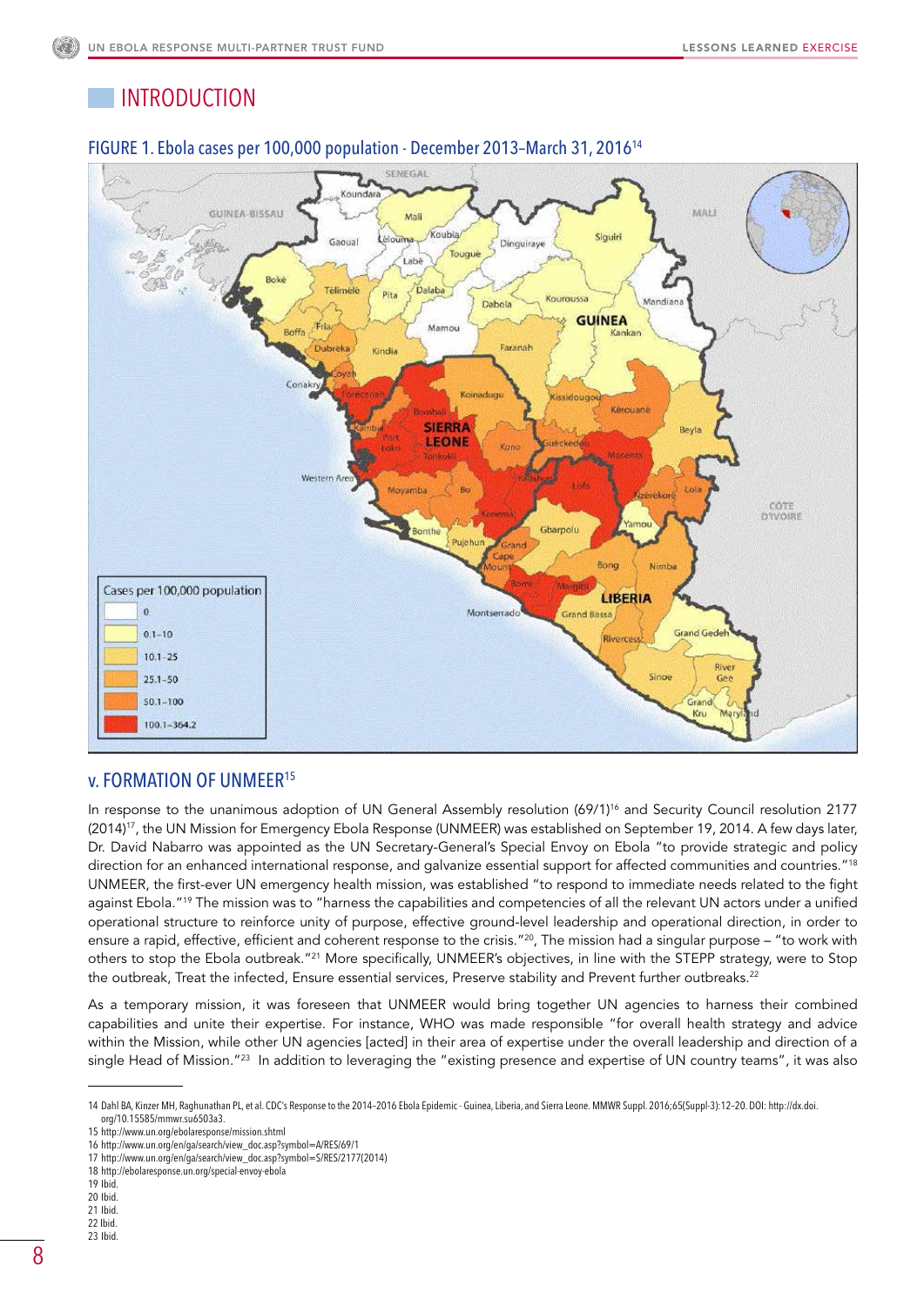## INTRODUCTION

### FIGURE 1. Ebola cases per 100,000 population - December 2013–March 31, 2016[14]

### v. FORMATION OF UNMEER[15]

In response to the unanimous adoption of UN General Assembly resolution (69/1)[16] and Security Council resolution 2177 (2014)[17], the UN Mission for Emergency Ebola Response (UNMEER) was established on September 19, 2014. A few days later, Dr. David Nabarro was appointed as the UN Secretary-General's Special Envoy on Ebola "to provide strategic and policy direction for an enhanced international response, and galvanize essential support for affected communities and countries."[18] UNMEER, the first-ever UN emergency health mission, was established "to respond to immediate needs related to the fight against Ebola."[19] The mission was to "harness the capabilities and competencies of all the relevant UN actors under a unified operational structure to reinforce unity of purpose, effective ground-level leadership and operational direction, in order to ensure a rapid, effective, efficient and coherent response to the crisis."[20], The mission had a singular purpose – "to work with others to stop the Ebola outbreak."[21] More specifically, UNMEER's objectives, in line with the STEPP strategy, were to Stop the outbreak, Treat the infected, Ensure essential services, Preserve stability and Prevent further outbreaks.[22]

As a temporary mission, it was foreseen that UNMEER would bring together UN agencies to harness their combined capabilities and unite their expertise. For instance, WHO was made responsible "for overall health strategy and advice within the Mission, while other UN agencies [acted] in their area of expertise under the overall leadership and direction of a single Head of Mission."[23] In addition to leveraging the "existing presence and expertise of UN country teams", it was also

---

14 Dahl BA, Kinzer MH, Raghunathan PL, et al. CDC's Response to the 2014–2016 Ebola Epidemic - Guinea, Liberia, and Sierra Leone. MMWR Suppl. 2016;65(Suppl-3):12–20. DOI: http://dx.doi.org/10.15585/mmwr.su6503a3.

15 http://www.un.org/ebolaresponse/mission.shtml

16 http://www.un.org/en/ga/search/view_doc.asp?symbol=A/RES/69/1

17 http://www.un.org/en/ga/search/view_doc.asp?symbol=S/RES/2177(2014)

18 http://ebolaresponse.un.org/special-envoy-ebola

19 Ibid.

20 Ibid.

21 Ibid.

22 Ibid.

23 Ibid.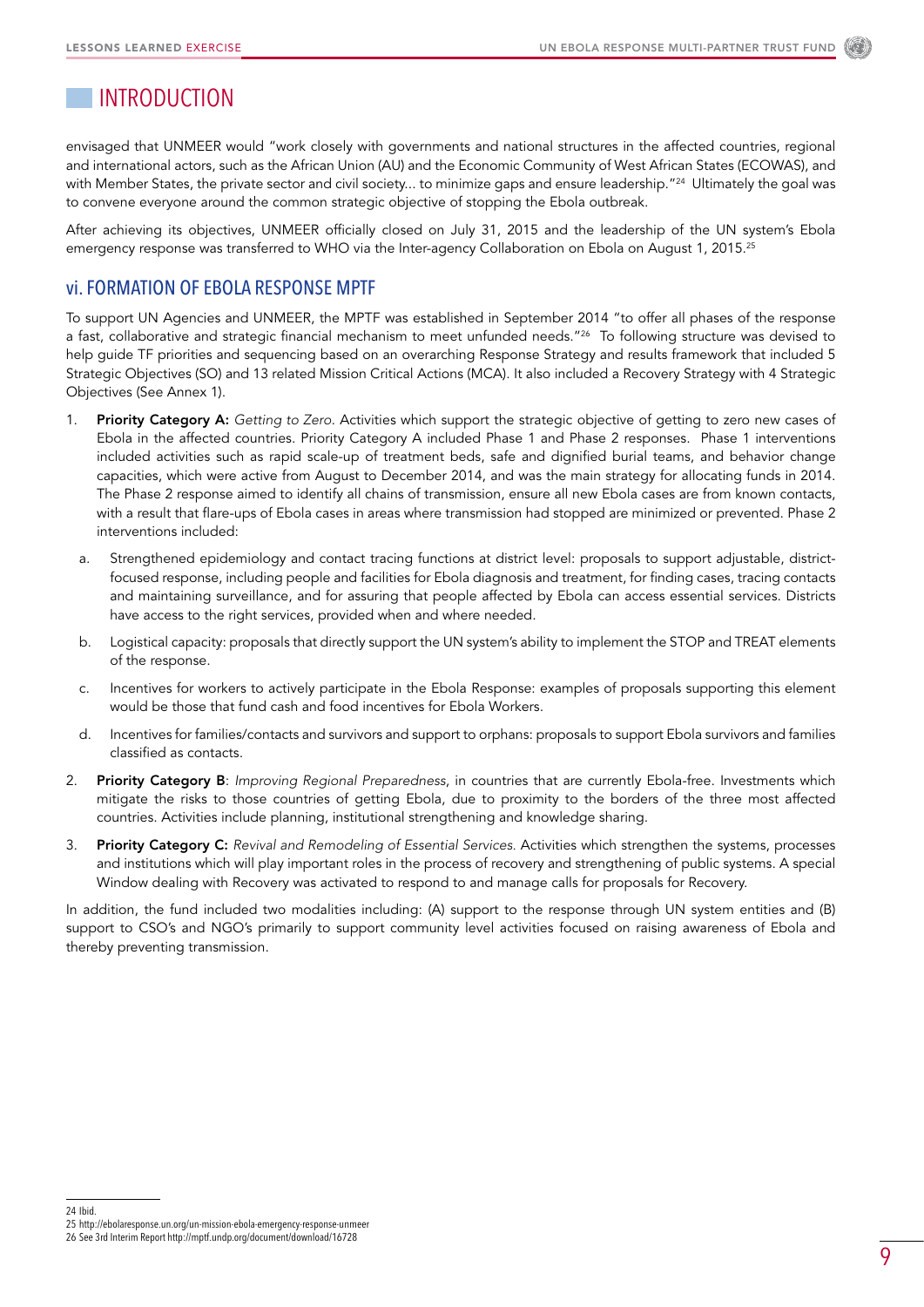# INTRODUCTION

envisaged that UNMEER would "work closely with governments and national structures in the affected countries, regional and international actors, such as the African Union (AU) and the Economic Community of West African States (ECOWAS), and with Member States, the private sector and civil society... to minimize gaps and ensure leadership."[24] Ultimately the goal was to convene everyone around the common strategic objective of stopping the Ebola outbreak.

After achieving its objectives, UNMEER officially closed on July 31, 2015 and the leadership of the UN system's Ebola emergency response was transferred to WHO via the Inter-agency Collaboration on Ebola on August 1, 2015.[25]

## vi. FORMATION OF EBOLA RESPONSE MPTF

To support UN Agencies and UNMEER, the MPTF was established in September 2014 "to offer all phases of the response a fast, collaborative and strategic financial mechanism to meet unfunded needs."[26] To following structure was devised to help guide TF priorities and sequencing based on an overarching Response Strategy and results framework that included 5 Strategic Objectives (SO) and 13 related Mission Critical Actions (MCA). It also included a Recovery Strategy with 4 Strategic Objectives (See Annex 1).

1. **Priority Category A:** *Getting to Zero.* Activities which support the strategic objective of getting to zero new cases of Ebola in the affected countries. Priority Category A included Phase 1 and Phase 2 responses. Phase 1 interventions included activities such as rapid scale-up of treatment beds, safe and dignified burial teams, and behavior change capacities, which were active from August to December 2014, and was the main strategy for allocating funds in 2014. The Phase 2 response aimed to identify all chains of transmission, ensure all new Ebola cases are from known contacts, with a result that flare-ups of Ebola cases in areas where transmission had stopped are minimized or prevented. Phase 2 interventions included:
   a. Strengthened epidemiology and contact tracing functions at district level: proposals to support adjustable, district-focused response, including people and facilities for Ebola diagnosis and treatment, for finding cases, tracing contacts and maintaining surveillance, and for assuring that people affected by Ebola can access essential services. Districts have access to the right services, provided when and where needed.
   b. Logistical capacity: proposals that directly support the UN system's ability to implement the STOP and TREAT elements of the response.
   c. Incentives for workers to actively participate in the Ebola Response: examples of proposals supporting this element would be those that fund cash and food incentives for Ebola Workers.
   d. Incentives for families/contacts and survivors and support to orphans: proposals to support Ebola survivors and families classified as contacts.
2. **Priority Category B**: *Improving Regional Preparedness*, in countries that are currently Ebola-free. Investments which mitigate the risks to those countries of getting Ebola, due to proximity to the borders of the three most affected countries. Activities include planning, institutional strengthening and knowledge sharing.
3. **Priority Category C:** *Revival and Remodeling of Essential Services.* Activities which strengthen the systems, processes and institutions which will play important roles in the process of recovery and strengthening of public systems. A special Window dealing with Recovery was activated to respond to and manage calls for proposals for Recovery.

In addition, the fund included two modalities including: (A) support to the response through UN system entities and (B) support to CSO's and NGO's primarily to support community level activities focused on raising awareness of Ebola and thereby preventing transmission.

---

24 Ibid.

25 http://ebolaresponse.un.org/un-mission-ebola-emergency-response-unmeer

26 See 3rd Interim Report http://mptf.undp.org/document/download/16728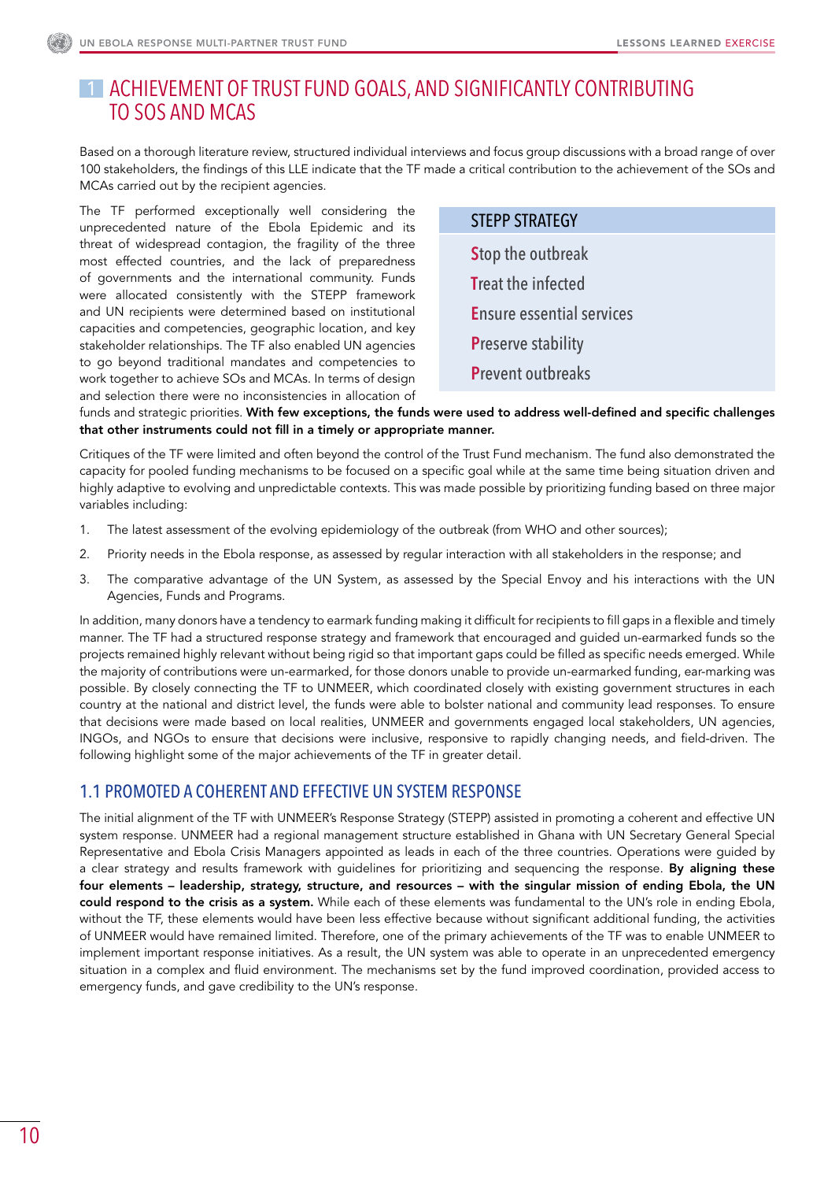# 1 ACHIEVEMENT OF TRUST FUND GOALS, AND SIGNIFICANTLY CONTRIBUTING TO SOS AND MCAS

Based on a thorough literature review, structured individual interviews and focus group discussions with a broad range of over 100 stakeholders, the findings of this LLE indicate that the TF made a critical contribution to the achievement of the SOs and MCAs carried out by the recipient agencies.

> **STEPP STRATEGY**
>
> **S**top the outbreak
>
> **T**reat the infected
>
> **E**nsure essential services
>
> **P**reserve stability
>
> **P**revent outbreaks

The TF performed exceptionally well considering the unprecedented nature of the Ebola Epidemic and its threat of widespread contagion, the fragility of the three most effected countries, and the lack of preparedness of governments and the international community. Funds were allocated consistently with the STEPP framework and UN recipients were determined based on institutional capacities and competencies, geographic location, and key stakeholder relationships. The TF also enabled UN agencies to go beyond traditional mandates and competencies to work together to achieve SOs and MCAs. In terms of design and selection there were no inconsistencies in allocation of funds and strategic priorities. **With few exceptions, the funds were used to address well-defined and specific challenges that other instruments could not fill in a timely or appropriate manner.**

Critiques of the TF were limited and often beyond the control of the Trust Fund mechanism. The fund also demonstrated the capacity for pooled funding mechanisms to be focused on a specific goal while at the same time being situation driven and highly adaptive to evolving and unpredictable contexts. This was made possible by prioritizing funding based on three major variables including:

1. The latest assessment of the evolving epidemiology of the outbreak (from WHO and other sources);
2. Priority needs in the Ebola response, as assessed by regular interaction with all stakeholders in the response; and
3. The comparative advantage of the UN System, as assessed by the Special Envoy and his interactions with the UN Agencies, Funds and Programs.

In addition, many donors have a tendency to earmark funding making it difficult for recipients to fill gaps in a flexible and timely manner. The TF had a structured response strategy and framework that encouraged and guided un-earmarked funds so the projects remained highly relevant without being rigid so that important gaps could be filled as specific needs emerged. While the majority of contributions were un-earmarked, for those donors unable to provide un-earmarked funding, ear-marking was possible. By closely connecting the TF to UNMEER, which coordinated closely with existing government structures in each country at the national and district level, the funds were able to bolster national and community lead responses. To ensure that decisions were made based on local realities, UNMEER and governments engaged local stakeholders, UN agencies, INGOs, and NGOs to ensure that decisions were inclusive, responsive to rapidly changing needs, and field-driven. The following highlight some of the major achievements of the TF in greater detail.

## 1.1 PROMOTED A COHERENT AND EFFECTIVE UN SYSTEM RESPONSE

The initial alignment of the TF with UNMEER's Response Strategy (STEPP) assisted in promoting a coherent and effective UN system response. UNMEER had a regional management structure established in Ghana with UN Secretary General Special Representative and Ebola Crisis Managers appointed as leads in each of the three countries. Operations were guided by a clear strategy and results framework with guidelines for prioritizing and sequencing the response. **By aligning these four elements – leadership, strategy, structure, and resources – with the singular mission of ending Ebola, the UN could respond to the crisis as a system.** While each of these elements was fundamental to the UN's role in ending Ebola, without the TF, these elements would have been less effective because without significant additional funding, the activities of UNMEER would have remained limited. Therefore, one of the primary achievements of the TF was to enable UNMEER to implement important response initiatives. As a result, the UN system was able to operate in an unprecedented emergency situation in a complex and fluid environment. The mechanisms set by the fund improved coordination, provided access to emergency funds, and gave credibility to the UN's response.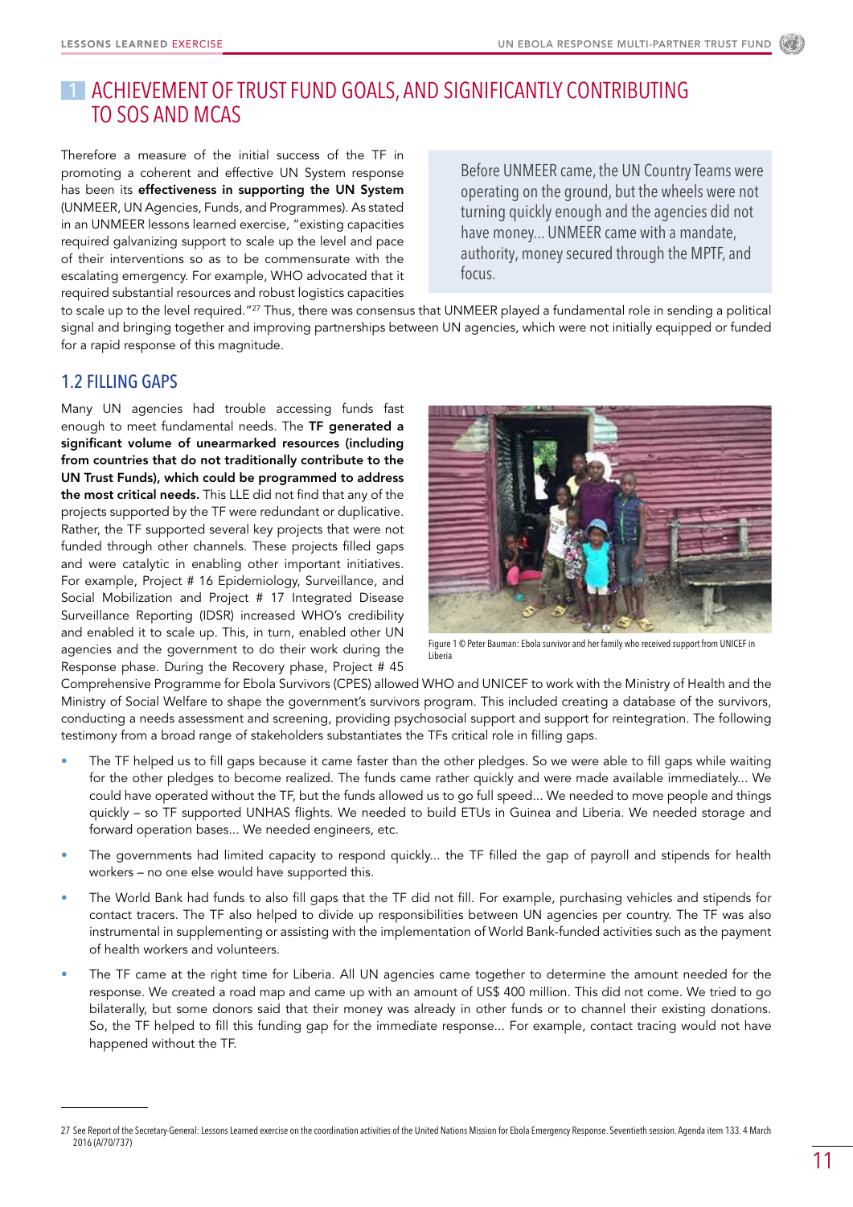# 1 ACHIEVEMENT OF TRUST FUND GOALS, AND SIGNIFICANTLY CONTRIBUTING TO SOS AND MCAS

Therefore a measure of the initial success of the TF in promoting a coherent and effective UN System response has been its **effectiveness in supporting the UN System** (UNMEER, UN Agencies, Funds, and Programmes). As stated in an UNMEER lessons learned exercise, "existing capacities required galvanizing support to scale up the level and pace of their interventions so as to be commensurate with the escalating emergency. For example, WHO advocated that it required substantial resources and robust logistics capacities to scale up to the level required."[27] Thus, there was consensus that UNMEER played a fundamental role in sending a political signal and bringing together and improving partnerships between UN agencies, which were not initially equipped or funded for a rapid response of this magnitude.

> Before UNMEER came, the UN Country Teams were operating on the ground, but the wheels were not turning quickly enough and the agencies did not have money... UNMEER came with a mandate, authority, money secured through the MPTF, and focus.

## 1.2 FILLING GAPS

Many UN agencies had trouble accessing funds fast enough to meet fundamental needs. The **TF generated a significant volume of unearmarked resources (including from countries that do not traditionally contribute to the UN Trust Funds), which could be programmed to address the most critical needs.** This LLE did not find that any of the projects supported by the TF were redundant or duplicative. Rather, the TF supported several key projects that were not funded through other channels. These projects filled gaps and were catalytic in enabling other important initiatives. For example, Project # 16 Epidemiology, Surveillance, and Social Mobilization and Project # 17 Integrated Disease Surveillance Reporting (IDSR) increased WHO's credibility and enabled it to scale up. This, in turn, enabled other UN agencies and the government to do their work during the Response phase. During the Recovery phase, Project # 45 Comprehensive Programme for Ebola Survivors (CPES) allowed WHO and UNICEF to work with the Ministry of Health and the Ministry of Social Welfare to shape the government's survivors program. This included creating a database of the survivors, conducting a needs assessment and screening, providing psychosocial support and support for reintegration. The following testimony from a broad range of stakeholders substantiates the TFs critical role in filling gaps.

Figure 1 © Peter Bauman: Ebola survivor and her family who received support from UNICEF in Liberia

- The TF helped us to fill gaps because it came faster than the other pledges. So we were able to fill gaps while waiting for the other pledges to become realized. The funds came rather quickly and were made available immediately... We could have operated without the TF, but the funds allowed us to go full speed... We needed to move people and things quickly – so TF supported UNHAS flights. We needed to build ETUs in Guinea and Liberia. We needed storage and forward operation bases... We needed engineers, etc.
- The governments had limited capacity to respond quickly... the TF filled the gap of payroll and stipends for health workers – no one else would have supported this.
- The World Bank had funds to also fill gaps that the TF did not fill. For example, purchasing vehicles and stipends for contact tracers. The TF also helped to divide up responsibilities between UN agencies per country. The TF was also instrumental in supplementing or assisting with the implementation of World Bank-funded activities such as the payment of health workers and volunteers.
- The TF came at the right time for Liberia. All UN agencies came together to determine the amount needed for the response. We created a road map and came up with an amount of US$ 400 million. This did not come. We tried to go bilaterally, but some donors said that their money was already in other funds or to channel their existing donations. So, the TF helped to fill this funding gap for the immediate response... For example, contact tracing would not have happened without the TF.

---

27 See Report of the Secretary-General: Lessons Learned exercise on the coordination activities of the United Nations Mission for Ebola Emergency Response. Seventieth session. Agenda item 133. 4 March 2016 (A/70/737)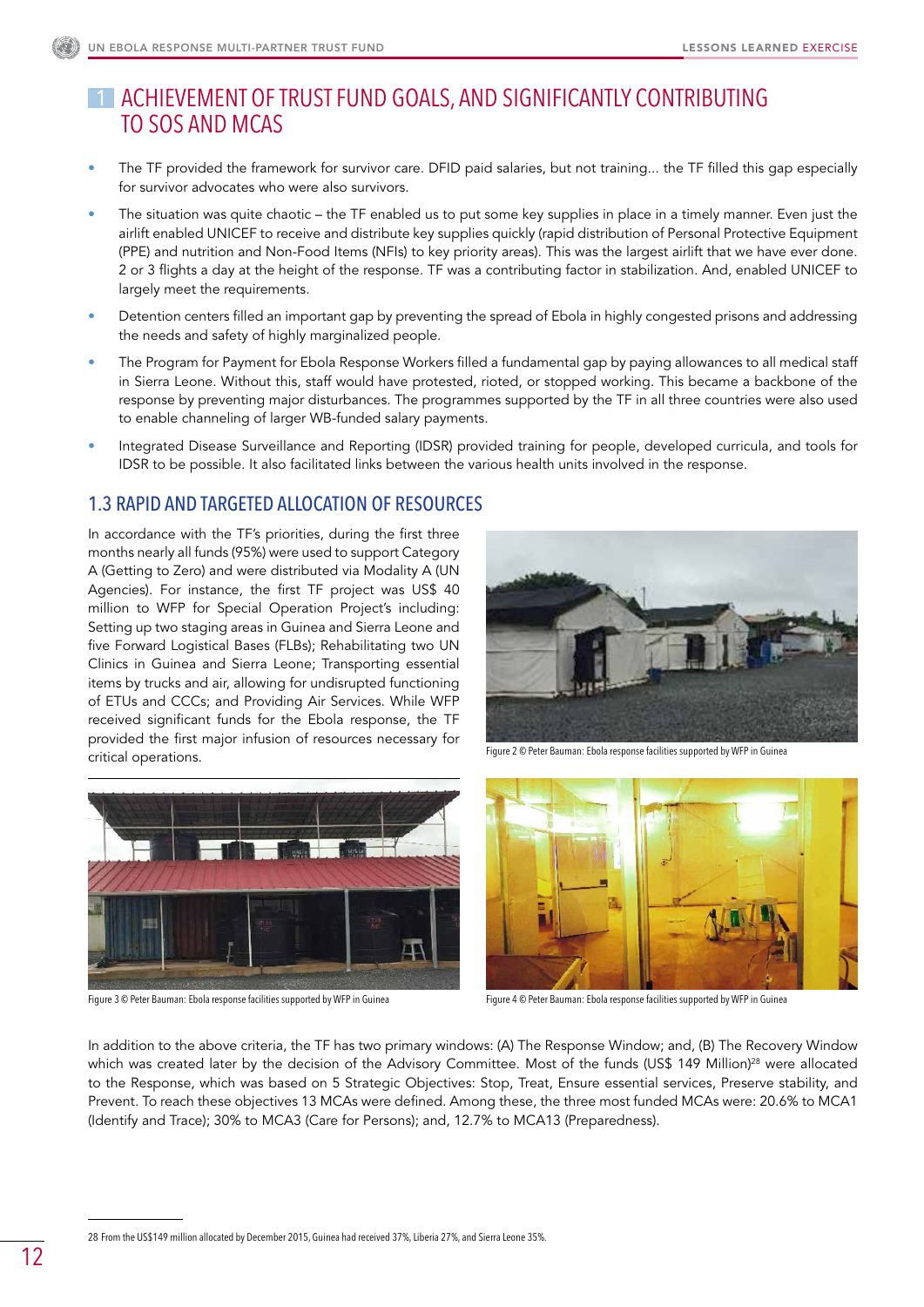# 1 ACHIEVEMENT OF TRUST FUND GOALS, AND SIGNIFICANTLY CONTRIBUTING TO SOS AND MCAS

- The TF provided the framework for survivor care. DFID paid salaries, but not training... the TF filled this gap especially for survivor advocates who were also survivors.
- The situation was quite chaotic – the TF enabled us to put some key supplies in place in a timely manner. Even just the airlift enabled UNICEF to receive and distribute key supplies quickly (rapid distribution of Personal Protective Equipment (PPE) and nutrition and Non-Food Items (NFIs) to key priority areas). This was the largest airlift that we have ever done. 2 or 3 flights a day at the height of the response. TF was a contributing factor in stabilization. And, enabled UNICEF to largely meet the requirements.
- Detention centers filled an important gap by preventing the spread of Ebola in highly congested prisons and addressing the needs and safety of highly marginalized people.
- The Program for Payment for Ebola Response Workers filled a fundamental gap by paying allowances to all medical staff in Sierra Leone. Without this, staff would have protested, rioted, or stopped working. This became a backbone of the response by preventing major disturbances. The programmes supported by the TF in all three countries were also used to enable channeling of larger WB-funded salary payments.
- Integrated Disease Surveillance and Reporting (IDSR) provided training for people, developed curricula, and tools for IDSR to be possible. It also facilitated links between the various health units involved in the response.

## 1.3 RAPID AND TARGETED ALLOCATION OF RESOURCES

In accordance with the TF's priorities, during the first three months nearly all funds (95%) were used to support Category A (Getting to Zero) and were distributed via Modality A (UN Agencies). For instance, the first TF project was US$ 40 million to WFP for Special Operation Project's including: Setting up two staging areas in Guinea and Sierra Leone and five Forward Logistical Bases (FLBs); Rehabilitating two UN Clinics in Guinea and Sierra Leone; Transporting essential items by trucks and air, allowing for undisrupted functioning of ETUs and CCCs; and Providing Air Services. While WFP received significant funds for the Ebola response, the TF provided the first major infusion of resources necessary for critical operations.

Figure 2 © Peter Bauman: Ebola response facilities supported by WFP in Guinea

Figure 3 © Peter Bauman: Ebola response facilities supported by WFP in Guinea

Figure 4 © Peter Bauman: Ebola response facilities supported by WFP in Guinea

In addition to the above criteria, the TF has two primary windows: (A) The Response Window; and, (B) The Recovery Window which was created later by the decision of the Advisory Committee. Most of the funds (US$ 149 Million)[28] were allocated to the Response, which was based on 5 Strategic Objectives: Stop, Treat, Ensure essential services, Preserve stability, and Prevent. To reach these objectives 13 MCAs were defined. Among these, the three most funded MCAs were: 20.6% to MCA1 (Identify and Trace); 30% to MCA3 (Care for Persons); and, 12.7% to MCA13 (Preparedness).

---

28 From the US$149 million allocated by December 2015, Guinea had received 37%, Liberia 27%, and Sierra Leone 35%.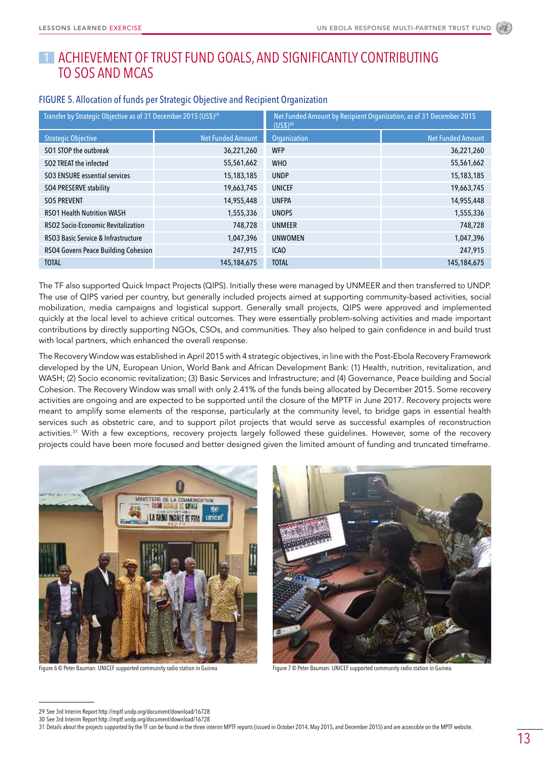# 1 ACHIEVEMENT OF TRUST FUND GOALS, AND SIGNIFICANTLY CONTRIBUTING TO SOS AND MCAS

## FIGURE 5. Allocation of funds per Strategic Objective and Recipient Organization

| Transfer by Strategic Objective as of 31 December 2015 (US$)[29] | | Net Funded Amount by Recipient Organization, as of 31 December 2015 (US$)[30] | |
|---|---|---|---|
| **Strategic Objective** | **Net Funded Amount** | **Organization** | **Net Funded Amount** |
| SO1 STOP the outbreak | 36,221,260 | WFP | 36,221,260 |
| SO2 TREAT the infected | 55,561,662 | WHO | 55,561,662 |
| SO3 ENSURE essential services | 15,183,185 | UNDP | 15,183,185 |
| SO4 PRESERVE stability | 19,663,745 | UNICEF | 19,663,745 |
| SO5 PREVENT | 14,955,448 | UNFPA | 14,955,448 |
| RSO1 Health Nutrition WASH | 1,555,336 | UNOPS | 1,555,336 |
| RSO2 Socio-Economic Revitalization | 748,728 | UNMEER | 748,728 |
| RSO3 Basic Service & Infrastructure | 1,047,396 | UNWOMEN | 1,047,396 |
| RSO4 Govern Peace Building Cohesion | 247,915 | ICAO | 247,915 |
| TOTAL | 145,184,675 | TOTAL | 145,184,675 |

The TF also supported Quick Impact Projects (QIPS). Initially these were managed by UNMEER and then transferred to UNDP. The use of QIPS varied per country, but generally included projects aimed at supporting community-based activities, social mobilization, media campaigns and logistical support. Generally small projects, QIPS were approved and implemented quickly at the local level to achieve critical outcomes. They were essentially problem-solving activities and made important contributions by directly supporting NGOs, CSOs, and communities. They also helped to gain confidence in and build trust with local partners, which enhanced the overall response.

The Recovery Window was established in April 2015 with 4 strategic objectives, in line with the Post-Ebola Recovery Framework developed by the UN, European Union, World Bank and African Development Bank: (1) Health, nutrition, revitalization, and WASH; (2) Socio economic revitalization; (3) Basic Services and Infrastructure; and (4) Governance, Peace building and Social Cohesion. The Recovery Window was small with only 2.41% of the funds being allocated by December 2015. Some recovery activities are ongoing and are expected to be supported until the closure of the MPTF in June 2017. Recovery projects were meant to amplify some elements of the response, particularly at the community level, to bridge gaps in essential health services such as obstetric care, and to support pilot projects that would serve as successful examples of reconstruction activities.[31] With a few exceptions, recovery projects largely followed these guidelines. However, some of the recovery projects could have been more focused and better designed given the limited amount of funding and truncated timeframe.

Figure 6 © Peter Bauman: UNICEF supported community radio station in Guinea

Figure 7 © Peter Bauman: UNICEF supported community radio station in Guinea.

---

29 See 3rd Interim Report http://mptf.undp.org/document/download/16728
30 See 3rd Interim Report http://mptf.undp.org/document/download/16728
31 Details about the projects supported by the TF can be found in the three interim MPTF reports (issued in October 2014, May 2015, and December 2015) and are accessible on the MPTF website.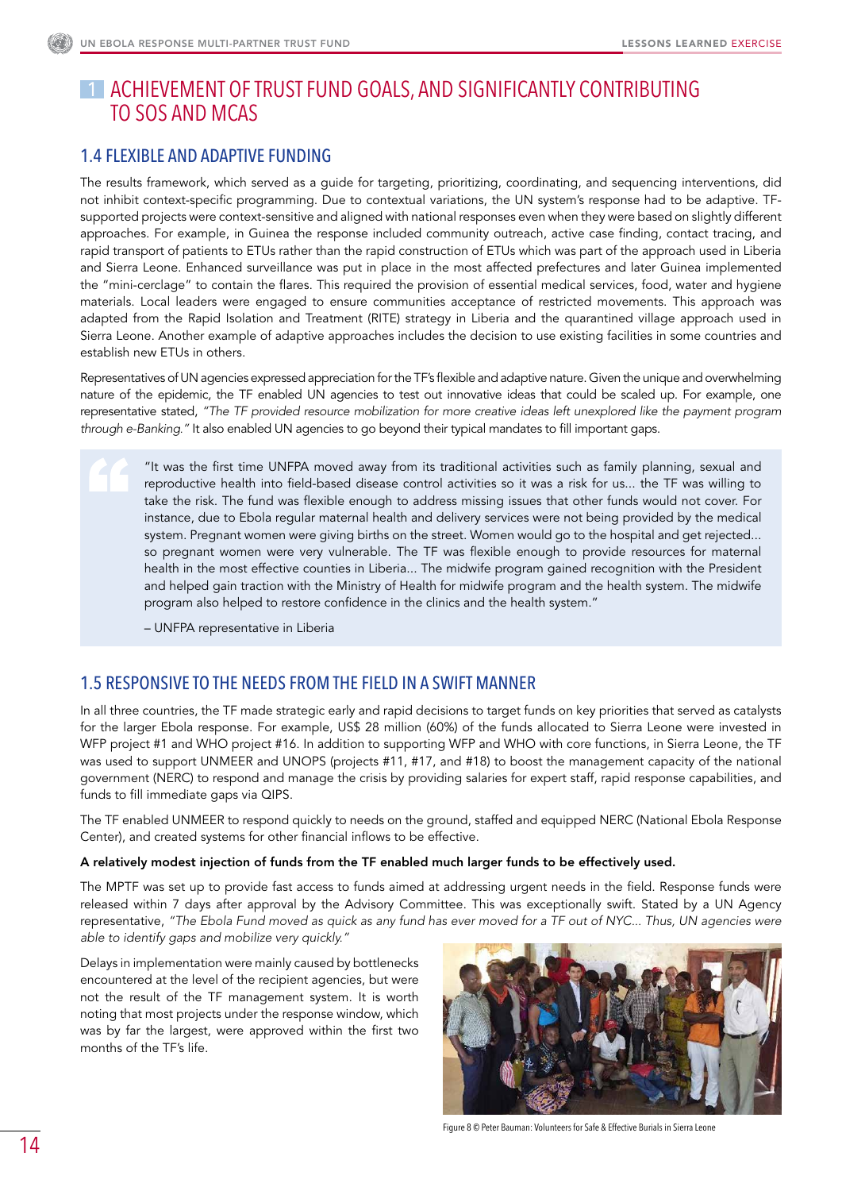# 1 ACHIEVEMENT OF TRUST FUND GOALS, AND SIGNIFICANTLY CONTRIBUTING TO SOS AND MCAS

## 1.4 FLEXIBLE AND ADAPTIVE FUNDING

The results framework, which served as a guide for targeting, prioritizing, coordinating, and sequencing interventions, did not inhibit context-specific programming. Due to contextual variations, the UN system's response had to be adaptive. TF-supported projects were context-sensitive and aligned with national responses even when they were based on slightly different approaches. For example, in Guinea the response included community outreach, active case finding, contact tracing, and rapid transport of patients to ETUs rather than the rapid construction of ETUs which was part of the approach used in Liberia and Sierra Leone. Enhanced surveillance was put in place in the most affected prefectures and later Guinea implemented the "mini-cerclage" to contain the flares. This required the provision of essential medical services, food, water and hygiene materials. Local leaders were engaged to ensure communities acceptance of restricted movements. This approach was adapted from the Rapid Isolation and Treatment (RITE) strategy in Liberia and the quarantined village approach used in Sierra Leone. Another example of adaptive approaches includes the decision to use existing facilities in some countries and establish new ETUs in others.

Representatives of UN agencies expressed appreciation for the TF's flexible and adaptive nature. Given the unique and overwhelming nature of the epidemic, the TF enabled UN agencies to test out innovative ideas that could be scaled up. For example, one representative stated, *"The TF provided resource mobilization for more creative ideas left unexplored like the payment program through e-Banking."* It also enabled UN agencies to go beyond their typical mandates to fill important gaps.

> "It was the first time UNFPA moved away from its traditional activities such as family planning, sexual and reproductive health into field-based disease control activities so it was a risk for us... the TF was willing to take the risk. The fund was flexible enough to address missing issues that other funds would not cover. For instance, due to Ebola regular maternal health and delivery services were not being provided by the medical system. Pregnant women were giving births on the street. Women would go to the hospital and get rejected... so pregnant women were very vulnerable. The TF was flexible enough to provide resources for maternal health in the most effective counties in Liberia... The midwife program gained recognition with the President and helped gain traction with the Ministry of Health for midwife program and the health system. The midwife program also helped to restore confidence in the clinics and the health system."
>
> – UNFPA representative in Liberia

## 1.5 RESPONSIVE TO THE NEEDS FROM THE FIELD IN A SWIFT MANNER

In all three countries, the TF made strategic early and rapid decisions to target funds on key priorities that served as catalysts for the larger Ebola response. For example, US$ 28 million (60%) of the funds allocated to Sierra Leone were invested in WFP project #1 and WHO project #16. In addition to supporting WFP and WHO with core functions, in Sierra Leone, the TF was used to support UNMEER and UNOPS (projects #11, #17, and #18) to boost the management capacity of the national government (NERC) to respond and manage the crisis by providing salaries for expert staff, rapid response capabilities, and funds to fill immediate gaps via QIPS.

The TF enabled UNMEER to respond quickly to needs on the ground, staffed and equipped NERC (National Ebola Response Center), and created systems for other financial inflows to be effective.

**A relatively modest injection of funds from the TF enabled much larger funds to be effectively used.**

The MPTF was set up to provide fast access to funds aimed at addressing urgent needs in the field. Response funds were released within 7 days after approval by the Advisory Committee. This was exceptionally swift. Stated by a UN Agency representative, *"The Ebola Fund moved as quick as any fund has ever moved for a TF out of NYC... Thus, UN agencies were able to identify gaps and mobilize very quickly."*

Delays in implementation were mainly caused by bottlenecks encountered at the level of the recipient agencies, but were not the result of the TF management system. It is worth noting that most projects under the response window, which was by far the largest, were approved within the first two months of the TF's life.

Figure 8 © Peter Bauman: Volunteers for Safe & Effective Burials in Sierra Leone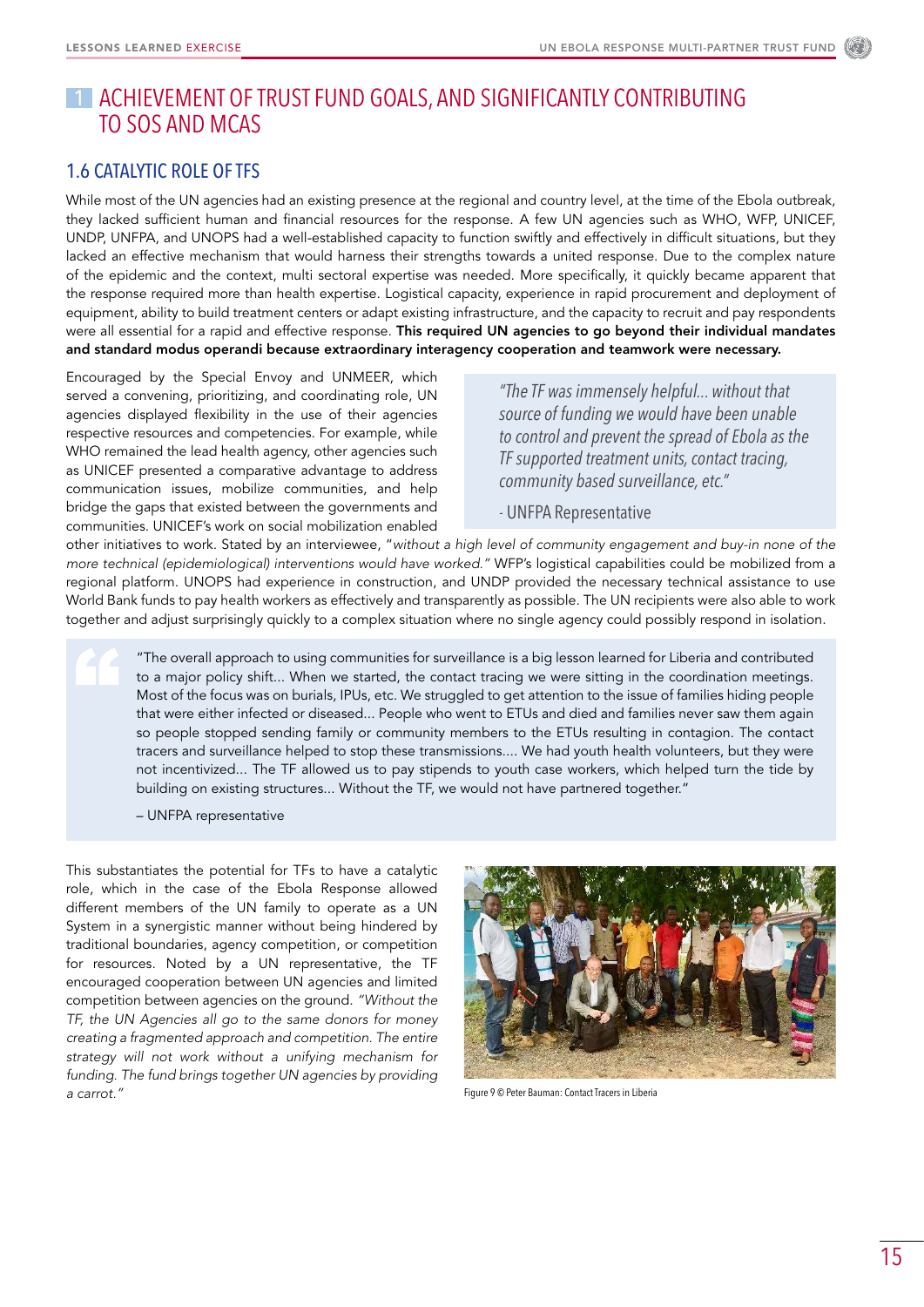# 1 ACHIEVEMENT OF TRUST FUND GOALS, AND SIGNIFICANTLY CONTRIBUTING TO SOS AND MCAS

## 1.6 CATALYTIC ROLE OF TFS

While most of the UN agencies had an existing presence at the regional and country level, at the time of the Ebola outbreak, they lacked sufficient human and financial resources for the response. A few UN agencies such as WHO, WFP, UNICEF, UNDP, UNFPA, and UNOPS had a well-established capacity to function swiftly and effectively in difficult situations, but they lacked an effective mechanism that would harness their strengths towards a united response. Due to the complex nature of the epidemic and the context, multi sectoral expertise was needed. More specifically, it quickly became apparent that the response required more than health expertise. Logistical capacity, experience in rapid procurement and deployment of equipment, ability to build treatment centers or adapt existing infrastructure, and the capacity to recruit and pay respondents were all essential for a rapid and effective response. **This required UN agencies to go beyond their individual mandates and standard modus operandi because extraordinary interagency cooperation and teamwork were necessary.**

Encouraged by the Special Envoy and UNMEER, which served a convening, prioritizing, and coordinating role, UN agencies displayed flexibility in the use of their agencies respective resources and competencies. For example, while WHO remained the lead health agency, other agencies such as UNICEF presented a comparative advantage to address communication issues, mobilize communities, and help bridge the gaps that existed between the governments and communities. UNICEF's work on social mobilization enabled other initiatives to work. Stated by an interviewee, "*without a high level of community engagement and buy-in none of the more technical (epidemiological) interventions would have worked.*" WFP's logistical capabilities could be mobilized from a regional platform. UNOPS had experience in construction, and UNDP provided the necessary technical assistance to use World Bank funds to pay health workers as effectively and transparently as possible. The UN recipients were also able to work together and adjust surprisingly quickly to a complex situation where no single agency could possibly respond in isolation.

> *"The TF was immensely helpful... without that source of funding we would have been unable to control and prevent the spread of Ebola as the TF supported treatment units, contact tracing, community based surveillance, etc."*
>
> - UNFPA Representative

> "The overall approach to using communities for surveillance is a big lesson learned for Liberia and contributed to a major policy shift... When we started, the contact tracing we were sitting in the coordination meetings. Most of the focus was on burials, IPUs, etc. We struggled to get attention to the issue of families hiding people that were either infected or diseased... People who went to ETUs and died and families never saw them again so people stopped sending family or community members to the ETUs resulting in contagion. The contact tracers and surveillance helped to stop these transmissions.... We had youth health volunteers, but they were not incentivized... The TF allowed us to pay stipends to youth case workers, which helped turn the tide by building on existing structures... Without the TF, we would not have partnered together."
>
> – UNFPA representative

This substantiates the potential for TFs to have a catalytic role, which in the case of the Ebola Response allowed different members of the UN family to operate as a UN System in a synergistic manner without being hindered by traditional boundaries, agency competition, or competition for resources. Noted by a UN representative, the TF encouraged cooperation between UN agencies and limited competition between agencies on the ground. *"Without the TF, the UN Agencies all go to the same donors for money creating a fragmented approach and competition. The entire strategy will not work without a unifying mechanism for funding. The fund brings together UN agencies by providing a carrot."*

Figure 9 © Peter Bauman: Contact Tracers in Liberia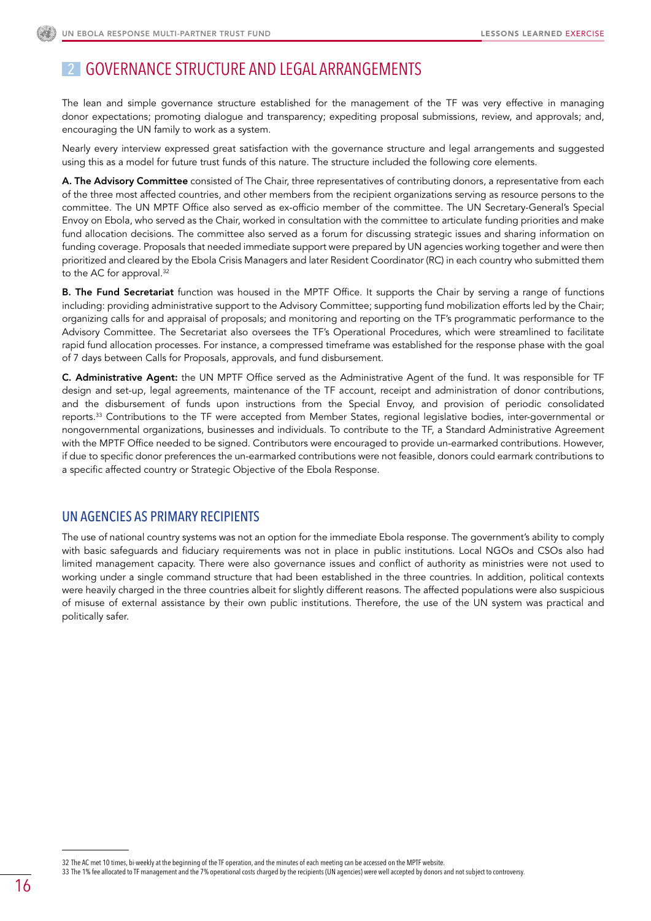## 2 GOVERNANCE STRUCTURE AND LEGAL ARRANGEMENTS

The lean and simple governance structure established for the management of the TF was very effective in managing donor expectations; promoting dialogue and transparency; expediting proposal submissions, review, and approvals; and, encouraging the UN family to work as a system.

Nearly every interview expressed great satisfaction with the governance structure and legal arrangements and suggested using this as a model for future trust funds of this nature. The structure included the following core elements.

**A. The Advisory Committee** consisted of The Chair, three representatives of contributing donors, a representative from each of the three most affected countries, and other members from the recipient organizations serving as resource persons to the committee. The UN MPTF Office also served as ex-officio member of the committee. The UN Secretary-General's Special Envoy on Ebola, who served as the Chair, worked in consultation with the committee to articulate funding priorities and make fund allocation decisions. The committee also served as a forum for discussing strategic issues and sharing information on funding coverage. Proposals that needed immediate support were prepared by UN agencies working together and were then prioritized and cleared by the Ebola Crisis Managers and later Resident Coordinator (RC) in each country who submitted them to the AC for approval.[32]

**B. The Fund Secretariat** function was housed in the MPTF Office. It supports the Chair by serving a range of functions including: providing administrative support to the Advisory Committee; supporting fund mobilization efforts led by the Chair; organizing calls for and appraisal of proposals; and monitoring and reporting on the TF's programmatic performance to the Advisory Committee. The Secretariat also oversees the TF's Operational Procedures, which were streamlined to facilitate rapid fund allocation processes. For instance, a compressed timeframe was established for the response phase with the goal of 7 days between Calls for Proposals, approvals, and fund disbursement.

**C. Administrative Agent:** the UN MPTF Office served as the Administrative Agent of the fund. It was responsible for TF design and set-up, legal agreements, maintenance of the TF account, receipt and administration of donor contributions, and the disbursement of funds upon instructions from the Special Envoy, and provision of periodic consolidated reports.[33] Contributions to the TF were accepted from Member States, regional legislative bodies, inter-governmental or nongovernmental organizations, businesses and individuals. To contribute to the TF, a Standard Administrative Agreement with the MPTF Office needed to be signed. Contributors were encouraged to provide un-earmarked contributions. However, if due to specific donor preferences the un-earmarked contributions were not feasible, donors could earmark contributions to a specific affected country or Strategic Objective of the Ebola Response.

### UN AGENCIES AS PRIMARY RECIPIENTS

The use of national country systems was not an option for the immediate Ebola response. The government's ability to comply with basic safeguards and fiduciary requirements was not in place in public institutions. Local NGOs and CSOs also had limited management capacity. There were also governance issues and conflict of authority as ministries were not used to working under a single command structure that had been established in the three countries. In addition, political contexts were heavily charged in the three countries albeit for slightly different reasons. The affected populations were also suspicious of misuse of external assistance by their own public institutions. Therefore, the use of the UN system was practical and politically safer.

---

32 The AC met 10 times, bi-weekly at the beginning of the TF operation, and the minutes of each meeting can be accessed on the MPTF website.

33 The 1% fee allocated to TF management and the 7% operational costs charged by the recipients (UN agencies) were well accepted by donors and not subject to controversy.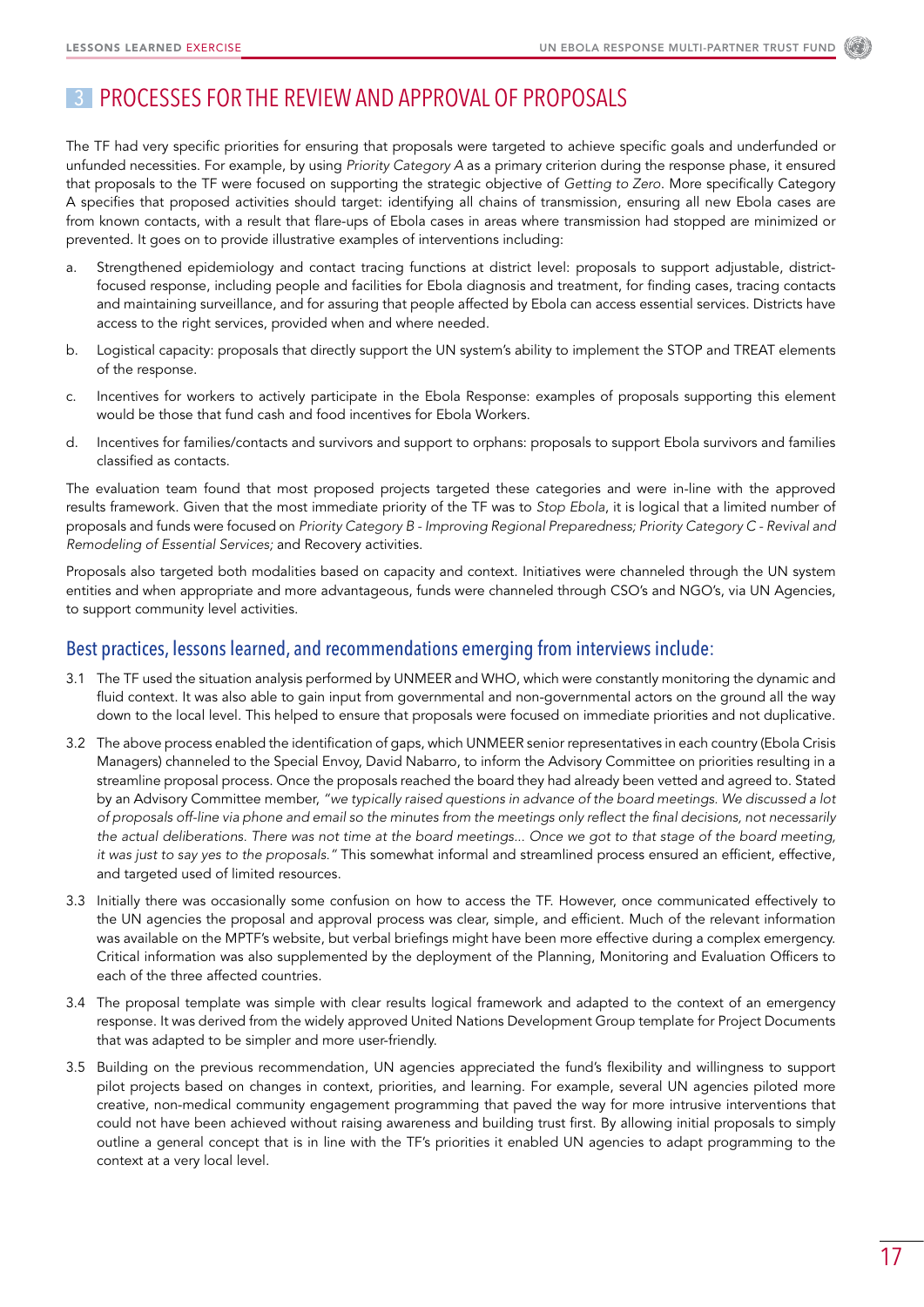# 3 PROCESSES FOR THE REVIEW AND APPROVAL OF PROPOSALS

The TF had very specific priorities for ensuring that proposals were targeted to achieve specific goals and underfunded or unfunded necessities. For example, by using *Priority Category A* as a primary criterion during the response phase, it ensured that proposals to the TF were focused on supporting the strategic objective of *Getting to Zero*. More specifically Category A specifies that proposed activities should target: identifying all chains of transmission, ensuring all new Ebola cases are from known contacts, with a result that flare-ups of Ebola cases in areas where transmission had stopped are minimized or prevented. It goes on to provide illustrative examples of interventions including:

a. Strengthened epidemiology and contact tracing functions at district level: proposals to support adjustable, district-focused response, including people and facilities for Ebola diagnosis and treatment, for finding cases, tracing contacts and maintaining surveillance, and for assuring that people affected by Ebola can access essential services. Districts have access to the right services, provided when and where needed.

b. Logistical capacity: proposals that directly support the UN system's ability to implement the STOP and TREAT elements of the response.

c. Incentives for workers to actively participate in the Ebola Response: examples of proposals supporting this element would be those that fund cash and food incentives for Ebola Workers.

d. Incentives for families/contacts and survivors and support to orphans: proposals to support Ebola survivors and families classified as contacts.

The evaluation team found that most proposed projects targeted these categories and were in-line with the approved results framework. Given that the most immediate priority of the TF was to *Stop Ebola*, it is logical that a limited number of proposals and funds were focused on *Priority Category B - Improving Regional Preparedness; Priority Category C - Revival and Remodeling of Essential Services;* and Recovery activities.

Proposals also targeted both modalities based on capacity and context. Initiatives were channeled through the UN system entities and when appropriate and more advantageous, funds were channeled through CSO's and NGO's, via UN Agencies, to support community level activities.

## Best practices, lessons learned, and recommendations emerging from interviews include:

3.1 The TF used the situation analysis performed by UNMEER and WHO, which were constantly monitoring the dynamic and fluid context. It was also able to gain input from governmental and non-governmental actors on the ground all the way down to the local level. This helped to ensure that proposals were focused on immediate priorities and not duplicative.

3.2 The above process enabled the identification of gaps, which UNMEER senior representatives in each country (Ebola Crisis Managers) channeled to the Special Envoy, David Nabarro, to inform the Advisory Committee on priorities resulting in a streamline proposal process. Once the proposals reached the board they had already been vetted and agreed to. Stated by an Advisory Committee member, *"we typically raised questions in advance of the board meetings. We discussed a lot of proposals off-line via phone and email so the minutes from the meetings only reflect the final decisions, not necessarily the actual deliberations. There was not time at the board meetings... Once we got to that stage of the board meeting, it was just to say yes to the proposals."* This somewhat informal and streamlined process ensured an efficient, effective, and targeted used of limited resources.

3.3 Initially there was occasionally some confusion on how to access the TF. However, once communicated effectively to the UN agencies the proposal and approval process was clear, simple, and efficient. Much of the relevant information was available on the MPTF's website, but verbal briefings might have been more effective during a complex emergency. Critical information was also supplemented by the deployment of the Planning, Monitoring and Evaluation Officers to each of the three affected countries.

3.4 The proposal template was simple with clear results logical framework and adapted to the context of an emergency response. It was derived from the widely approved United Nations Development Group template for Project Documents that was adapted to be simpler and more user-friendly.

3.5 Building on the previous recommendation, UN agencies appreciated the fund's flexibility and willingness to support pilot projects based on changes in context, priorities, and learning. For example, several UN agencies piloted more creative, non-medical community engagement programming that paved the way for more intrusive interventions that could not have been achieved without raising awareness and building trust first. By allowing initial proposals to simply outline a general concept that is in line with the TF's priorities it enabled UN agencies to adapt programming to the context at a very local level.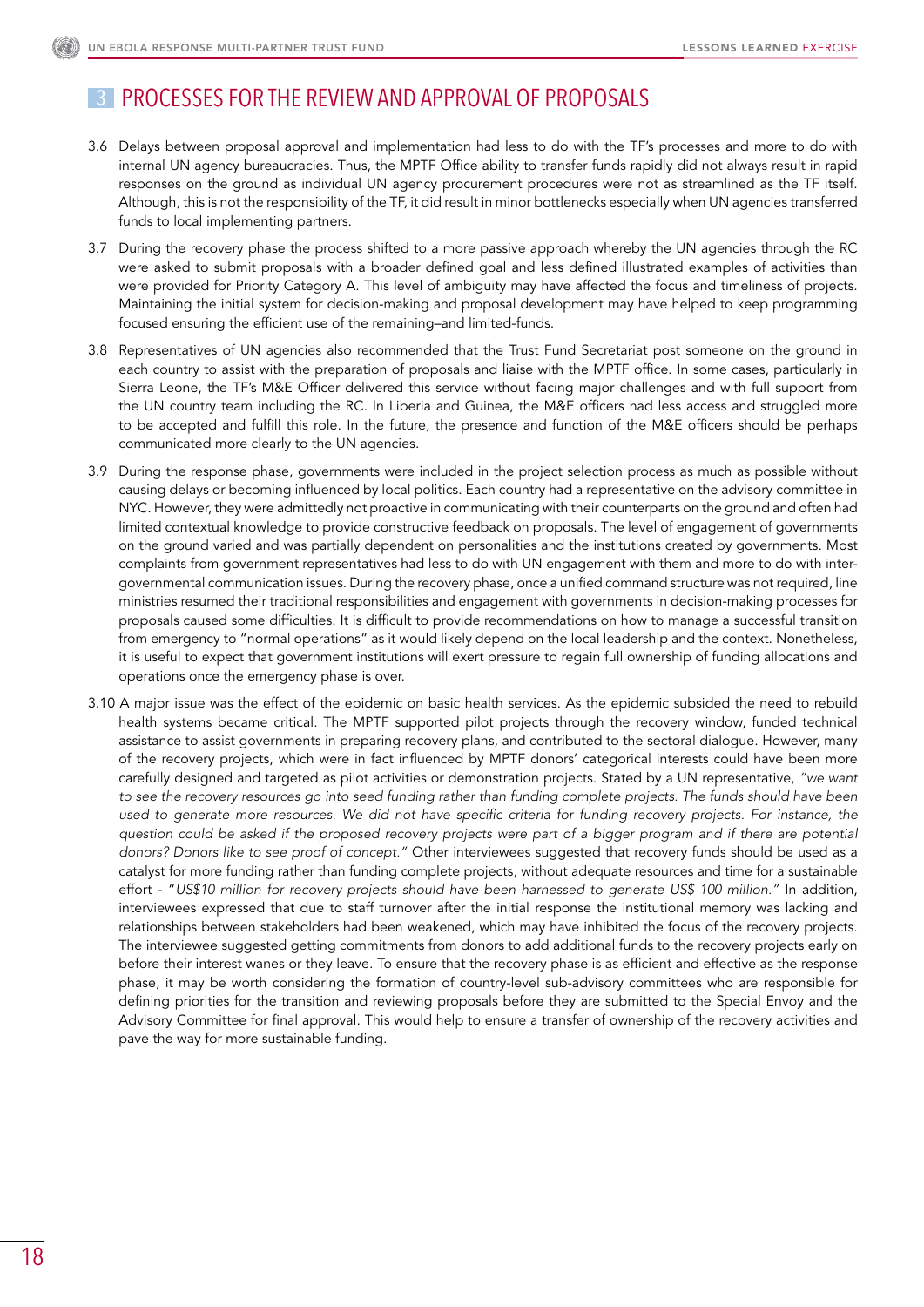## 3 PROCESSES FOR THE REVIEW AND APPROVAL OF PROPOSALS

3.6 Delays between proposal approval and implementation had less to do with the TF's processes and more to do with internal UN agency bureaucracies. Thus, the MPTF Office ability to transfer funds rapidly did not always result in rapid responses on the ground as individual UN agency procurement procedures were not as streamlined as the TF itself. Although, this is not the responsibility of the TF, it did result in minor bottlenecks especially when UN agencies transferred funds to local implementing partners.

3.7 During the recovery phase the process shifted to a more passive approach whereby the UN agencies through the RC were asked to submit proposals with a broader defined goal and less defined illustrated examples of activities than were provided for Priority Category A. This level of ambiguity may have affected the focus and timeliness of projects. Maintaining the initial system for decision-making and proposal development may have helped to keep programming focused ensuring the efficient use of the remaining–and limited-funds.

3.8 Representatives of UN agencies also recommended that the Trust Fund Secretariat post someone on the ground in each country to assist with the preparation of proposals and liaise with the MPTF office. In some cases, particularly in Sierra Leone, the TF's M&E Officer delivered this service without facing major challenges and with full support from the UN country team including the RC. In Liberia and Guinea, the M&E officers had less access and struggled more to be accepted and fulfill this role. In the future, the presence and function of the M&E officers should be perhaps communicated more clearly to the UN agencies.

3.9 During the response phase, governments were included in the project selection process as much as possible without causing delays or becoming influenced by local politics. Each country had a representative on the advisory committee in NYC. However, they were admittedly not proactive in communicating with their counterparts on the ground and often had limited contextual knowledge to provide constructive feedback on proposals. The level of engagement of governments on the ground varied and was partially dependent on personalities and the institutions created by governments. Most complaints from government representatives had less to do with UN engagement with them and more to do with inter-governmental communication issues. During the recovery phase, once a unified command structure was not required, line ministries resumed their traditional responsibilities and engagement with governments in decision-making processes for proposals caused some difficulties. It is difficult to provide recommendations on how to manage a successful transition from emergency to "normal operations" as it would likely depend on the local leadership and the context. Nonetheless, it is useful to expect that government institutions will exert pressure to regain full ownership of funding allocations and operations once the emergency phase is over.

3.10 A major issue was the effect of the epidemic on basic health services. As the epidemic subsided the need to rebuild health systems became critical. The MPTF supported pilot projects through the recovery window, funded technical assistance to assist governments in preparing recovery plans, and contributed to the sectoral dialogue. However, many of the recovery projects, which were in fact influenced by MPTF donors' categorical interests could have been more carefully designed and targeted as pilot activities or demonstration projects. Stated by a UN representative, *"we want to see the recovery resources go into seed funding rather than funding complete projects. The funds should have been used to generate more resources. We did not have specific criteria for funding recovery projects. For instance, the question could be asked if the proposed recovery projects were part of a bigger program and if there are potential donors? Donors like to see proof of concept."* Other interviewees suggested that recovery funds should be used as a catalyst for more funding rather than funding complete projects, without adequate resources and time for a sustainable effort - "*US$10 million for recovery projects should have been harnessed to generate US$ 100 million.*" In addition, interviewees expressed that due to staff turnover after the initial response the institutional memory was lacking and relationships between stakeholders had been weakened, which may have inhibited the focus of the recovery projects. The interviewee suggested getting commitments from donors to add additional funds to the recovery projects early on before their interest wanes or they leave. To ensure that the recovery phase is as efficient and effective as the response phase, it may be worth considering the formation of country-level sub-advisory committees who are responsible for defining priorities for the transition and reviewing proposals before they are submitted to the Special Envoy and the Advisory Committee for final approval. This would help to ensure a transfer of ownership of the recovery activities and pave the way for more sustainable funding.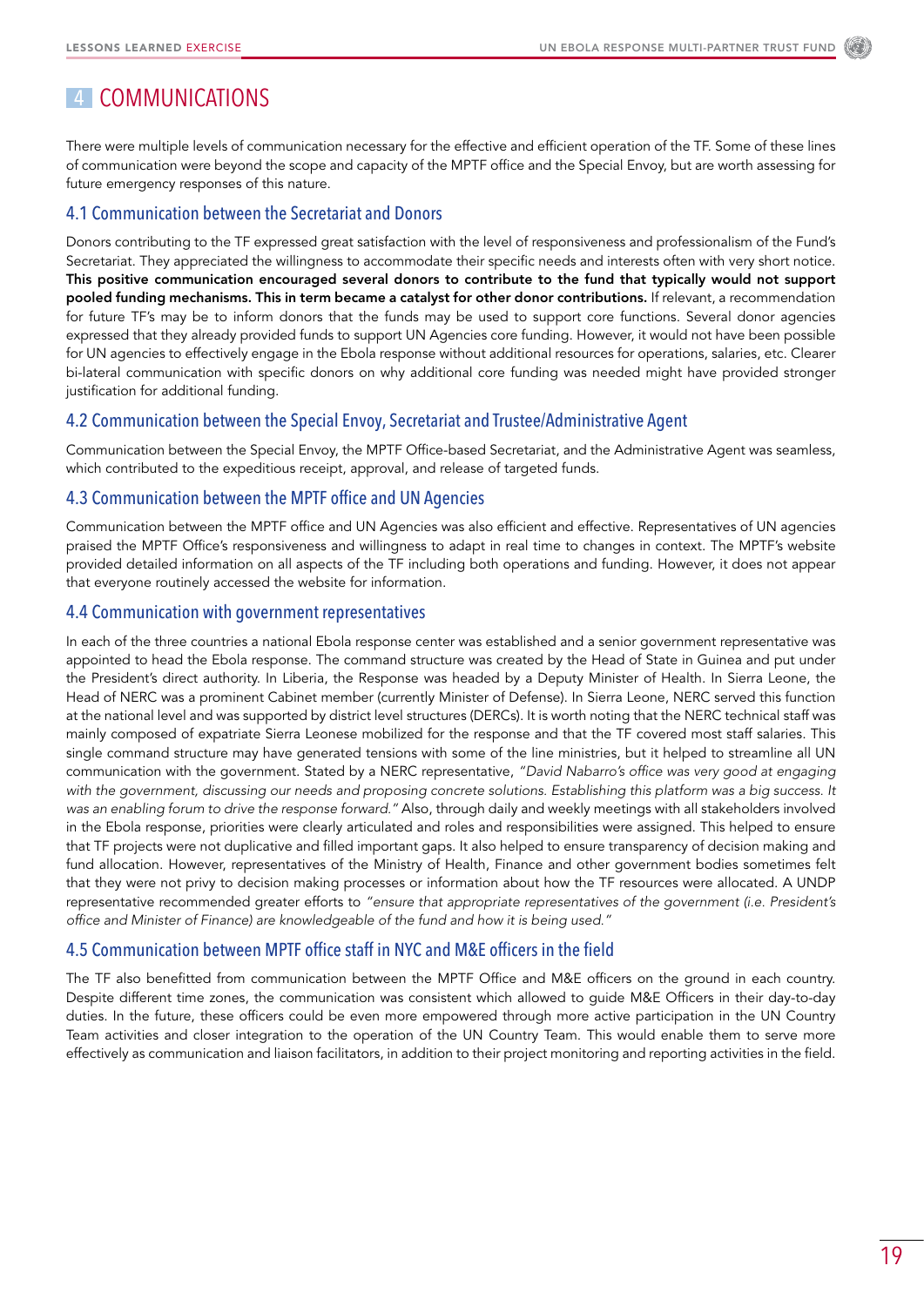# 4 COMMUNICATIONS

There were multiple levels of communication necessary for the effective and efficient operation of the TF. Some of these lines of communication were beyond the scope and capacity of the MPTF office and the Special Envoy, but are worth assessing for future emergency responses of this nature.

## 4.1 Communication between the Secretariat and Donors

Donors contributing to the TF expressed great satisfaction with the level of responsiveness and professionalism of the Fund's Secretariat. They appreciated the willingness to accommodate their specific needs and interests often with very short notice. **This positive communication encouraged several donors to contribute to the fund that typically would not support pooled funding mechanisms. This in term became a catalyst for other donor contributions.** If relevant, a recommendation for future TF's may be to inform donors that the funds may be used to support core functions. Several donor agencies expressed that they already provided funds to support UN Agencies core funding. However, it would not have been possible for UN agencies to effectively engage in the Ebola response without additional resources for operations, salaries, etc. Clearer bi-lateral communication with specific donors on why additional core funding was needed might have provided stronger justification for additional funding.

## 4.2 Communication between the Special Envoy, Secretariat and Trustee/Administrative Agent

Communication between the Special Envoy, the MPTF Office-based Secretariat, and the Administrative Agent was seamless, which contributed to the expeditious receipt, approval, and release of targeted funds.

## 4.3 Communication between the MPTF office and UN Agencies

Communication between the MPTF office and UN Agencies was also efficient and effective. Representatives of UN agencies praised the MPTF Office's responsiveness and willingness to adapt in real time to changes in context. The MPTF's website provided detailed information on all aspects of the TF including both operations and funding. However, it does not appear that everyone routinely accessed the website for information.

## 4.4 Communication with government representatives

In each of the three countries a national Ebola response center was established and a senior government representative was appointed to head the Ebola response. The command structure was created by the Head of State in Guinea and put under the President's direct authority. In Liberia, the Response was headed by a Deputy Minister of Health. In Sierra Leone, the Head of NERC was a prominent Cabinet member (currently Minister of Defense). In Sierra Leone, NERC served this function at the national level and was supported by district level structures (DERCs). It is worth noting that the NERC technical staff was mainly composed of expatriate Sierra Leonese mobilized for the response and that the TF covered most staff salaries. This single command structure may have generated tensions with some of the line ministries, but it helped to streamline all UN communication with the government. Stated by a NERC representative, *"David Nabarro's office was very good at engaging with the government, discussing our needs and proposing concrete solutions. Establishing this platform was a big success. It was an enabling forum to drive the response forward."* Also, through daily and weekly meetings with all stakeholders involved in the Ebola response, priorities were clearly articulated and roles and responsibilities were assigned. This helped to ensure that TF projects were not duplicative and filled important gaps. It also helped to ensure transparency of decision making and fund allocation. However, representatives of the Ministry of Health, Finance and other government bodies sometimes felt that they were not privy to decision making processes or information about how the TF resources were allocated. A UNDP representative recommended greater efforts to *"ensure that appropriate representatives of the government (i.e. President's office and Minister of Finance) are knowledgeable of the fund and how it is being used."*

## 4.5 Communication between MPTF office staff in NYC and M&E officers in the field

The TF also benefitted from communication between the MPTF Office and M&E officers on the ground in each country. Despite different time zones, the communication was consistent which allowed to guide M&E Officers in their day-to-day duties. In the future, these officers could be even more empowered through more active participation in the UN Country Team activities and closer integration to the operation of the UN Country Team. This would enable them to serve more effectively as communication and liaison facilitators, in addition to their project monitoring and reporting activities in the field.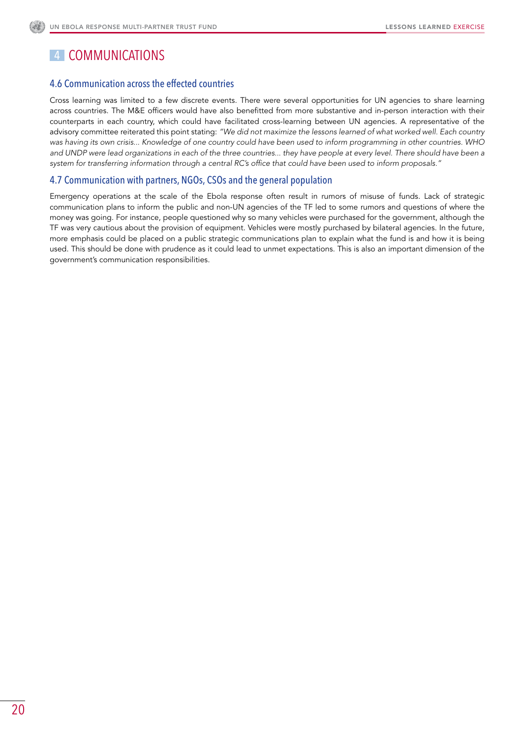# 4 COMMUNICATIONS

## 4.6 Communication across the effected countries

Cross learning was limited to a few discrete events. There were several opportunities for UN agencies to share learning across countries. The M&E officers would have also benefitted from more substantive and in-person interaction with their counterparts in each country, which could have facilitated cross-learning between UN agencies. A representative of the advisory committee reiterated this point stating: *"We did not maximize the lessons learned of what worked well. Each country was having its own crisis... Knowledge of one country could have been used to inform programming in other countries. WHO and UNDP were lead organizations in each of the three countries... they have people at every level. There should have been a system for transferring information through a central RC's office that could have been used to inform proposals."*

## 4.7 Communication with partners, NGOs, CSOs and the general population

Emergency operations at the scale of the Ebola response often result in rumors of misuse of funds. Lack of strategic communication plans to inform the public and non-UN agencies of the TF led to some rumors and questions of where the money was going. For instance, people questioned why so many vehicles were purchased for the government, although the TF was very cautious about the provision of equipment. Vehicles were mostly purchased by bilateral agencies. In the future, more emphasis could be placed on a public strategic communications plan to explain what the fund is and how it is being used. This should be done with prudence as it could lead to unmet expectations. This is also an important dimension of the government's communication responsibilities.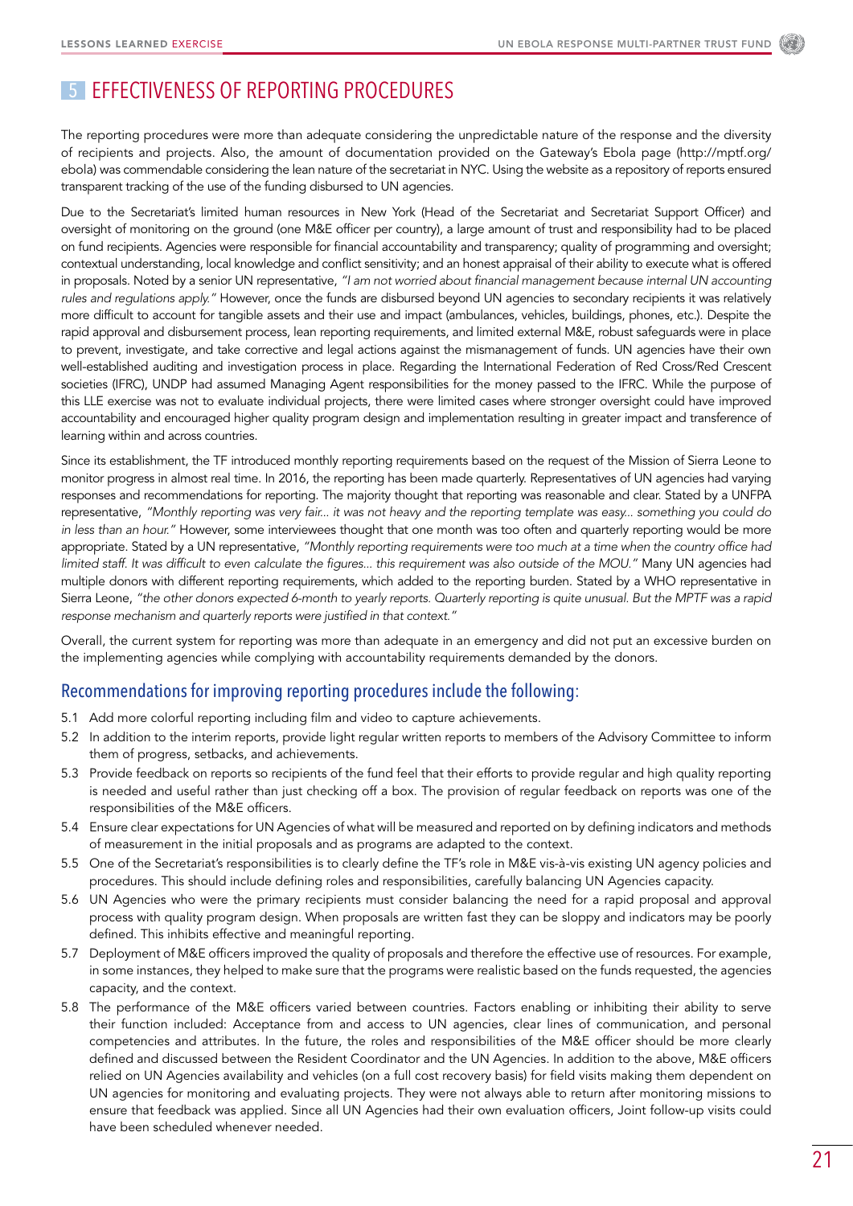## 5 EFFECTIVENESS OF REPORTING PROCEDURES

The reporting procedures were more than adequate considering the unpredictable nature of the response and the diversity of recipients and projects. Also, the amount of documentation provided on the Gateway's Ebola page (http://mptf.org/ebola) was commendable considering the lean nature of the secretariat in NYC. Using the website as a repository of reports ensured transparent tracking of the use of the funding disbursed to UN agencies.

Due to the Secretariat's limited human resources in New York (Head of the Secretariat and Secretariat Support Officer) and oversight of monitoring on the ground (one M&E officer per country), a large amount of trust and responsibility had to be placed on fund recipients. Agencies were responsible for financial accountability and transparency; quality of programming and oversight; contextual understanding, local knowledge and conflict sensitivity; and an honest appraisal of their ability to execute what is offered in proposals. Noted by a senior UN representative, *"I am not worried about financial management because internal UN accounting rules and regulations apply."* However, once the funds are disbursed beyond UN agencies to secondary recipients it was relatively more difficult to account for tangible assets and their use and impact (ambulances, vehicles, buildings, phones, etc.). Despite the rapid approval and disbursement process, lean reporting requirements, and limited external M&E, robust safeguards were in place to prevent, investigate, and take corrective and legal actions against the mismanagement of funds. UN agencies have their own well-established auditing and investigation process in place. Regarding the International Federation of Red Cross/Red Crescent societies (IFRC), UNDP had assumed Managing Agent responsibilities for the money passed to the IFRC. While the purpose of this LLE exercise was not to evaluate individual projects, there were limited cases where stronger oversight could have improved accountability and encouraged higher quality program design and implementation resulting in greater impact and transference of learning within and across countries.

Since its establishment, the TF introduced monthly reporting requirements based on the request of the Mission of Sierra Leone to monitor progress in almost real time. In 2016, the reporting has been made quarterly. Representatives of UN agencies had varying responses and recommendations for reporting. The majority thought that reporting was reasonable and clear. Stated by a UNFPA representative, *"Monthly reporting was very fair... it was not heavy and the reporting template was easy... something you could do in less than an hour."* However, some interviewees thought that one month was too often and quarterly reporting would be more appropriate. Stated by a UN representative, *"Monthly reporting requirements were too much at a time when the country office had limited staff. It was difficult to even calculate the figures... this requirement was also outside of the MOU."* Many UN agencies had multiple donors with different reporting requirements, which added to the reporting burden. Stated by a WHO representative in Sierra Leone, *"the other donors expected 6-month to yearly reports. Quarterly reporting is quite unusual. But the MPTF was a rapid response mechanism and quarterly reports were justified in that context."*

Overall, the current system for reporting was more than adequate in an emergency and did not put an excessive burden on the implementing agencies while complying with accountability requirements demanded by the donors.

### Recommendations for improving reporting procedures include the following:

5.1 Add more colorful reporting including film and video to capture achievements.

5.2 In addition to the interim reports, provide light regular written reports to members of the Advisory Committee to inform them of progress, setbacks, and achievements.

5.3 Provide feedback on reports so recipients of the fund feel that their efforts to provide regular and high quality reporting is needed and useful rather than just checking off a box. The provision of regular feedback on reports was one of the responsibilities of the M&E officers.

5.4 Ensure clear expectations for UN Agencies of what will be measured and reported on by defining indicators and methods of measurement in the initial proposals and as programs are adapted to the context.

5.5 One of the Secretariat's responsibilities is to clearly define the TF's role in M&E vis-à-vis existing UN agency policies and procedures. This should include defining roles and responsibilities, carefully balancing UN Agencies capacity.

5.6 UN Agencies who were the primary recipients must consider balancing the need for a rapid proposal and approval process with quality program design. When proposals are written fast they can be sloppy and indicators may be poorly defined. This inhibits effective and meaningful reporting.

5.7 Deployment of M&E officers improved the quality of proposals and therefore the effective use of resources. For example, in some instances, they helped to make sure that the programs were realistic based on the funds requested, the agencies capacity, and the context.

5.8 The performance of the M&E officers varied between countries. Factors enabling or inhibiting their ability to serve their function included: Acceptance from and access to UN agencies, clear lines of communication, and personal competencies and attributes. In the future, the roles and responsibilities of the M&E officer should be more clearly defined and discussed between the Resident Coordinator and the UN Agencies. In addition to the above, M&E officers relied on UN Agencies availability and vehicles (on a full cost recovery basis) for field visits making them dependent on UN agencies for monitoring and evaluating projects. They were not always able to return after monitoring missions to ensure that feedback was applied. Since all UN Agencies had their own evaluation officers, Joint follow-up visits could have been scheduled whenever needed.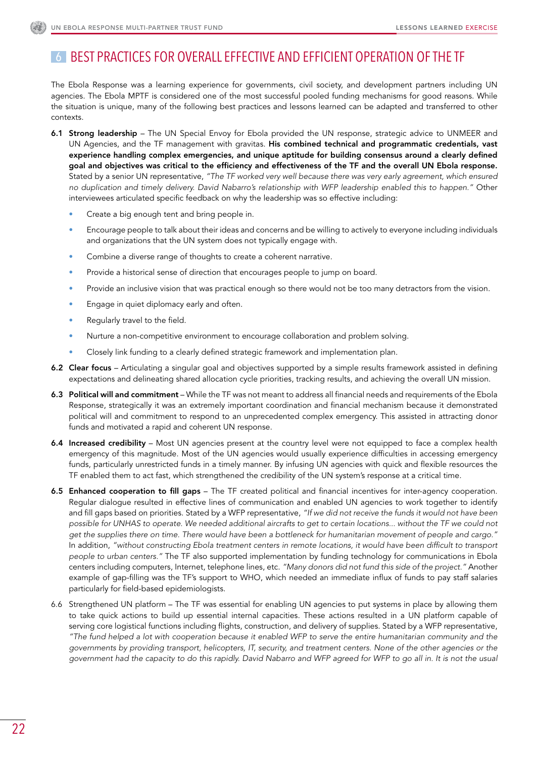## 6 BEST PRACTICES FOR OVERALL EFFECTIVE AND EFFICIENT OPERATION OF THE TF

The Ebola Response was a learning experience for governments, civil society, and development partners including UN agencies. The Ebola MPTF is considered one of the most successful pooled funding mechanisms for good reasons. While the situation is unique, many of the following best practices and lessons learned can be adapted and transferred to other contexts.

**6.1 Strong leadership** – The UN Special Envoy for Ebola provided the UN response, strategic advice to UNMEER and UN Agencies, and the TF management with gravitas. **His combined technical and programmatic credentials, vast experience handling complex emergencies, and unique aptitude for building consensus around a clearly defined goal and objectives was critical to the efficiency and effectiveness of the TF and the overall UN Ebola response.** Stated by a senior UN representative, *"The TF worked very well because there was very early agreement, which ensured no duplication and timely delivery. David Nabarro's relationship with WFP leadership enabled this to happen."* Other interviewees articulated specific feedback on why the leadership was so effective including:

- Create a big enough tent and bring people in.
- Encourage people to talk about their ideas and concerns and be willing to actively to everyone including individuals and organizations that the UN system does not typically engage with.
- Combine a diverse range of thoughts to create a coherent narrative.
- Provide a historical sense of direction that encourages people to jump on board.
- Provide an inclusive vision that was practical enough so there would not be too many detractors from the vision.
- Engage in quiet diplomacy early and often.
- Regularly travel to the field.
- Nurture a non-competitive environment to encourage collaboration and problem solving.
- Closely link funding to a clearly defined strategic framework and implementation plan.

**6.2 Clear focus** – Articulating a singular goal and objectives supported by a simple results framework assisted in defining expectations and delineating shared allocation cycle priorities, tracking results, and achieving the overall UN mission.

**6.3 Political will and commitment** – While the TF was not meant to address all financial needs and requirements of the Ebola Response, strategically it was an extremely important coordination and financial mechanism because it demonstrated political will and commitment to respond to an unprecedented complex emergency. This assisted in attracting donor funds and motivated a rapid and coherent UN response.

**6.4 Increased credibility** – Most UN agencies present at the country level were not equipped to face a complex health emergency of this magnitude. Most of the UN agencies would usually experience difficulties in accessing emergency funds, particularly unrestricted funds in a timely manner. By infusing UN agencies with quick and flexible resources the TF enabled them to act fast, which strengthened the credibility of the UN system's response at a critical time.

**6.5 Enhanced cooperation to fill gaps** – The TF created political and financial incentives for inter-agency cooperation. Regular dialogue resulted in effective lines of communication and enabled UN agencies to work together to identify and fill gaps based on priorities. Stated by a WFP representative, *"If we did not receive the funds it would not have been possible for UNHAS to operate. We needed additional aircrafts to get to certain locations... without the TF we could not get the supplies there on time. There would have been a bottleneck for humanitarian movement of people and cargo."* In addition, *"without constructing Ebola treatment centers in remote locations, it would have been difficult to transport people to urban centers."* The TF also supported implementation by funding technology for communications in Ebola centers including computers, Internet, telephone lines, etc. *"Many donors did not fund this side of the project."* Another example of gap-filling was the TF's support to WHO, which needed an immediate influx of funds to pay staff salaries particularly for field-based epidemiologists.

6.6 Strengthened UN platform – The TF was essential for enabling UN agencies to put systems in place by allowing them to take quick actions to build up essential internal capacities. These actions resulted in a UN platform capable of serving core logistical functions including flights, construction, and delivery of supplies. Stated by a WFP representative, *"The fund helped a lot with cooperation because it enabled WFP to serve the entire humanitarian community and the governments by providing transport, helicopters, IT, security, and treatment centers. None of the other agencies or the government had the capacity to do this rapidly. David Nabarro and WFP agreed for WFP to go all in. It is not the usual*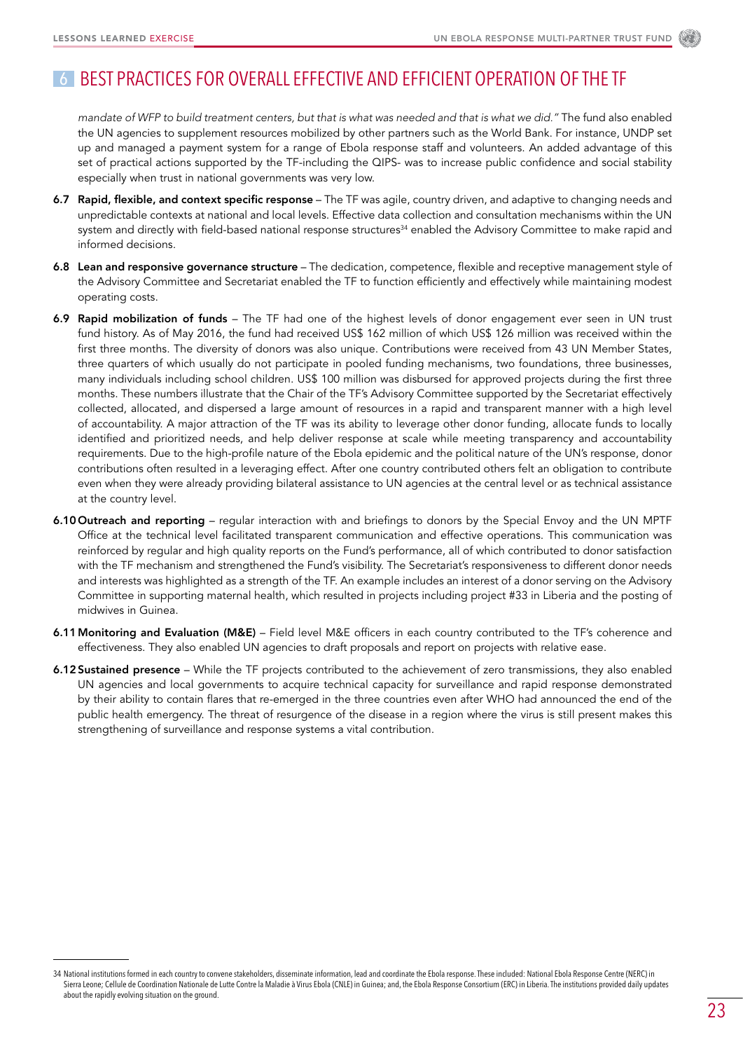# 6 BEST PRACTICES FOR OVERALL EFFECTIVE AND EFFICIENT OPERATION OF THE TF

*mandate of WFP to build treatment centers, but that is what was needed and that is what we did."* The fund also enabled the UN agencies to supplement resources mobilized by other partners such as the World Bank. For instance, UNDP set up and managed a payment system for a range of Ebola response staff and volunteers. An added advantage of this set of practical actions supported by the TF-including the QIPS- was to increase public confidence and social stability especially when trust in national governments was very low.

**6.7 Rapid, flexible, and context specific response** – The TF was agile, country driven, and adaptive to changing needs and unpredictable contexts at national and local levels. Effective data collection and consultation mechanisms within the UN system and directly with field-based national response structures[34] enabled the Advisory Committee to make rapid and informed decisions.

**6.8 Lean and responsive governance structure** – The dedication, competence, flexible and receptive management style of the Advisory Committee and Secretariat enabled the TF to function efficiently and effectively while maintaining modest operating costs.

**6.9 Rapid mobilization of funds** – The TF had one of the highest levels of donor engagement ever seen in UN trust fund history. As of May 2016, the fund had received US$ 162 million of which US$ 126 million was received within the first three months. The diversity of donors was also unique. Contributions were received from 43 UN Member States, three quarters of which usually do not participate in pooled funding mechanisms, two foundations, three businesses, many individuals including school children. US$ 100 million was disbursed for approved projects during the first three months. These numbers illustrate that the Chair of the TF's Advisory Committee supported by the Secretariat effectively collected, allocated, and dispersed a large amount of resources in a rapid and transparent manner with a high level of accountability. A major attraction of the TF was its ability to leverage other donor funding, allocate funds to locally identified and prioritized needs, and help deliver response at scale while meeting transparency and accountability requirements. Due to the high-profile nature of the Ebola epidemic and the political nature of the UN's response, donor contributions often resulted in a leveraging effect. After one country contributed others felt an obligation to contribute even when they were already providing bilateral assistance to UN agencies at the central level or as technical assistance at the country level.

**6.10 Outreach and reporting** – regular interaction with and briefings to donors by the Special Envoy and the UN MPTF Office at the technical level facilitated transparent communication and effective operations. This communication was reinforced by regular and high quality reports on the Fund's performance, all of which contributed to donor satisfaction with the TF mechanism and strengthened the Fund's visibility. The Secretariat's responsiveness to different donor needs and interests was highlighted as a strength of the TF. An example includes an interest of a donor serving on the Advisory Committee in supporting maternal health, which resulted in projects including project #33 in Liberia and the posting of midwives in Guinea.

**6.11 Monitoring and Evaluation (M&E)** – Field level M&E officers in each country contributed to the TF's coherence and effectiveness. They also enabled UN agencies to draft proposals and report on projects with relative ease.

**6.12 Sustained presence** – While the TF projects contributed to the achievement of zero transmissions, they also enabled UN agencies and local governments to acquire technical capacity for surveillance and rapid response demonstrated by their ability to contain flares that re-emerged in the three countries even after WHO had announced the end of the public health emergency. The threat of resurgence of the disease in a region where the virus is still present makes this strengthening of surveillance and response systems a vital contribution.

---

34 National institutions formed in each country to convene stakeholders, disseminate information, lead and coordinate the Ebola response. These included: National Ebola Response Centre (NERC) in Sierra Leone; Cellule de Coordination Nationale de Lutte Contre la Maladie à Virus Ebola (CNLE) in Guinea; and, the Ebola Response Consortium (ERC) in Liberia. The institutions provided daily updates about the rapidly evolving situation on the ground.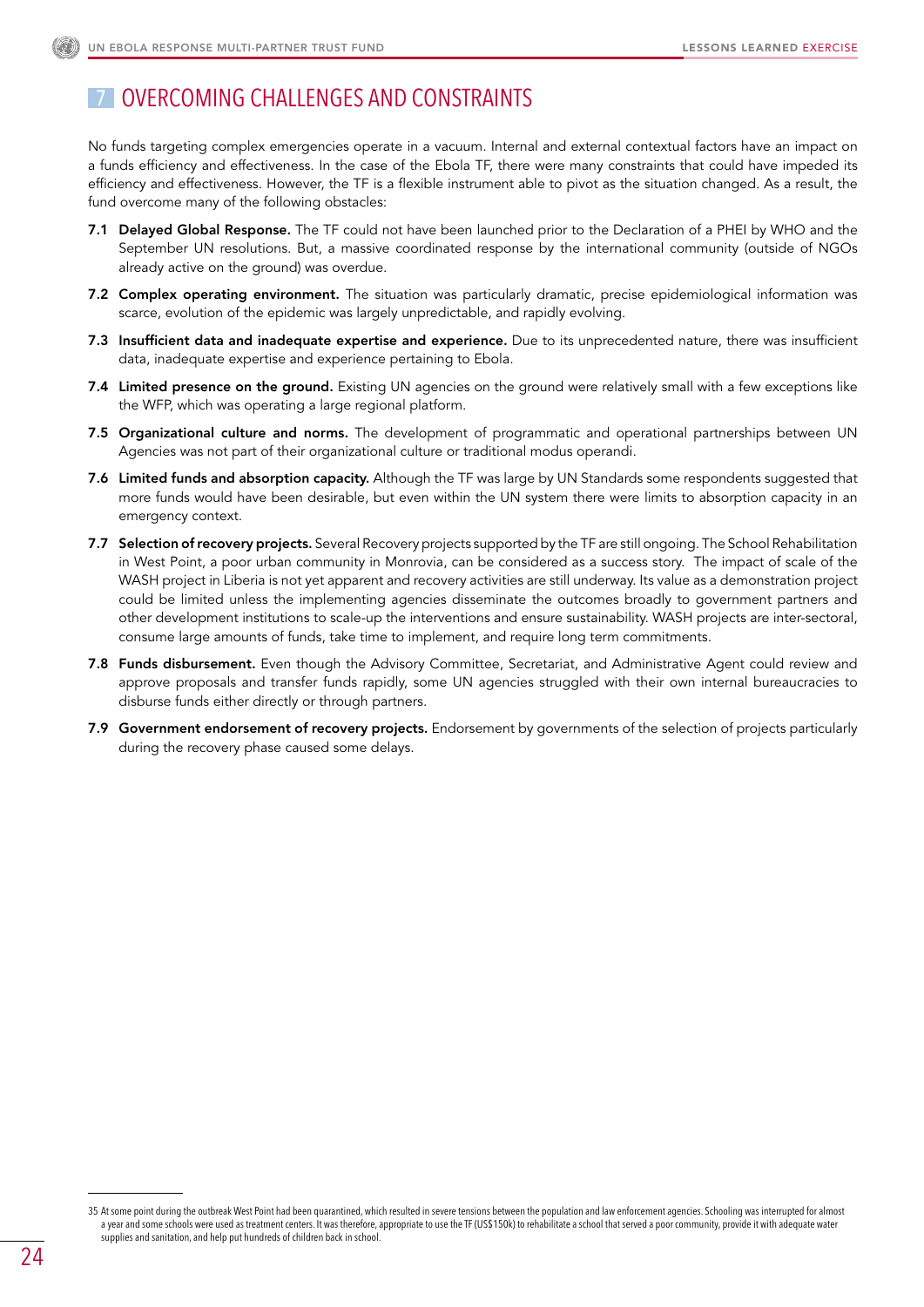## 7 OVERCOMING CHALLENGES AND CONSTRAINTS

No funds targeting complex emergencies operate in a vacuum. Internal and external contextual factors have an impact on a funds efficiency and effectiveness. In the case of the Ebola TF, there were many constraints that could have impeded its efficiency and effectiveness. However, the TF is a flexible instrument able to pivot as the situation changed. As a result, the fund overcome many of the following obstacles:

**7.1 Delayed Global Response.** The TF could not have been launched prior to the Declaration of a PHEI by WHO and the September UN resolutions. But, a massive coordinated response by the international community (outside of NGOs already active on the ground) was overdue.

**7.2 Complex operating environment.** The situation was particularly dramatic, precise epidemiological information was scarce, evolution of the epidemic was largely unpredictable, and rapidly evolving.

**7.3 Insufficient data and inadequate expertise and experience.** Due to its unprecedented nature, there was insufficient data, inadequate expertise and experience pertaining to Ebola.

**7.4 Limited presence on the ground.** Existing UN agencies on the ground were relatively small with a few exceptions like the WFP, which was operating a large regional platform.

**7.5 Organizational culture and norms.** The development of programmatic and operational partnerships between UN Agencies was not part of their organizational culture or traditional modus operandi.

**7.6 Limited funds and absorption capacity.** Although the TF was large by UN Standards some respondents suggested that more funds would have been desirable, but even within the UN system there were limits to absorption capacity in an emergency context.

**7.7 Selection of recovery projects.** Several Recovery projects supported by the TF are still ongoing. The School Rehabilitation in West Point, a poor urban community in Monrovia, can be considered as a success story. The impact of scale of the WASH project in Liberia is not yet apparent and recovery activities are still underway. Its value as a demonstration project could be limited unless the implementing agencies disseminate the outcomes broadly to government partners and other development institutions to scale-up the interventions and ensure sustainability. WASH projects are inter-sectoral, consume large amounts of funds, take time to implement, and require long term commitments.

**7.8 Funds disbursement.** Even though the Advisory Committee, Secretariat, and Administrative Agent could review and approve proposals and transfer funds rapidly, some UN agencies struggled with their own internal bureaucracies to disburse funds either directly or through partners.

**7.9 Government endorsement of recovery projects.** Endorsement by governments of the selection of projects particularly during the recovery phase caused some delays.

---

35 At some point during the outbreak West Point had been quarantined, which resulted in severe tensions between the population and law enforcement agencies. Schooling was interrupted for almost a year and some schools were used as treatment centers. It was therefore, appropriate to use the TF (US$150k) to rehabilitate a school that served a poor community, provide it with adequate water supplies and sanitation, and help put hundreds of children back in school.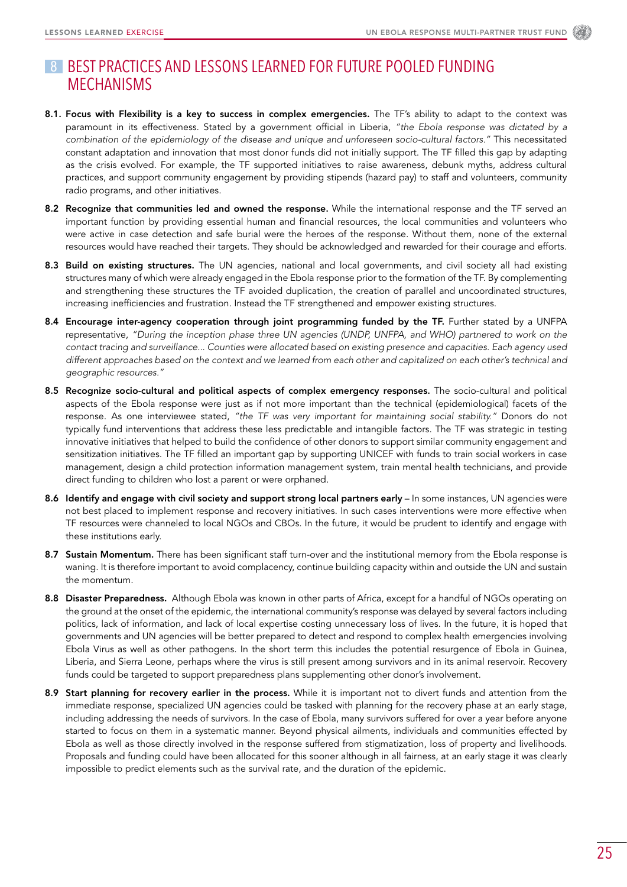# 8 BEST PRACTICES AND LESSONS LEARNED FOR FUTURE POOLED FUNDING MECHANISMS

**8.1. Focus with Flexibility is a key to success in complex emergencies.** The TF's ability to adapt to the context was paramount in its effectiveness. Stated by a government official in Liberia, *"the Ebola response was dictated by a combination of the epidemiology of the disease and unique and unforeseen socio-cultural factors."* This necessitated constant adaptation and innovation that most donor funds did not initially support. The TF filled this gap by adapting as the crisis evolved. For example, the TF supported initiatives to raise awareness, debunk myths, address cultural practices, and support community engagement by providing stipends (hazard pay) to staff and volunteers, community radio programs, and other initiatives.

**8.2 Recognize that communities led and owned the response.** While the international response and the TF served an important function by providing essential human and financial resources, the local communities and volunteers who were active in case detection and safe burial were the heroes of the response. Without them, none of the external resources would have reached their targets. They should be acknowledged and rewarded for their courage and efforts.

**8.3 Build on existing structures.** The UN agencies, national and local governments, and civil society all had existing structures many of which were already engaged in the Ebola response prior to the formation of the TF. By complementing and strengthening these structures the TF avoided duplication, the creation of parallel and uncoordinated structures, increasing inefficiencies and frustration. Instead the TF strengthened and empower existing structures.

**8.4 Encourage inter-agency cooperation through joint programming funded by the TF.** Further stated by a UNFPA representative, *"During the inception phase three UN agencies (UNDP, UNFPA, and WHO) partnered to work on the contact tracing and surveillance... Counties were allocated based on existing presence and capacities. Each agency used different approaches based on the context and we learned from each other and capitalized on each other's technical and geographic resources."*

**8.5 Recognize socio-cultural and political aspects of complex emergency responses.** The socio-cultural and political aspects of the Ebola response were just as if not more important than the technical (epidemiological) facets of the response. As one interviewee stated, *"the TF was very important for maintaining social stability."* Donors do not typically fund interventions that address these less predictable and intangible factors. The TF was strategic in testing innovative initiatives that helped to build the confidence of other donors to support similar community engagement and sensitization initiatives. The TF filled an important gap by supporting UNICEF with funds to train social workers in case management, design a child protection information management system, train mental health technicians, and provide direct funding to children who lost a parent or were orphaned.

**8.6 Identify and engage with civil society and support strong local partners early** – In some instances, UN agencies were not best placed to implement response and recovery initiatives. In such cases interventions were more effective when TF resources were channeled to local NGOs and CBOs. In the future, it would be prudent to identify and engage with these institutions early.

**8.7 Sustain Momentum.** There has been significant staff turn-over and the institutional memory from the Ebola response is waning. It is therefore important to avoid complacency, continue building capacity within and outside the UN and sustain the momentum.

**8.8 Disaster Preparedness.** Although Ebola was known in other parts of Africa, except for a handful of NGOs operating on the ground at the onset of the epidemic, the international community's response was delayed by several factors including politics, lack of information, and lack of local expertise costing unnecessary loss of lives. In the future, it is hoped that governments and UN agencies will be better prepared to detect and respond to complex health emergencies involving Ebola Virus as well as other pathogens. In the short term this includes the potential resurgence of Ebola in Guinea, Liberia, and Sierra Leone, perhaps where the virus is still present among survivors and in its animal reservoir. Recovery funds could be targeted to support preparedness plans supplementing other donor's involvement.

**8.9 Start planning for recovery earlier in the process.** While it is important not to divert funds and attention from the immediate response, specialized UN agencies could be tasked with planning for the recovery phase at an early stage, including addressing the needs of survivors. In the case of Ebola, many survivors suffered for over a year before anyone started to focus on them in a systematic manner. Beyond physical ailments, individuals and communities effected by Ebola as well as those directly involved in the response suffered from stigmatization, loss of property and livelihoods. Proposals and funding could have been allocated for this sooner although in all fairness, at an early stage it was clearly impossible to predict elements such as the survival rate, and the duration of the epidemic.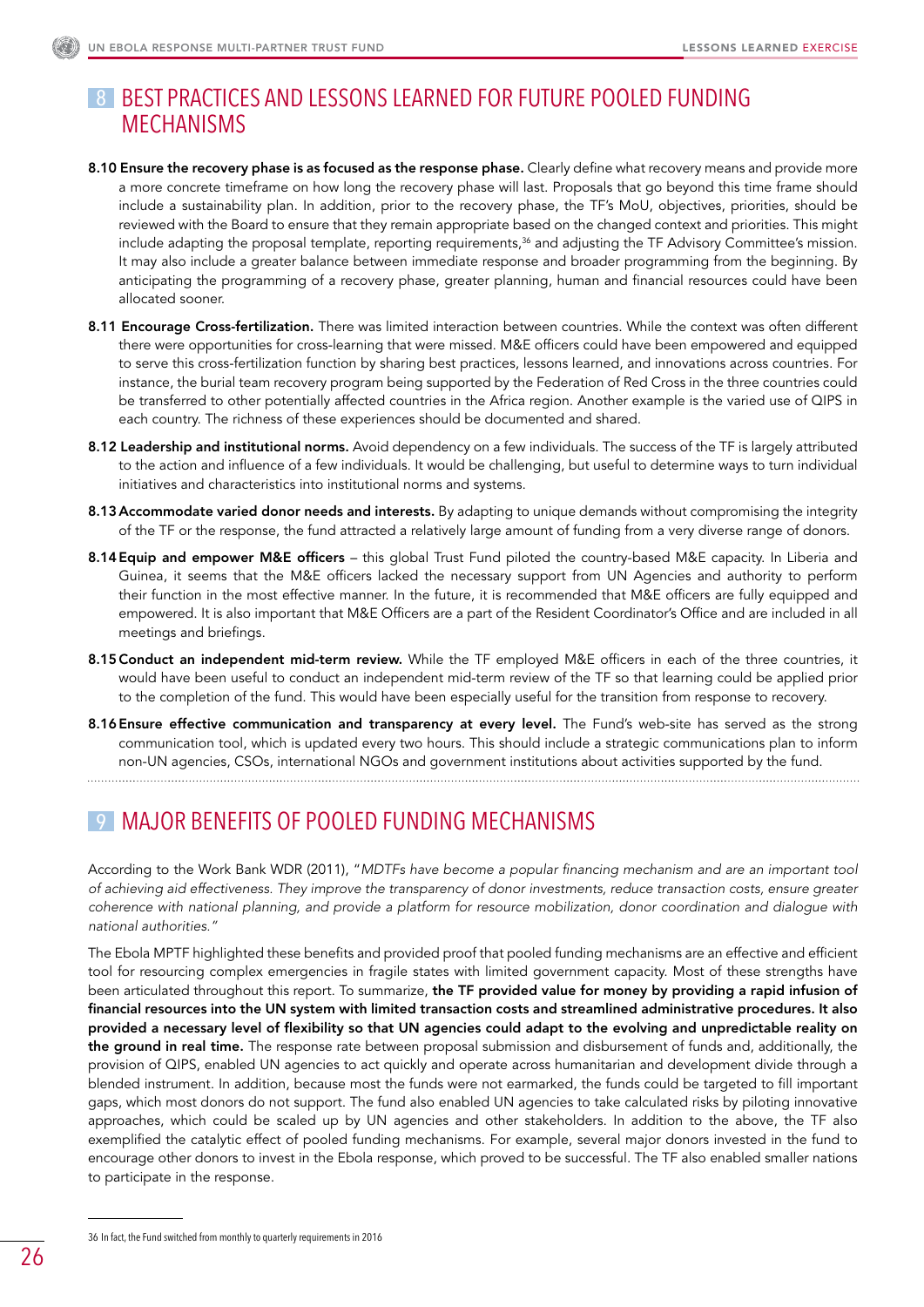## 8 BEST PRACTICES AND LESSONS LEARNED FOR FUTURE POOLED FUNDING MECHANISMS

**8.10 Ensure the recovery phase is as focused as the response phase.** Clearly define what recovery means and provide more a more concrete timeframe on how long the recovery phase will last. Proposals that go beyond this time frame should include a sustainability plan. In addition, prior to the recovery phase, the TF's MoU, objectives, priorities, should be reviewed with the Board to ensure that they remain appropriate based on the changed context and priorities. This might include adapting the proposal template, reporting requirements,[36] and adjusting the TF Advisory Committee's mission. It may also include a greater balance between immediate response and broader programming from the beginning. By anticipating the programming of a recovery phase, greater planning, human and financial resources could have been allocated sooner.

**8.11 Encourage Cross-fertilization.** There was limited interaction between countries. While the context was often different there were opportunities for cross-learning that were missed. M&E officers could have been empowered and equipped to serve this cross-fertilization function by sharing best practices, lessons learned, and innovations across countries. For instance, the burial team recovery program being supported by the Federation of Red Cross in the three countries could be transferred to other potentially affected countries in the Africa region. Another example is the varied use of QIPS in each country. The richness of these experiences should be documented and shared.

**8.12 Leadership and institutional norms.** Avoid dependency on a few individuals. The success of the TF is largely attributed to the action and influence of a few individuals. It would be challenging, but useful to determine ways to turn individual initiatives and characteristics into institutional norms and systems.

**8.13 Accommodate varied donor needs and interests.** By adapting to unique demands without compromising the integrity of the TF or the response, the fund attracted a relatively large amount of funding from a very diverse range of donors.

**8.14 Equip and empower M&E officers** – this global Trust Fund piloted the country-based M&E capacity. In Liberia and Guinea, it seems that the M&E officers lacked the necessary support from UN Agencies and authority to perform their function in the most effective manner. In the future, it is recommended that M&E officers are fully equipped and empowered. It is also important that M&E Officers are a part of the Resident Coordinator's Office and are included in all meetings and briefings.

**8.15 Conduct an independent mid-term review.** While the TF employed M&E officers in each of the three countries, it would have been useful to conduct an independent mid-term review of the TF so that learning could be applied prior to the completion of the fund. This would have been especially useful for the transition from response to recovery.

**8.16 Ensure effective communication and transparency at every level.** The Fund's web-site has served as the strong communication tool, which is updated every two hours. This should include a strategic communications plan to inform non-UN agencies, CSOs, international NGOs and government institutions about activities supported by the fund.

## 9 MAJOR BENEFITS OF POOLED FUNDING MECHANISMS

According to the Work Bank WDR (2011), "*MDTFs have become a popular financing mechanism and are an important tool of achieving aid effectiveness. They improve the transparency of donor investments, reduce transaction costs, ensure greater coherence with national planning, and provide a platform for resource mobilization, donor coordination and dialogue with national authorities.*"

The Ebola MPTF highlighted these benefits and provided proof that pooled funding mechanisms are an effective and efficient tool for resourcing complex emergencies in fragile states with limited government capacity. Most of these strengths have been articulated throughout this report. To summarize, **the TF provided value for money by providing a rapid infusion of financial resources into the UN system with limited transaction costs and streamlined administrative procedures. It also provided a necessary level of flexibility so that UN agencies could adapt to the evolving and unpredictable reality on the ground in real time.** The response rate between proposal submission and disbursement of funds and, additionally, the provision of QIPS, enabled UN agencies to act quickly and operate across humanitarian and development divide through a blended instrument. In addition, because most the funds were not earmarked, the funds could be targeted to fill important gaps, which most donors do not support. The fund also enabled UN agencies to take calculated risks by piloting innovative approaches, which could be scaled up by UN agencies and other stakeholders. In addition to the above, the TF also exemplified the catalytic effect of pooled funding mechanisms. For example, several major donors invested in the fund to encourage other donors to invest in the Ebola response, which proved to be successful. The TF also enabled smaller nations to participate in the response.

---

36 In fact, the Fund switched from monthly to quarterly requirements in 2016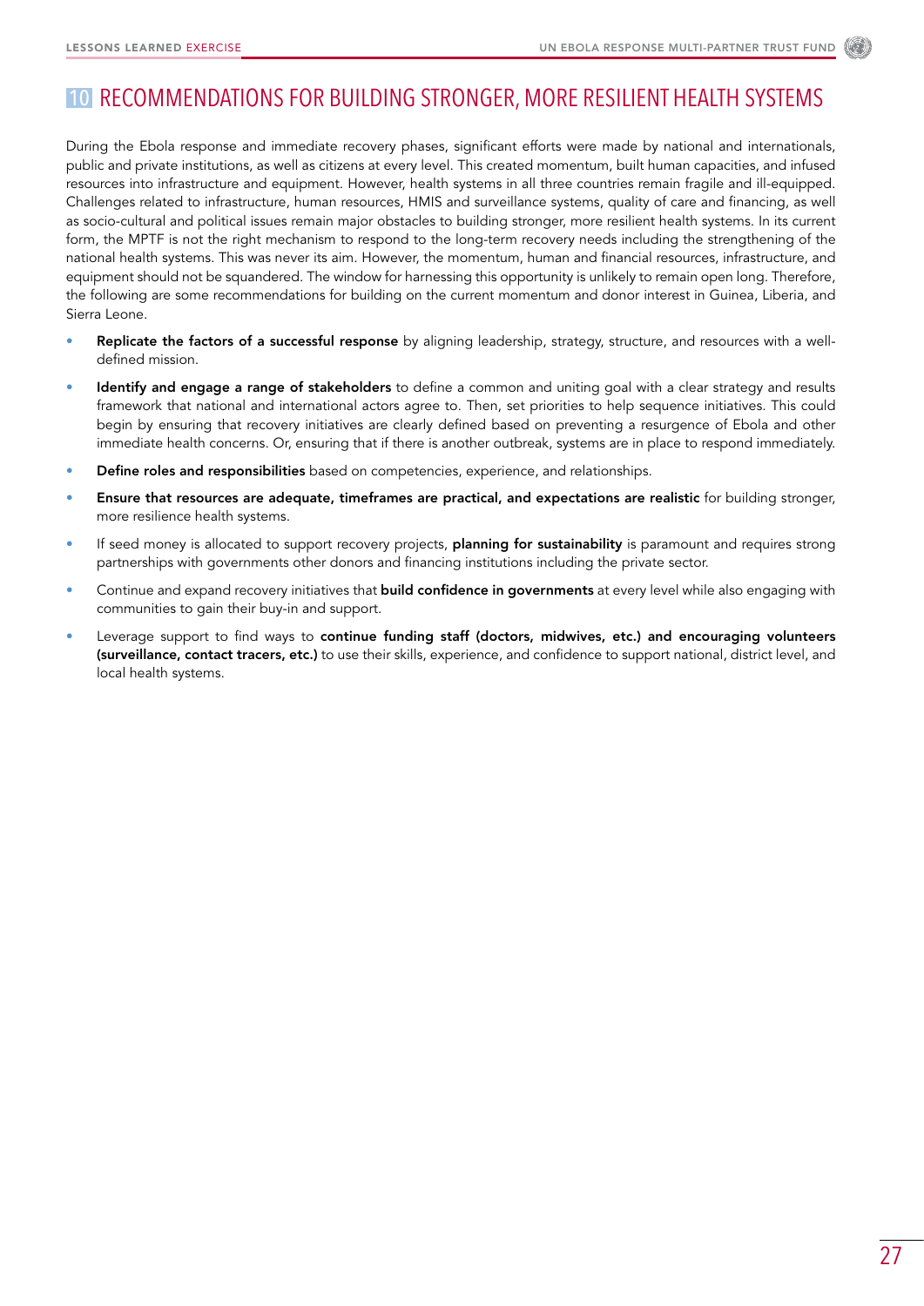## 10 RECOMMENDATIONS FOR BUILDING STRONGER, MORE RESILIENT HEALTH SYSTEMS

During the Ebola response and immediate recovery phases, significant efforts were made by national and internationals, public and private institutions, as well as citizens at every level. This created momentum, built human capacities, and infused resources into infrastructure and equipment. However, health systems in all three countries remain fragile and ill-equipped. Challenges related to infrastructure, human resources, HMIS and surveillance systems, quality of care and financing, as well as socio-cultural and political issues remain major obstacles to building stronger, more resilient health systems. In its current form, the MPTF is not the right mechanism to respond to the long-term recovery needs including the strengthening of the national health systems. This was never its aim. However, the momentum, human and financial resources, infrastructure, and equipment should not be squandered. The window for harnessing this opportunity is unlikely to remain open long. Therefore, the following are some recommendations for building on the current momentum and donor interest in Guinea, Liberia, and Sierra Leone.

- **Replicate the factors of a successful response** by aligning leadership, strategy, structure, and resources with a well-defined mission.
- **Identify and engage a range of stakeholders** to define a common and uniting goal with a clear strategy and results framework that national and international actors agree to. Then, set priorities to help sequence initiatives. This could begin by ensuring that recovery initiatives are clearly defined based on preventing a resurgence of Ebola and other immediate health concerns. Or, ensuring that if there is another outbreak, systems are in place to respond immediately.
- **Define roles and responsibilities** based on competencies, experience, and relationships.
- **Ensure that resources are adequate, timeframes are practical, and expectations are realistic** for building stronger, more resilience health systems.
- If seed money is allocated to support recovery projects, **planning for sustainability** is paramount and requires strong partnerships with governments other donors and financing institutions including the private sector.
- Continue and expand recovery initiatives that **build confidence in governments** at every level while also engaging with communities to gain their buy-in and support.
- Leverage support to find ways to **continue funding staff (doctors, midwives, etc.) and encouraging volunteers (surveillance, contact tracers, etc.)** to use their skills, experience, and confidence to support national, district level, and local health systems.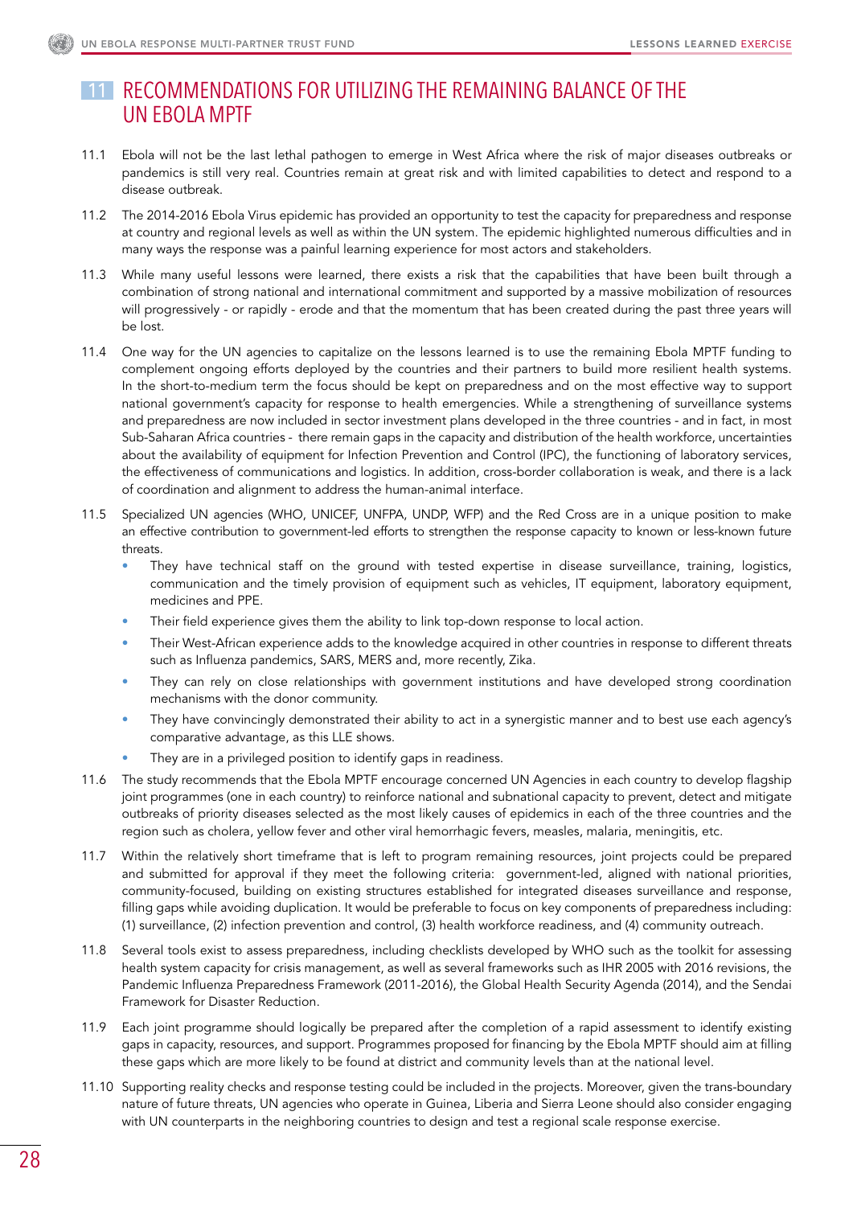## 11 RECOMMENDATIONS FOR UTILIZING THE REMAINING BALANCE OF THE UN EBOLA MPTF

11.1 Ebola will not be the last lethal pathogen to emerge in West Africa where the risk of major diseases outbreaks or pandemics is still very real. Countries remain at great risk and with limited capabilities to detect and respond to a disease outbreak.

11.2 The 2014-2016 Ebola Virus epidemic has provided an opportunity to test the capacity for preparedness and response at country and regional levels as well as within the UN system. The epidemic highlighted numerous difficulties and in many ways the response was a painful learning experience for most actors and stakeholders.

11.3 While many useful lessons were learned, there exists a risk that the capabilities that have been built through a combination of strong national and international commitment and supported by a massive mobilization of resources will progressively - or rapidly - erode and that the momentum that has been created during the past three years will be lost.

11.4 One way for the UN agencies to capitalize on the lessons learned is to use the remaining Ebola MPTF funding to complement ongoing efforts deployed by the countries and their partners to build more resilient health systems. In the short-to-medium term the focus should be kept on preparedness and on the most effective way to support national government's capacity for response to health emergencies. While a strengthening of surveillance systems and preparedness are now included in sector investment plans developed in the three countries - and in fact, in most Sub-Saharan Africa countries - there remain gaps in the capacity and distribution of the health workforce, uncertainties about the availability of equipment for Infection Prevention and Control (IPC), the functioning of laboratory services, the effectiveness of communications and logistics. In addition, cross-border collaboration is weak, and there is a lack of coordination and alignment to address the human-animal interface.

11.5 Specialized UN agencies (WHO, UNICEF, UNFPA, UNDP, WFP) and the Red Cross are in a unique position to make an effective contribution to government-led efforts to strengthen the response capacity to known or less-known future threats.

- They have technical staff on the ground with tested expertise in disease surveillance, training, logistics, communication and the timely provision of equipment such as vehicles, IT equipment, laboratory equipment, medicines and PPE.
- Their field experience gives them the ability to link top-down response to local action.
- Their West-African experience adds to the knowledge acquired in other countries in response to different threats such as Influenza pandemics, SARS, MERS and, more recently, Zika.
- They can rely on close relationships with government institutions and have developed strong coordination mechanisms with the donor community.
- They have convincingly demonstrated their ability to act in a synergistic manner and to best use each agency's comparative advantage, as this LLE shows.
- They are in a privileged position to identify gaps in readiness.

11.6 The study recommends that the Ebola MPTF encourage concerned UN Agencies in each country to develop flagship joint programmes (one in each country) to reinforce national and subnational capacity to prevent, detect and mitigate outbreaks of priority diseases selected as the most likely causes of epidemics in each of the three countries and the region such as cholera, yellow fever and other viral hemorrhagic fevers, measles, malaria, meningitis, etc.

11.7 Within the relatively short timeframe that is left to program remaining resources, joint projects could be prepared and submitted for approval if they meet the following criteria: government-led, aligned with national priorities, community-focused, building on existing structures established for integrated diseases surveillance and response, filling gaps while avoiding duplication. It would be preferable to focus on key components of preparedness including: (1) surveillance, (2) infection prevention and control, (3) health workforce readiness, and (4) community outreach.

11.8 Several tools exist to assess preparedness, including checklists developed by WHO such as the toolkit for assessing health system capacity for crisis management, as well as several frameworks such as IHR 2005 with 2016 revisions, the Pandemic Influenza Preparedness Framework (2011-2016), the Global Health Security Agenda (2014), and the Sendai Framework for Disaster Reduction.

11.9 Each joint programme should logically be prepared after the completion of a rapid assessment to identify existing gaps in capacity, resources, and support. Programmes proposed for financing by the Ebola MPTF should aim at filling these gaps which are more likely to be found at district and community levels than at the national level.

11.10 Supporting reality checks and response testing could be included in the projects. Moreover, given the trans-boundary nature of future threats, UN agencies who operate in Guinea, Liberia and Sierra Leone should also consider engaging with UN counterparts in the neighboring countries to design and test a regional scale response exercise.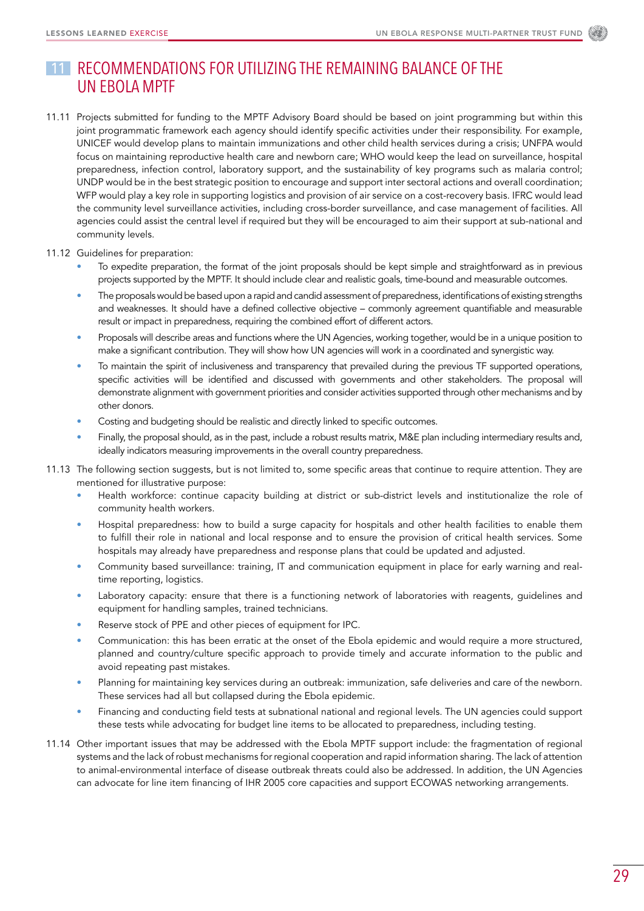# 11 RECOMMENDATIONS FOR UTILIZING THE REMAINING BALANCE OF THE UN EBOLA MPTF

11.11 Projects submitted for funding to the MPTF Advisory Board should be based on joint programming but within this joint programmatic framework each agency should identify specific activities under their responsibility. For example, UNICEF would develop plans to maintain immunizations and other child health services during a crisis; UNFPA would focus on maintaining reproductive health care and newborn care; WHO would keep the lead on surveillance, hospital preparedness, infection control, laboratory support, and the sustainability of key programs such as malaria control; UNDP would be in the best strategic position to encourage and support inter sectoral actions and overall coordination; WFP would play a key role in supporting logistics and provision of air service on a cost-recovery basis. IFRC would lead the community level surveillance activities, including cross-border surveillance, and case management of facilities. All agencies could assist the central level if required but they will be encouraged to aim their support at sub-national and community levels.

11.12 Guidelines for preparation:

- To expedite preparation, the format of the joint proposals should be kept simple and straightforward as in previous projects supported by the MPTF. It should include clear and realistic goals, time-bound and measurable outcomes.
- The proposals would be based upon a rapid and candid assessment of preparedness, identifications of existing strengths and weaknesses. It should have a defined collective objective – commonly agreement quantifiable and measurable result or impact in preparedness, requiring the combined effort of different actors.
- Proposals will describe areas and functions where the UN Agencies, working together, would be in a unique position to make a significant contribution. They will show how UN agencies will work in a coordinated and synergistic way.
- To maintain the spirit of inclusiveness and transparency that prevailed during the previous TF supported operations, specific activities will be identified and discussed with governments and other stakeholders. The proposal will demonstrate alignment with government priorities and consider activities supported through other mechanisms and by other donors.
- Costing and budgeting should be realistic and directly linked to specific outcomes.
- Finally, the proposal should, as in the past, include a robust results matrix, M&E plan including intermediary results and, ideally indicators measuring improvements in the overall country preparedness.

11.13 The following section suggests, but is not limited to, some specific areas that continue to require attention. They are mentioned for illustrative purpose:

- Health workforce: continue capacity building at district or sub-district levels and institutionalize the role of community health workers.
- Hospital preparedness: how to build a surge capacity for hospitals and other health facilities to enable them to fulfill their role in national and local response and to ensure the provision of critical health services. Some hospitals may already have preparedness and response plans that could be updated and adjusted.
- Community based surveillance: training, IT and communication equipment in place for early warning and real-time reporting, logistics.
- Laboratory capacity: ensure that there is a functioning network of laboratories with reagents, guidelines and equipment for handling samples, trained technicians.
- Reserve stock of PPE and other pieces of equipment for IPC.
- Communication: this has been erratic at the onset of the Ebola epidemic and would require a more structured, planned and country/culture specific approach to provide timely and accurate information to the public and avoid repeating past mistakes.
- Planning for maintaining key services during an outbreak: immunization, safe deliveries and care of the newborn. These services had all but collapsed during the Ebola epidemic.
- Financing and conducting field tests at subnational national and regional levels. The UN agencies could support these tests while advocating for budget line items to be allocated to preparedness, including testing.

11.14 Other important issues that may be addressed with the Ebola MPTF support include: the fragmentation of regional systems and the lack of robust mechanisms for regional cooperation and rapid information sharing. The lack of attention to animal-environmental interface of disease outbreak threats could also be addressed. In addition, the UN Agencies can advocate for line item financing of IHR 2005 core capacities and support ECOWAS networking arrangements.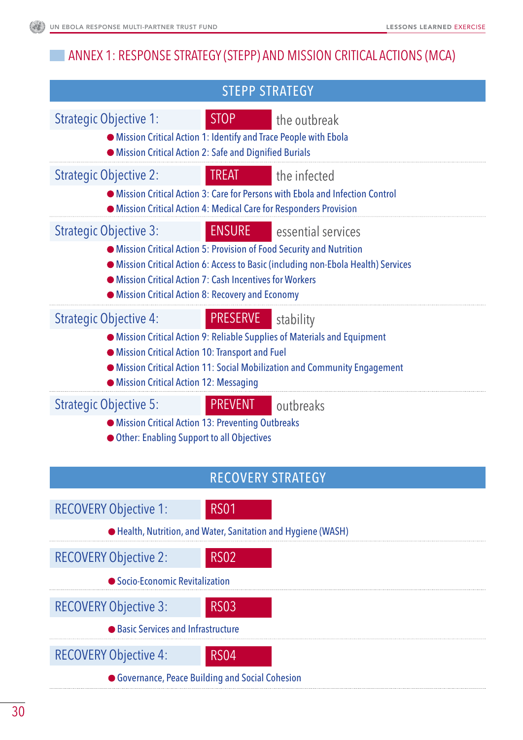## ANNEX 1: RESPONSE STRATEGY (STEPP) AND MISSION CRITICAL ACTIONS (MCA)

### STEPP STRATEGY

**Strategic Objective 1: STOP the outbreak**

- Mission Critical Action 1: Identify and Trace People with Ebola
- Mission Critical Action 2: Safe and Dignified Burials

**Strategic Objective 2: TREAT the infected**

- Mission Critical Action 3: Care for Persons with Ebola and Infection Control
- Mission Critical Action 4: Medical Care for Responders Provision

**Strategic Objective 3: ENSURE essential services**

- Mission Critical Action 5: Provision of Food Security and Nutrition
- Mission Critical Action 6: Access to Basic (including non-Ebola Health) Services
- Mission Critical Action 7: Cash Incentives for Workers
- Mission Critical Action 8: Recovery and Economy

**Strategic Objective 4: PRESERVE stability**

- Mission Critical Action 9: Reliable Supplies of Materials and Equipment
- Mission Critical Action 10: Transport and Fuel
- Mission Critical Action 11: Social Mobilization and Community Engagement
- Mission Critical Action 12: Messaging

**Strategic Objective 5: PREVENT outbreaks**

- Mission Critical Action 13: Preventing Outbreaks
- Other: Enabling Support to all Objectives

### RECOVERY STRATEGY

**RECOVERY Objective 1: RS01**

- Health, Nutrition, and Water, Sanitation and Hygiene (WASH)

**RECOVERY Objective 2: RS02**

- Socio-Economic Revitalization

**RECOVERY Objective 3: RS03**

- Basic Services and Infrastructure

**RECOVERY Objective 4: RS04**

- Governance, Peace Building and Social Cohesion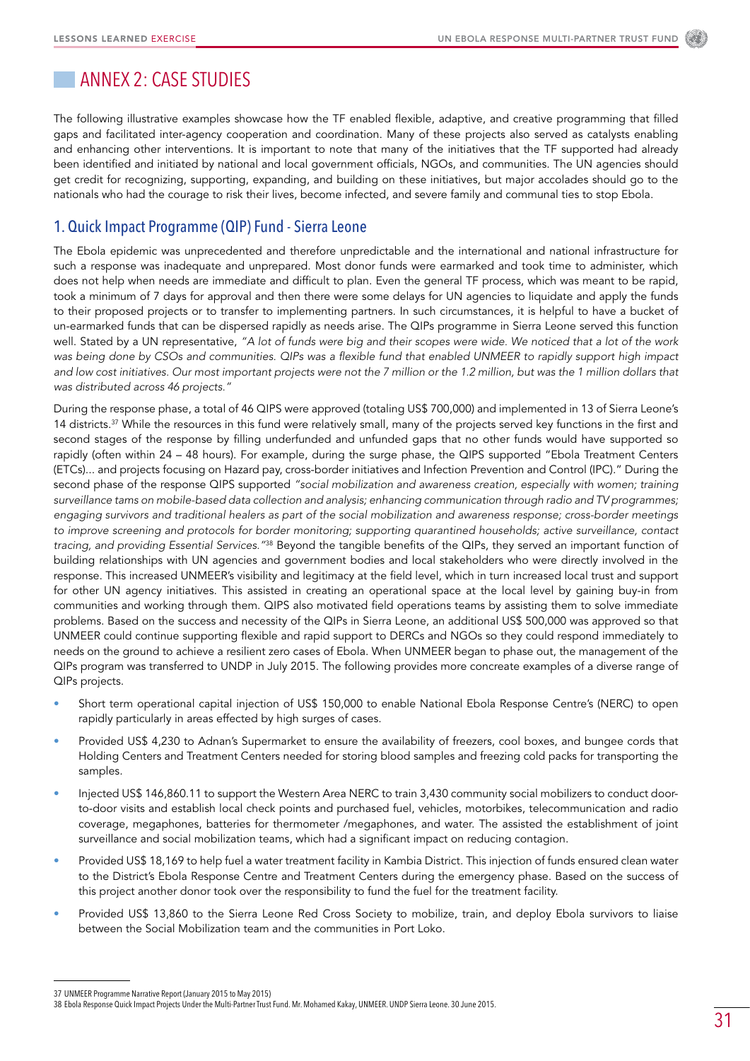# ANNEX 2: CASE STUDIES

The following illustrative examples showcase how the TF enabled flexible, adaptive, and creative programming that filled gaps and facilitated inter-agency cooperation and coordination. Many of these projects also served as catalysts enabling and enhancing other interventions. It is important to note that many of the initiatives that the TF supported had already been identified and initiated by national and local government officials, NGOs, and communities. The UN agencies should get credit for recognizing, supporting, expanding, and building on these initiatives, but major accolades should go to the nationals who had the courage to risk their lives, become infected, and severe family and communal ties to stop Ebola.

## 1. Quick Impact Programme (QIP) Fund - Sierra Leone

The Ebola epidemic was unprecedented and therefore unpredictable and the international and national infrastructure for such a response was inadequate and unprepared. Most donor funds were earmarked and took time to administer, which does not help when needs are immediate and difficult to plan. Even the general TF process, which was meant to be rapid, took a minimum of 7 days for approval and then there were some delays for UN agencies to liquidate and apply the funds to their proposed projects or to transfer to implementing partners. In such circumstances, it is helpful to have a bucket of un-earmarked funds that can be dispersed rapidly as needs arise. The QIPs programme in Sierra Leone served this function well. Stated by a UN representative, *"A lot of funds were big and their scopes were wide. We noticed that a lot of the work was being done by CSOs and communities. QIPs was a flexible fund that enabled UNMEER to rapidly support high impact and low cost initiatives. Our most important projects were not the 7 million or the 1.2 million, but was the 1 million dollars that was distributed across 46 projects."*

During the response phase, a total of 46 QIPS were approved (totaling US$ 700,000) and implemented in 13 of Sierra Leone's 14 districts.[37] While the resources in this fund were relatively small, many of the projects served key functions in the first and second stages of the response by filling underfunded and unfunded gaps that no other funds would have supported so rapidly (often within 24 – 48 hours). For example, during the surge phase, the QIPS supported "Ebola Treatment Centers (ETCs)... and projects focusing on Hazard pay, cross-border initiatives and Infection Prevention and Control (IPC)." During the second phase of the response QIPS supported *"social mobilization and awareness creation, especially with women; training surveillance tams on mobile-based data collection and analysis; enhancing communication through radio and TV programmes; engaging survivors and traditional healers as part of the social mobilization and awareness response; cross-border meetings to improve screening and protocols for border monitoring; supporting quarantined households; active surveillance, contact tracing, and providing Essential Services."*[38] Beyond the tangible benefits of the QIPs, they served an important function of building relationships with UN agencies and government bodies and local stakeholders who were directly involved in the response. This increased UNMEER's visibility and legitimacy at the field level, which in turn increased local trust and support for other UN agency initiatives. This assisted in creating an operational space at the local level by gaining buy-in from communities and working through them. QIPS also motivated field operations teams by assisting them to solve immediate problems. Based on the success and necessity of the QIPs in Sierra Leone, an additional US$ 500,000 was approved so that UNMEER could continue supporting flexible and rapid support to DERCs and NGOs so they could respond immediately to needs on the ground to achieve a resilient zero cases of Ebola. When UNMEER began to phase out, the management of the QIPs program was transferred to UNDP in July 2015. The following provides more concreate examples of a diverse range of QIPs projects.

- Short term operational capital injection of US$ 150,000 to enable National Ebola Response Centre's (NERC) to open rapidly particularly in areas effected by high surges of cases.
- Provided US$ 4,230 to Adnan's Supermarket to ensure the availability of freezers, cool boxes, and bungee cords that Holding Centers and Treatment Centers needed for storing blood samples and freezing cold packs for transporting the samples.
- Injected US$ 146,860.11 to support the Western Area NERC to train 3,430 community social mobilizers to conduct door-to-door visits and establish local check points and purchased fuel, vehicles, motorbikes, telecommunication and radio coverage, megaphones, batteries for thermometer /megaphones, and water. The assisted the establishment of joint surveillance and social mobilization teams, which had a significant impact on reducing contagion.
- Provided US$ 18,169 to help fuel a water treatment facility in Kambia District. This injection of funds ensured clean water to the District's Ebola Response Centre and Treatment Centers during the emergency phase. Based on the success of this project another donor took over the responsibility to fund the fuel for the treatment facility.
- Provided US$ 13,860 to the Sierra Leone Red Cross Society to mobilize, train, and deploy Ebola survivors to liaise between the Social Mobilization team and the communities in Port Loko.

---

37 UNMEER Programme Narrative Report (January 2015 to May 2015)

38 Ebola Response Quick Impact Projects Under the Multi-Partner Trust Fund. Mr. Mohamed Kakay, UNMEER. UNDP Sierra Leone. 30 June 2015.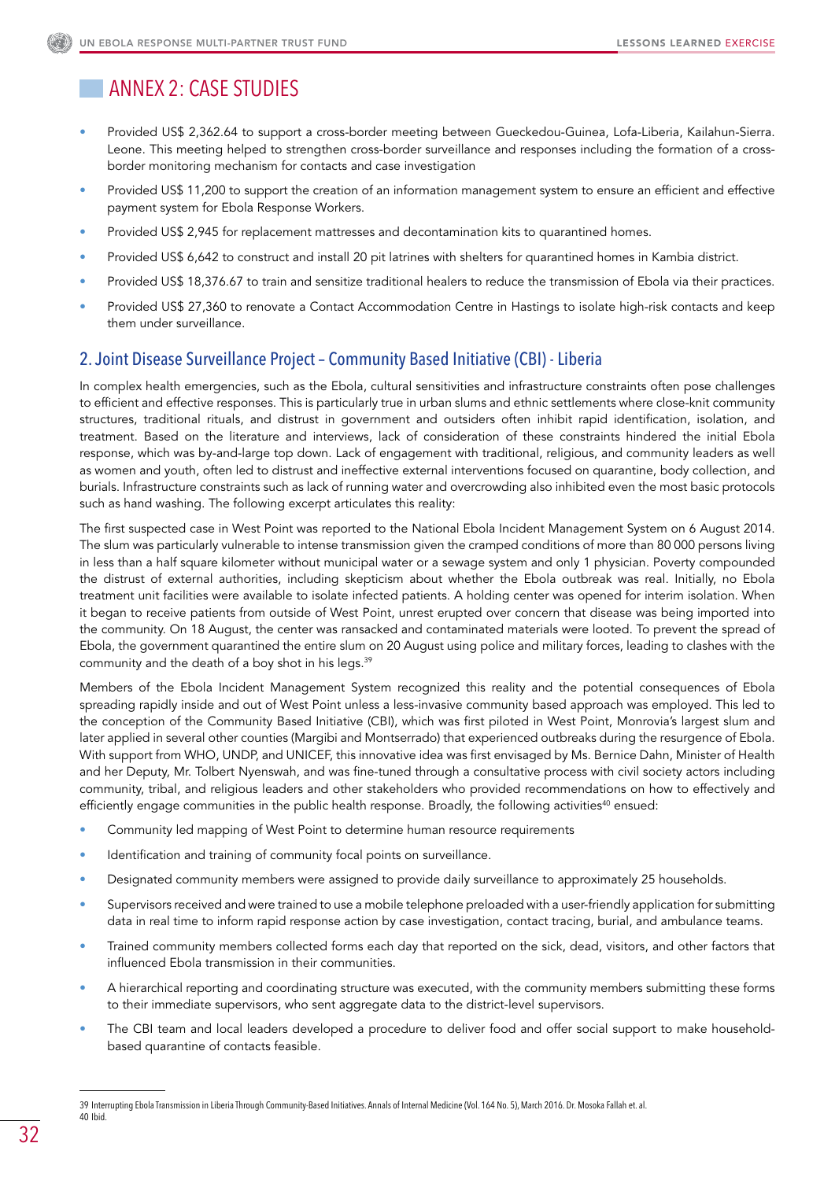# ANNEX 2: CASE STUDIES

- Provided US$ 2,362.64 to support a cross-border meeting between Gueckedou-Guinea, Lofa-Liberia, Kailahun-Sierra. Leone. This meeting helped to strengthen cross-border surveillance and responses including the formation of a cross-border monitoring mechanism for contacts and case investigation
- Provided US$ 11,200 to support the creation of an information management system to ensure an efficient and effective payment system for Ebola Response Workers.
- Provided US$ 2,945 for replacement mattresses and decontamination kits to quarantined homes.
- Provided US$ 6,642 to construct and install 20 pit latrines with shelters for quarantined homes in Kambia district.
- Provided US$ 18,376.67 to train and sensitize traditional healers to reduce the transmission of Ebola via their practices.
- Provided US$ 27,360 to renovate a Contact Accommodation Centre in Hastings to isolate high-risk contacts and keep them under surveillance.

## 2. Joint Disease Surveillance Project – Community Based Initiative (CBI) - Liberia

In complex health emergencies, such as the Ebola, cultural sensitivities and infrastructure constraints often pose challenges to efficient and effective responses. This is particularly true in urban slums and ethnic settlements where close-knit community structures, traditional rituals, and distrust in government and outsiders often inhibit rapid identification, isolation, and treatment. Based on the literature and interviews, lack of consideration of these constraints hindered the initial Ebola response, which was by-and-large top down. Lack of engagement with traditional, religious, and community leaders as well as women and youth, often led to distrust and ineffective external interventions focused on quarantine, body collection, and burials. Infrastructure constraints such as lack of running water and overcrowding also inhibited even the most basic protocols such as hand washing. The following excerpt articulates this reality:

The first suspected case in West Point was reported to the National Ebola Incident Management System on 6 August 2014. The slum was particularly vulnerable to intense transmission given the cramped conditions of more than 80 000 persons living in less than a half square kilometer without municipal water or a sewage system and only 1 physician. Poverty compounded the distrust of external authorities, including skepticism about whether the Ebola outbreak was real. Initially, no Ebola treatment unit facilities were available to isolate infected patients. A holding center was opened for interim isolation. When it began to receive patients from outside of West Point, unrest erupted over concern that disease was being imported into the community. On 18 August, the center was ransacked and contaminated materials were looted. To prevent the spread of Ebola, the government quarantined the entire slum on 20 August using police and military forces, leading to clashes with the community and the death of a boy shot in his legs.[39]

Members of the Ebola Incident Management System recognized this reality and the potential consequences of Ebola spreading rapidly inside and out of West Point unless a less-invasive community based approach was employed. This led to the conception of the Community Based Initiative (CBI), which was first piloted in West Point, Monrovia's largest slum and later applied in several other counties (Margibi and Montserrado) that experienced outbreaks during the resurgence of Ebola. With support from WHO, UNDP, and UNICEF, this innovative idea was first envisaged by Ms. Bernice Dahn, Minister of Health and her Deputy, Mr. Tolbert Nyenswah, and was fine-tuned through a consultative process with civil society actors including community, tribal, and religious leaders and other stakeholders who provided recommendations on how to effectively and efficiently engage communities in the public health response. Broadly, the following activities[40] ensued:

- Community led mapping of West Point to determine human resource requirements
- Identification and training of community focal points on surveillance.
- Designated community members were assigned to provide daily surveillance to approximately 25 households.
- Supervisors received and were trained to use a mobile telephone preloaded with a user-friendly application for submitting data in real time to inform rapid response action by case investigation, contact tracing, burial, and ambulance teams.
- Trained community members collected forms each day that reported on the sick, dead, visitors, and other factors that influenced Ebola transmission in their communities.
- A hierarchical reporting and coordinating structure was executed, with the community members submitting these forms to their immediate supervisors, who sent aggregate data to the district-level supervisors.
- The CBI team and local leaders developed a procedure to deliver food and offer social support to make household-based quarantine of contacts feasible.

---

39 Interrupting Ebola Transmission in Liberia Through Community-Based Initiatives. Annals of Internal Medicine (Vol. 164 No. 5), March 2016. Dr. Mosoka Fallah et. al.

40 Ibid.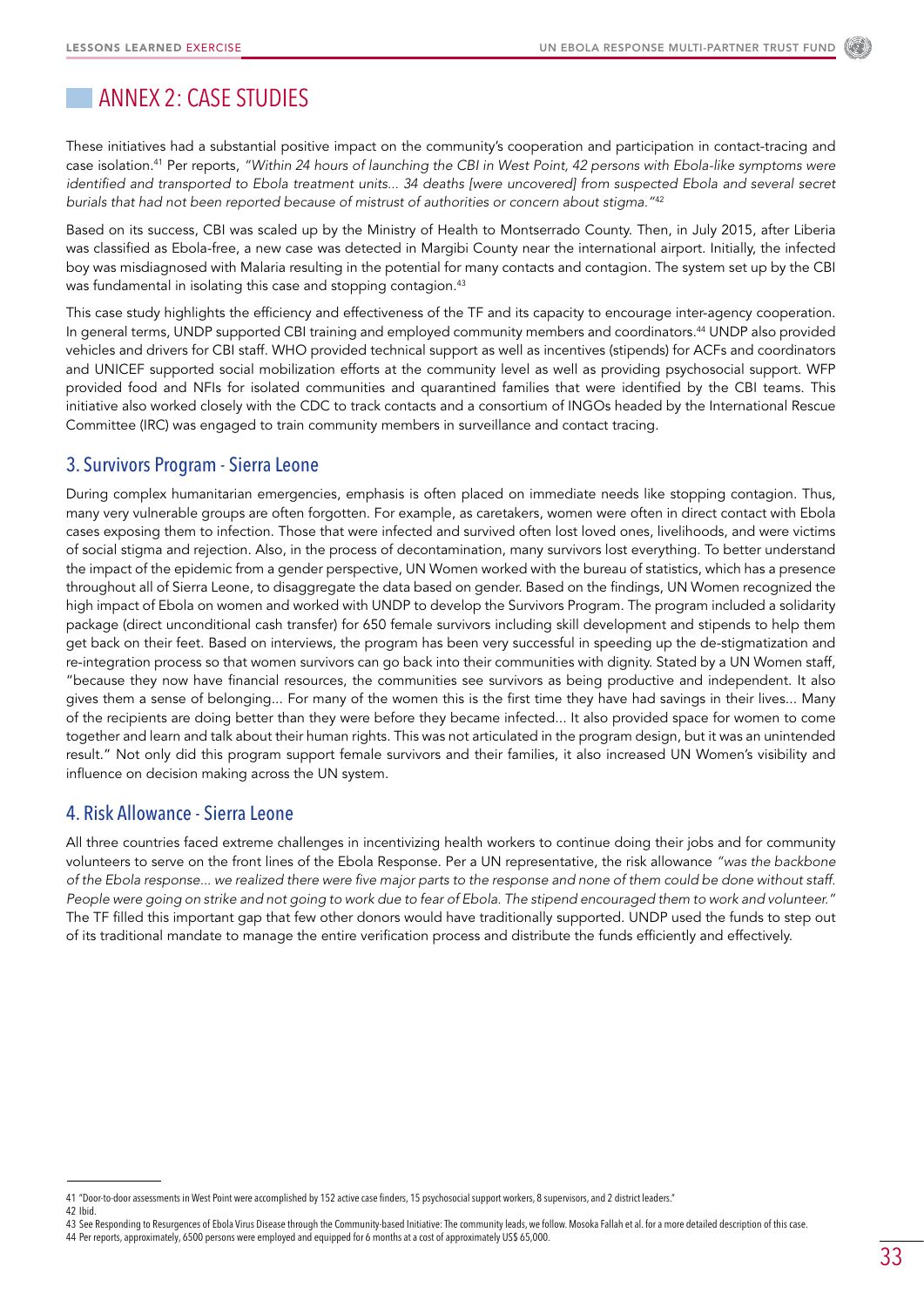# ANNEX 2: CASE STUDIES

These initiatives had a substantial positive impact on the community's cooperation and participation in contact-tracing and case isolation.[41] Per reports, *"Within 24 hours of launching the CBI in West Point, 42 persons with Ebola-like symptoms were identified and transported to Ebola treatment units... 34 deaths [were uncovered] from suspected Ebola and several secret burials that had not been reported because of mistrust of authorities or concern about stigma."*[42]

Based on its success, CBI was scaled up by the Ministry of Health to Montserrado County. Then, in July 2015, after Liberia was classified as Ebola-free, a new case was detected in Margibi County near the international airport. Initially, the infected boy was misdiagnosed with Malaria resulting in the potential for many contacts and contagion. The system set up by the CBI was fundamental in isolating this case and stopping contagion.[43]

This case study highlights the efficiency and effectiveness of the TF and its capacity to encourage inter-agency cooperation. In general terms, UNDP supported CBI training and employed community members and coordinators.[44] UNDP also provided vehicles and drivers for CBI staff. WHO provided technical support as well as incentives (stipends) for ACFs and coordinators and UNICEF supported social mobilization efforts at the community level as well as providing psychosocial support. WFP provided food and NFIs for isolated communities and quarantined families that were identified by the CBI teams. This initiative also worked closely with the CDC to track contacts and a consortium of INGOs headed by the International Rescue Committee (IRC) was engaged to train community members in surveillance and contact tracing.

## 3. Survivors Program - Sierra Leone

During complex humanitarian emergencies, emphasis is often placed on immediate needs like stopping contagion. Thus, many very vulnerable groups are often forgotten. For example, as caretakers, women were often in direct contact with Ebola cases exposing them to infection. Those that were infected and survived often lost loved ones, livelihoods, and were victims of social stigma and rejection. Also, in the process of decontamination, many survivors lost everything. To better understand the impact of the epidemic from a gender perspective, UN Women worked with the bureau of statistics, which has a presence throughout all of Sierra Leone, to disaggregate the data based on gender. Based on the findings, UN Women recognized the high impact of Ebola on women and worked with UNDP to develop the Survivors Program. The program included a solidarity package (direct unconditional cash transfer) for 650 female survivors including skill development and stipends to help them get back on their feet. Based on interviews, the program has been very successful in speeding up the de-stigmatization and re-integration process so that women survivors can go back into their communities with dignity. Stated by a UN Women staff, "because they now have financial resources, the communities see survivors as being productive and independent. It also gives them a sense of belonging... For many of the women this is the first time they have had savings in their lives... Many of the recipients are doing better than they were before they became infected... It also provided space for women to come together and learn and talk about their human rights. This was not articulated in the program design, but it was an unintended result." Not only did this program support female survivors and their families, it also increased UN Women's visibility and influence on decision making across the UN system.

## 4. Risk Allowance - Sierra Leone

All three countries faced extreme challenges in incentivizing health workers to continue doing their jobs and for community volunteers to serve on the front lines of the Ebola Response. Per a UN representative, the risk allowance *"was the backbone of the Ebola response... we realized there were five major parts to the response and none of them could be done without staff. People were going on strike and not going to work due to fear of Ebola. The stipend encouraged them to work and volunteer."* The TF filled this important gap that few other donors would have traditionally supported. UNDP used the funds to step out of its traditional mandate to manage the entire verification process and distribute the funds efficiently and effectively.

---

41 "Door-to-door assessments in West Point were accomplished by 152 active case finders, 15 psychosocial support workers, 8 supervisors, and 2 district leaders."

42 Ibid.

43 See Responding to Resurgences of Ebola Virus Disease through the Community-based Initiative: The community leads, we follow. Mosoka Fallah et al. for a more detailed description of this case.

44 Per reports, approximately, 6500 persons were employed and equipped for 6 months at a cost of approximately US$ 65,000.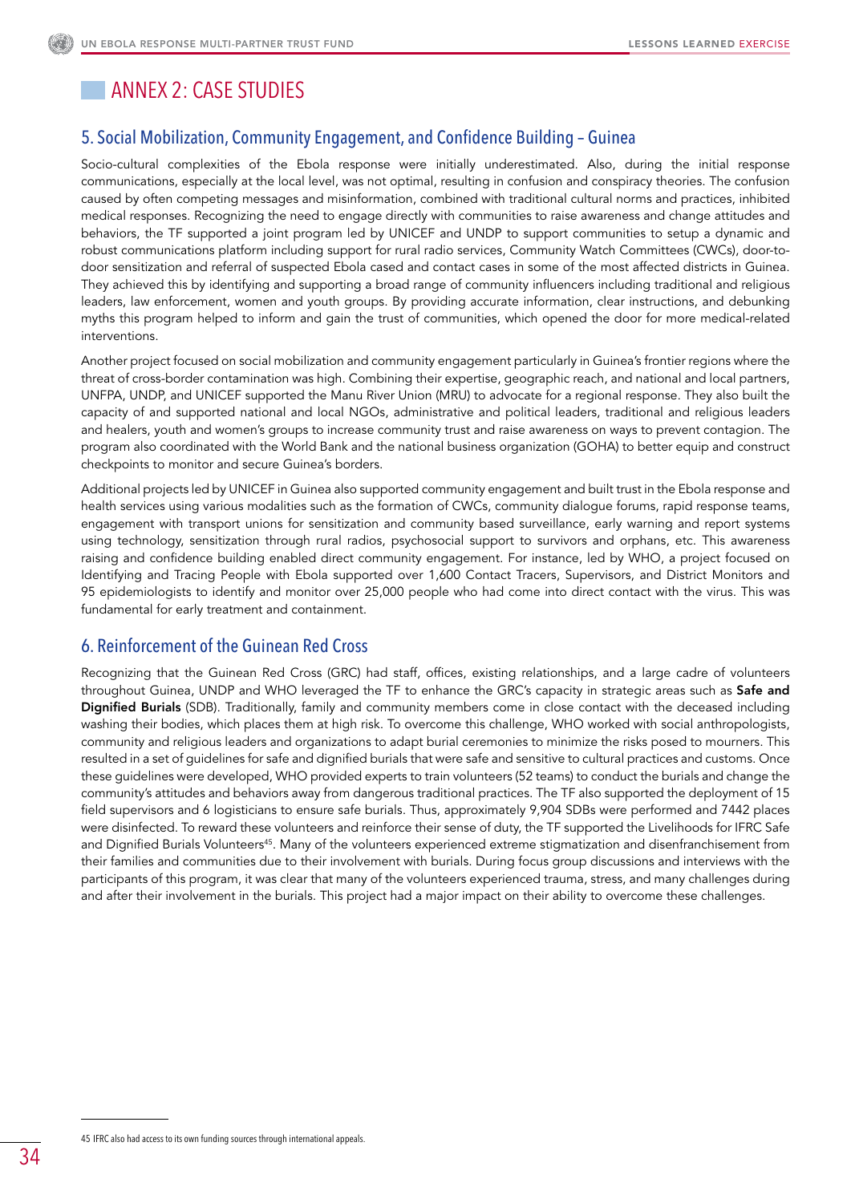# ANNEX 2: CASE STUDIES

## 5. Social Mobilization, Community Engagement, and Confidence Building – Guinea

Socio-cultural complexities of the Ebola response were initially underestimated. Also, during the initial response communications, especially at the local level, was not optimal, resulting in confusion and conspiracy theories. The confusion caused by often competing messages and misinformation, combined with traditional cultural norms and practices, inhibited medical responses. Recognizing the need to engage directly with communities to raise awareness and change attitudes and behaviors, the TF supported a joint program led by UNICEF and UNDP to support communities to setup a dynamic and robust communications platform including support for rural radio services, Community Watch Committees (CWCs), door-to-door sensitization and referral of suspected Ebola cased and contact cases in some of the most affected districts in Guinea. They achieved this by identifying and supporting a broad range of community influencers including traditional and religious leaders, law enforcement, women and youth groups. By providing accurate information, clear instructions, and debunking myths this program helped to inform and gain the trust of communities, which opened the door for more medical-related interventions.

Another project focused on social mobilization and community engagement particularly in Guinea's frontier regions where the threat of cross-border contamination was high. Combining their expertise, geographic reach, and national and local partners, UNFPA, UNDP, and UNICEF supported the Manu River Union (MRU) to advocate for a regional response. They also built the capacity of and supported national and local NGOs, administrative and political leaders, traditional and religious leaders and healers, youth and women's groups to increase community trust and raise awareness on ways to prevent contagion. The program also coordinated with the World Bank and the national business organization (GOHA) to better equip and construct checkpoints to monitor and secure Guinea's borders.

Additional projects led by UNICEF in Guinea also supported community engagement and built trust in the Ebola response and health services using various modalities such as the formation of CWCs, community dialogue forums, rapid response teams, engagement with transport unions for sensitization and community based surveillance, early warning and report systems using technology, sensitization through rural radios, psychosocial support to survivors and orphans, etc. This awareness raising and confidence building enabled direct community engagement. For instance, led by WHO, a project focused on Identifying and Tracing People with Ebola supported over 1,600 Contact Tracers, Supervisors, and District Monitors and 95 epidemiologists to identify and monitor over 25,000 people who had come into direct contact with the virus. This was fundamental for early treatment and containment.

## 6. Reinforcement of the Guinean Red Cross

Recognizing that the Guinean Red Cross (GRC) had staff, offices, existing relationships, and a large cadre of volunteers throughout Guinea, UNDP and WHO leveraged the TF to enhance the GRC's capacity in strategic areas such as **Safe and Dignified Burials** (SDB). Traditionally, family and community members come in close contact with the deceased including washing their bodies, which places them at high risk. To overcome this challenge, WHO worked with social anthropologists, community and religious leaders and organizations to adapt burial ceremonies to minimize the risks posed to mourners. This resulted in a set of guidelines for safe and dignified burials that were safe and sensitive to cultural practices and customs. Once these guidelines were developed, WHO provided experts to train volunteers (52 teams) to conduct the burials and change the community's attitudes and behaviors away from dangerous traditional practices. The TF also supported the deployment of 15 field supervisors and 6 logisticians to ensure safe burials. Thus, approximately 9,904 SDBs were performed and 7442 places were disinfected. To reward these volunteers and reinforce their sense of duty, the TF supported the Livelihoods for IFRC Safe and Dignified Burials Volunteers[45]. Many of the volunteers experienced extreme stigmatization and disenfranchisement from their families and communities due to their involvement with burials. During focus group discussions and interviews with the participants of this program, it was clear that many of the volunteers experienced trauma, stress, and many challenges during and after their involvement in the burials. This project had a major impact on their ability to overcome these challenges.

---

45 IFRC also had access to its own funding sources through international appeals.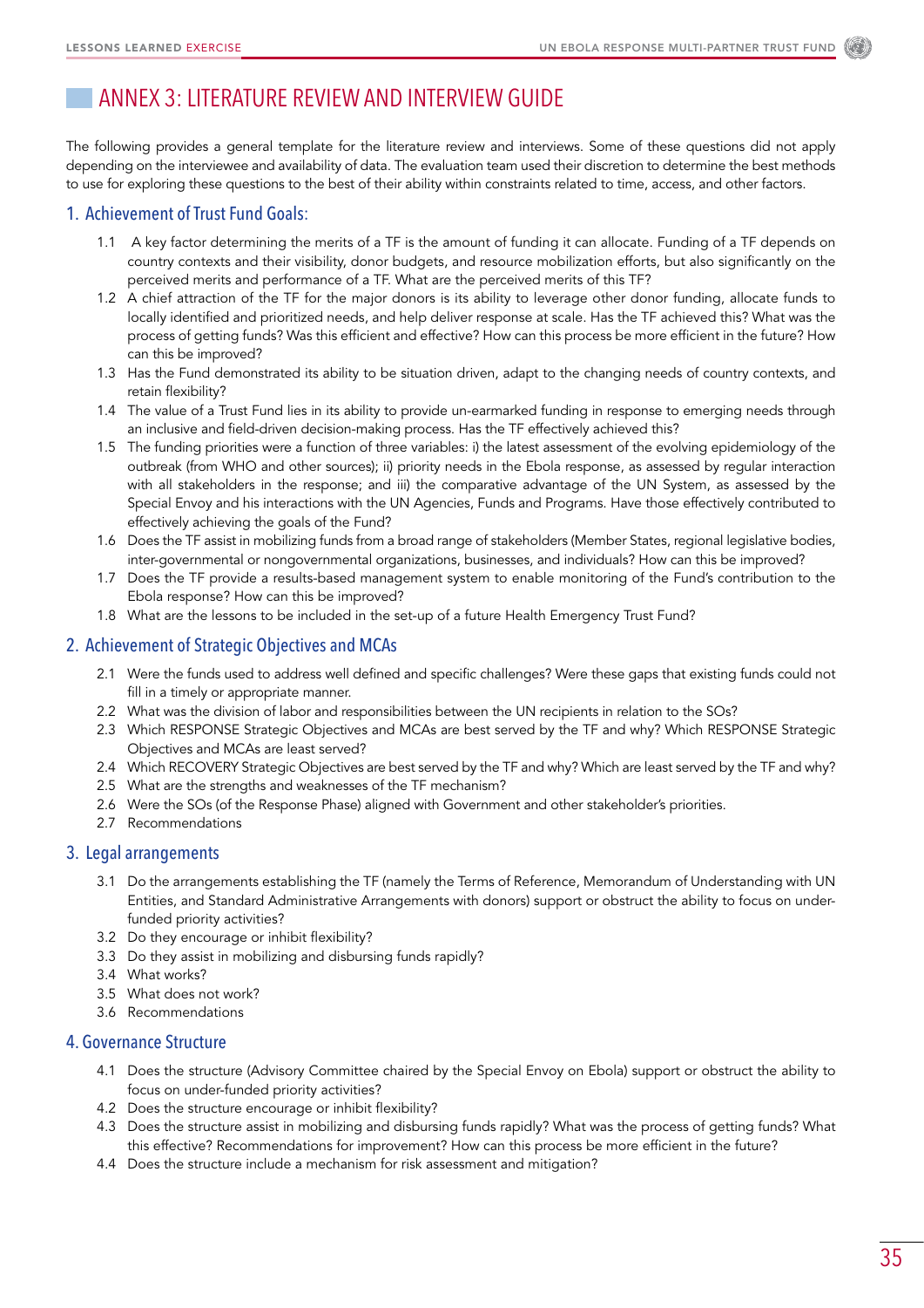# ANNEX 3: LITERATURE REVIEW AND INTERVIEW GUIDE

The following provides a general template for the literature review and interviews. Some of these questions did not apply depending on the interviewee and availability of data. The evaluation team used their discretion to determine the best methods to use for exploring these questions to the best of their ability within constraints related to time, access, and other factors.

## 1. Achievement of Trust Fund Goals:

1.1 A key factor determining the merits of a TF is the amount of funding it can allocate. Funding of a TF depends on country contexts and their visibility, donor budgets, and resource mobilization efforts, but also significantly on the perceived merits and performance of a TF. What are the perceived merits of this TF?

1.2 A chief attraction of the TF for the major donors is its ability to leverage other donor funding, allocate funds to locally identified and prioritized needs, and help deliver response at scale. Has the TF achieved this? What was the process of getting funds? Was this efficient and effective? How can this process be more efficient in the future? How can this be improved?

1.3 Has the Fund demonstrated its ability to be situation driven, adapt to the changing needs of country contexts, and retain flexibility?

1.4 The value of a Trust Fund lies in its ability to provide un-earmarked funding in response to emerging needs through an inclusive and field-driven decision-making process. Has the TF effectively achieved this?

1.5 The funding priorities were a function of three variables: i) the latest assessment of the evolving epidemiology of the outbreak (from WHO and other sources); ii) priority needs in the Ebola response, as assessed by regular interaction with all stakeholders in the response; and iii) the comparative advantage of the UN System, as assessed by the Special Envoy and his interactions with the UN Agencies, Funds and Programs. Have those effectively contributed to effectively achieving the goals of the Fund?

1.6 Does the TF assist in mobilizing funds from a broad range of stakeholders (Member States, regional legislative bodies, inter-governmental or nongovernmental organizations, businesses, and individuals? How can this be improved?

1.7 Does the TF provide a results-based management system to enable monitoring of the Fund's contribution to the Ebola response? How can this be improved?

1.8 What are the lessons to be included in the set-up of a future Health Emergency Trust Fund?

## 2. Achievement of Strategic Objectives and MCAs

2.1 Were the funds used to address well defined and specific challenges? Were these gaps that existing funds could not fill in a timely or appropriate manner.

2.2 What was the division of labor and responsibilities between the UN recipients in relation to the SOs?

2.3 Which RESPONSE Strategic Objectives and MCAs are best served by the TF and why? Which RESPONSE Strategic Objectives and MCAs are least served?

2.4 Which RECOVERY Strategic Objectives are best served by the TF and why? Which are least served by the TF and why?

2.5 What are the strengths and weaknesses of the TF mechanism?

2.6 Were the SOs (of the Response Phase) aligned with Government and other stakeholder's priorities.

2.7 Recommendations

## 3. Legal arrangements

3.1 Do the arrangements establishing the TF (namely the Terms of Reference, Memorandum of Understanding with UN Entities, and Standard Administrative Arrangements with donors) support or obstruct the ability to focus on under-funded priority activities?

3.2 Do they encourage or inhibit flexibility?

3.3 Do they assist in mobilizing and disbursing funds rapidly?

3.4 What works?

3.5 What does not work?

3.6 Recommendations

## 4. Governance Structure

4.1 Does the structure (Advisory Committee chaired by the Special Envoy on Ebola) support or obstruct the ability to focus on under-funded priority activities?

4.2 Does the structure encourage or inhibit flexibility?

4.3 Does the structure assist in mobilizing and disbursing funds rapidly? What was the process of getting funds? What this effective? Recommendations for improvement? How can this process be more efficient in the future?

4.4 Does the structure include a mechanism for risk assessment and mitigation?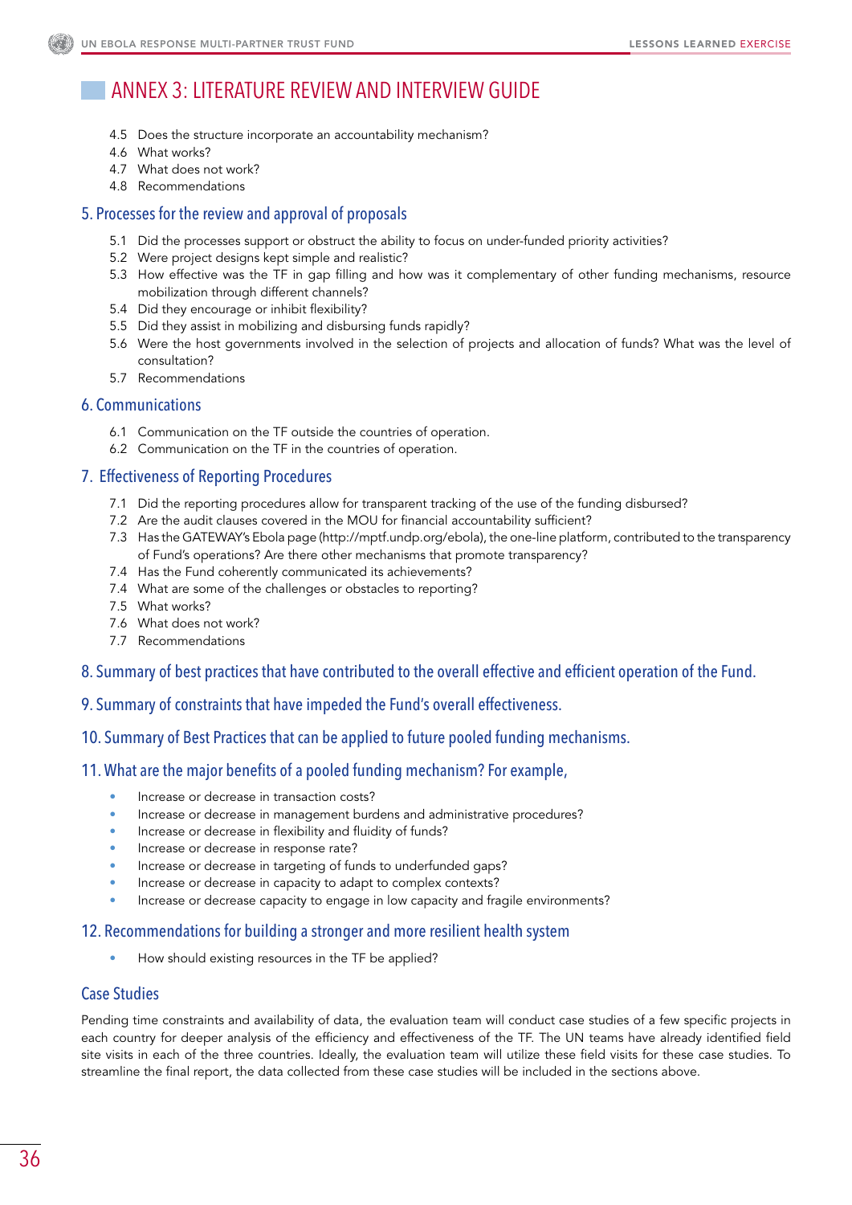# ANNEX 3: LITERATURE REVIEW AND INTERVIEW GUIDE

4.5 Does the structure incorporate an accountability mechanism?
4.6 What works?
4.7 What does not work?
4.8 Recommendations

## 5. Processes for the review and approval of proposals

5.1 Did the processes support or obstruct the ability to focus on under-funded priority activities?
5.2 Were project designs kept simple and realistic?
5.3 How effective was the TF in gap filling and how was it complementary of other funding mechanisms, resource mobilization through different channels?
5.4 Did they encourage or inhibit flexibility?
5.5 Did they assist in mobilizing and disbursing funds rapidly?
5.6 Were the host governments involved in the selection of projects and allocation of funds? What was the level of consultation?
5.7 Recommendations

## 6. Communications

6.1 Communication on the TF outside the countries of operation.
6.2 Communication on the TF in the countries of operation.

## 7. Effectiveness of Reporting Procedures

7.1 Did the reporting procedures allow for transparent tracking of the use of the funding disbursed?
7.2 Are the audit clauses covered in the MOU for financial accountability sufficient?
7.3 Has the GATEWAY's Ebola page (http://mptf.undp.org/ebola), the one-line platform, contributed to the transparency of Fund's operations? Are there other mechanisms that promote transparency?
7.4 Has the Fund coherently communicated its achievements?
7.4 What are some of the challenges or obstacles to reporting?
7.5 What works?
7.6 What does not work?
7.7 Recommendations

## 8. Summary of best practices that have contributed to the overall effective and efficient operation of the Fund.

## 9. Summary of constraints that have impeded the Fund's overall effectiveness.

## 10. Summary of Best Practices that can be applied to future pooled funding mechanisms.

## 11. What are the major benefits of a pooled funding mechanism? For example,

- Increase or decrease in transaction costs?
- Increase or decrease in management burdens and administrative procedures?
- Increase or decrease in flexibility and fluidity of funds?
- Increase or decrease in response rate?
- Increase or decrease in targeting of funds to underfunded gaps?
- Increase or decrease in capacity to adapt to complex contexts?
- Increase or decrease capacity to engage in low capacity and fragile environments?

## 12. Recommendations for building a stronger and more resilient health system

- How should existing resources in the TF be applied?

## Case Studies

Pending time constraints and availability of data, the evaluation team will conduct case studies of a few specific projects in each country for deeper analysis of the efficiency and effectiveness of the TF. The UN teams have already identified field site visits in each of the three countries. Ideally, the evaluation team will utilize these field visits for these case studies. To streamline the final report, the data collected from these case studies will be included in the sections above.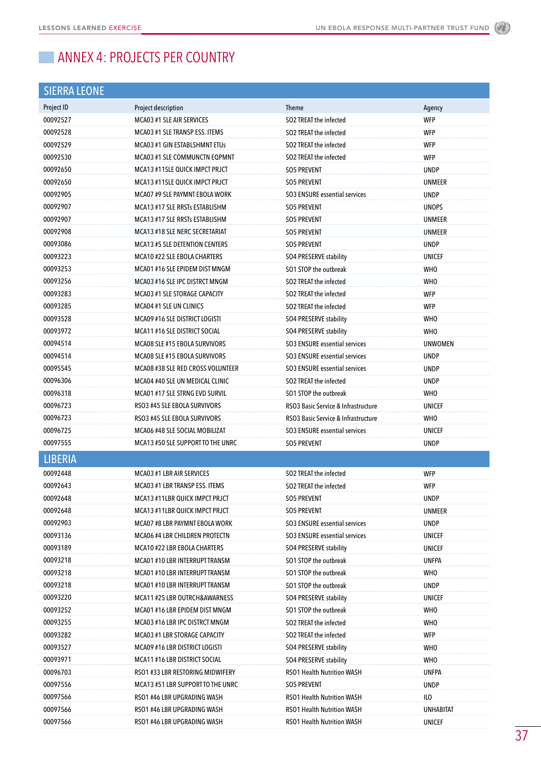# ANNEX 4: PROJECTS PER COUNTRY

## SIERRA LEONE

| Project ID | Project description | Theme | Agency |
|---|---|---|---|
| 00092527 | MCA03 #1 SLE AIR SERVICES | SO2 TREAT the infected | WFP |
| 00092528 | MCA03 #1 SLE TRANSP ESS. ITEMS | SO2 TREAT the infected | WFP |
| 00092529 | MCA03 #1 GIN ESTABLSHMNT ETUs | SO2 TREAT the infected | WFP |
| 00092530 | MCA03 #1 SLE COMMUNCTN EQPMNT | SO2 TREAT the infected | WFP |
| 00092650 | MCA13 #11SLE QUICK IMPCT PRJCT | SO5 PREVENT | UNDP |
| 00092650 | MCA13 #11SLE QUICK IMPCT PRJCT | SO5 PREVENT | UNMEER |
| 00092905 | MCA07 #9 SLE PAYMNT EBOLA WORK | SO3 ENSURE essential services | UNDP |
| 00092907 | MCA13 #17 SLE RRSTs ESTABLISHM | SO5 PREVENT | UNOPS |
| 00092907 | MCA13 #17 SLE RRSTs ESTABLISHM | SO5 PREVENT | UNMEER |
| 00092908 | MCA13 #18 SLE NERC SECRETARIAT | SO5 PREVENT | UNMEER |
| 00093086 | MCA13 #5 SLE DETENTION CENTERS | SO5 PREVENT | UNDP |
| 00093223 | MCA10 #22 SLE EBOLA CHARTERS | SO4 PRESERVE stability | UNICEF |
| 00093253 | MCA01 #16 SLE EPIDEM DIST MNGM | SO1 STOP the outbreak | WHO |
| 00093256 | MCA03 #16 SLE IPC DISTRCT MNGM | SO2 TREAT the infected | WHO |
| 00093283 | MCA03 #1 SLE STORAGE CAPACITY | SO2 TREAT the infected | WFP |
| 00093285 | MCA04 #1 SLE UN CLINICS | SO2 TREAT the infected | WFP |
| 00093528 | MCA09 #16 SLE DISTRICT LOGISTI | SO4 PRESERVE stability | WHO |
| 00093972 | MCA11 #16 SLE DISTRICT SOCIAL | SO4 PRESERVE stability | WHO |
| 00094514 | MCA08 SLE #15 EBOLA SURVIVORS | SO3 ENSURE essential services | UNWOMEN |
| 00094514 | MCA08 SLE #15 EBOLA SURVIVORS | SO3 ENSURE essential services | UNDP |
| 00095545 | MCA08 #38 SLE RED CROSS VOLUNTEER | SO3 ENSURE essential services | UNDP |
| 00096306 | MCA04 #40 SLE UN MEDICAL CLINIC | SO2 TREAT the infected | UNDP |
| 00096318 | MCA01 #17 SLE STRNG EVD SURVIL | SO1 STOP the outbreak | WHO |
| 00096723 | RSO3 #45 SLE EBOLA SURVIVORS | RSO3 Basic Service & Infrastructure | UNICEF |
| 00096723 | RSO3 #45 SLE EBOLA SURVIVORS | RSO3 Basic Service & Infrastructure | WHO |
| 00096725 | MCA06 #48 SLE SOCIAL MOBILIZAT | SO3 ENSURE essential services | UNICEF |
| 00097555 | MCA13 #50 SLE SUPPORT TO THE UNRC | SO5 PREVENT | UNDP |

## LIBERIA

| Project ID | Project description | Theme | Agency |
|---|---|---|---|
| 00092448 | MCA03 #1 LBR AIR SERVICES | SO2 TREAT the infected | WFP |
| 00092643 | MCA03 #1 LBR TRANSP ESS. ITEMS | SO2 TREAT the infected | WFP |
| 00092648 | MCA13 #11LBR QUICK IMPCT PRJCT | SO5 PREVENT | UNDP |
| 00092648 | MCA13 #11LBR QUICK IMPCT PRJCT | SO5 PREVENT | UNMEER |
| 00092903 | MCA07 #8 LBR PAYMNT EBOLA WORK | SO3 ENSURE essential services | UNDP |
| 00093136 | MCA06 #4 LBR CHILDREN PROTECTN | SO3 ENSURE essential services | UNICEF |
| 00093189 | MCA10 #22 LBR EBOLA CHARTERS | SO4 PRESERVE stability | UNICEF |
| 00093218 | MCA01 #10 LBR INTERRUPT TRANSM | SO1 STOP the outbreak | UNFPA |
| 00093218 | MCA01 #10 LBR INTERRUPT TRANSM | SO1 STOP the outbreak | WHO |
| 00093218 | MCA01 #10 LBR INTERRUPT TRANSM | SO1 STOP the outbreak | UNDP |
| 00093220 | MCA11 #25 LBR OUTRCH&AWARNESS | SO4 PRESERVE stability | UNICEF |
| 00093252 | MCA01 #16 LBR EPIDEM DIST MNGM | SO1 STOP the outbreak | WHO |
| 00093255 | MCA03 #16 LBR IPC DISTRCT MNGM | SO2 TREAT the infected | WHO |
| 00093282 | MCA03 #1 LBR STORAGE CAPACITY | SO2 TREAT the infected | WFP |
| 00093527 | MCA09 #16 LBR DISTRICT LOGISTI | SO4 PRESERVE stability | WHO |
| 00093971 | MCA11 #16 LBR DISTRICT SOCIAL | SO4 PRESERVE stability | WHO |
| 00096703 | RSO1 #33 LBR RESTORING MIDWIFERY | RSO1 Health Nutrition WASH | UNFPA |
| 00097556 | MCA13 #51 LBR SUPPORT TO THE UNRC | SO5 PREVENT | UNDP |
| 00097566 | RSO1 #46 LBR UPGRADING WASH | RSO1 Health Nutrition WASH | ILO |
| 00097566 | RSO1 #46 LBR UPGRADING WASH | RSO1 Health Nutrition WASH | UNHABITAT |
| 00097566 | RSO1 #46 LBR UPGRADING WASH | RSO1 Health Nutrition WASH | UNICEF |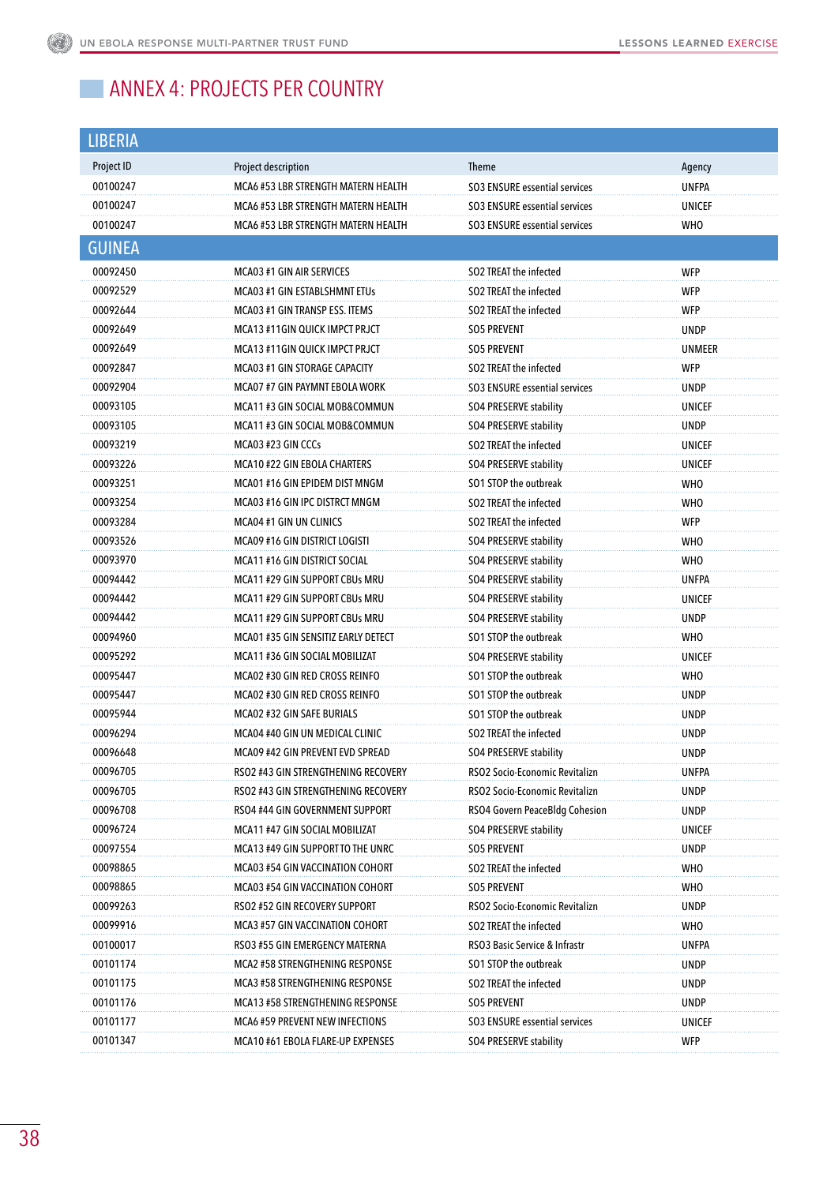## ANNEX 4: PROJECTS PER COUNTRY

| Project ID | Project description | Theme | Agency |
|---|---|---|---|
| **LIBERIA** | | | |
| 00100247 | MCA6 #53 LBR STRENGTH MATERN HEALTH | SO3 ENSURE essential services | UNFPA |
| 00100247 | MCA6 #53 LBR STRENGTH MATERN HEALTH | SO3 ENSURE essential services | UNICEF |
| 00100247 | MCA6 #53 LBR STRENGTH MATERN HEALTH | SO3 ENSURE essential services | WHO |
| **GUINEA** | | | |
| 00092450 | MCA03 #1 GIN AIR SERVICES | SO2 TREAT the infected | WFP |
| 00092529 | MCA03 #1 GIN ESTABLSHMNT ETUs | SO2 TREAT the infected | WFP |
| 00092644 | MCA03 #1 GIN TRANSP ESS. ITEMS | SO2 TREAT the infected | WFP |
| 00092649 | MCA13 #11GIN QUICK IMPCT PRJCT | SO5 PREVENT | UNDP |
| 00092649 | MCA13 #11GIN QUICK IMPCT PRJCT | SO5 PREVENT | UNMEER |
| 00092847 | MCA03 #1 GIN STORAGE CAPACITY | SO2 TREAT the infected | WFP |
| 00092904 | MCA07 #7 GIN PAYMNT EBOLA WORK | SO3 ENSURE essential services | UNDP |
| 00093105 | MCA11 #3 GIN SOCIAL MOB&COMMUN | SO4 PRESERVE stability | UNICEF |
| 00093105 | MCA11 #3 GIN SOCIAL MOB&COMMUN | SO4 PRESERVE stability | UNDP |
| 00093219 | MCA03 #23 GIN CCCs | SO2 TREAT the infected | UNICEF |
| 00093226 | MCA10 #22 GIN EBOLA CHARTERS | SO4 PRESERVE stability | UNICEF |
| 00093251 | MCA01 #16 GIN EPIDEM DIST MNGM | SO1 STOP the outbreak | WHO |
| 00093254 | MCA03 #16 GIN IPC DISTRCT MNGM | SO2 TREAT the infected | WHO |
| 00093284 | MCA04 #1 GIN UN CLINICS | SO2 TREAT the infected | WFP |
| 00093526 | MCA09 #16 GIN DISTRICT LOGISTI | SO4 PRESERVE stability | WHO |
| 00093970 | MCA11 #16 GIN DISTRICT SOCIAL | SO4 PRESERVE stability | WHO |
| 00094442 | MCA11 #29 GIN SUPPORT CBUs MRU | SO4 PRESERVE stability | UNFPA |
| 00094442 | MCA11 #29 GIN SUPPORT CBUs MRU | SO4 PRESERVE stability | UNICEF |
| 00094442 | MCA11 #29 GIN SUPPORT CBUs MRU | SO4 PRESERVE stability | UNDP |
| 00094960 | MCA01 #35 GIN SENSITIZ EARLY DETECT | SO1 STOP the outbreak | WHO |
| 00095292 | MCA11 #36 GIN SOCIAL MOBILIZAT | SO4 PRESERVE stability | UNICEF |
| 00095447 | MCA02 #30 GIN RED CROSS REINFO | SO1 STOP the outbreak | WHO |
| 00095447 | MCA02 #30 GIN RED CROSS REINFO | SO1 STOP the outbreak | UNDP |
| 00095944 | MCA02 #32 GIN SAFE BURIALS | SO1 STOP the outbreak | UNDP |
| 00096294 | MCA04 #40 GIN UN MEDICAL CLINIC | SO2 TREAT the infected | UNDP |
| 00096648 | MCA09 #42 GIN PREVENT EVD SPREAD | SO4 PRESERVE stability | UNDP |
| 00096705 | RSO2 #43 GIN STRENGTHENING RECOVERY | RSO2 Socio-Economic Revitalizn | UNFPA |
| 00096705 | RSO2 #43 GIN STRENGTHENING RECOVERY | RSO2 Socio-Economic Revitalizn | UNDP |
| 00096708 | RSO4 #44 GIN GOVERNMENT SUPPORT | RSO4 Govern PeaceBldg Cohesion | UNDP |
| 00096724 | MCA11 #47 GIN SOCIAL MOBILIZAT | SO4 PRESERVE stability | UNICEF |
| 00097554 | MCA13 #49 GIN SUPPORT TO THE UNRC | SO5 PREVENT | UNDP |
| 00098865 | MCA03 #54 GIN VACCINATION COHORT | SO2 TREAT the infected | WHO |
| 00098865 | MCA03 #54 GIN VACCINATION COHORT | SO5 PREVENT | WHO |
| 00099263 | RSO2 #52 GIN RECOVERY SUPPORT | RSO2 Socio-Economic Revitalizn | UNDP |
| 00099916 | MCA3 #57 GIN VACCINATION COHORT | SO2 TREAT the infected | WHO |
| 00100017 | RSO3 #55 GIN EMERGENCY MATERNA | RSO3 Basic Service & Infrastr | UNFPA |
| 00101174 | MCA2 #58 STRENGTHENING RESPONSE | SO1 STOP the outbreak | UNDP |
| 00101175 | MCA3 #58 STRENGTHENING RESPONSE | SO2 TREAT the infected | UNDP |
| 00101176 | MCA13 #58 STRENGTHENING RESPONSE | SO5 PREVENT | UNDP |
| 00101177 | MCA6 #59 PREVENT NEW INFECTIONS | SO3 ENSURE essential services | UNICEF |
| 00101347 | MCA10 #61 EBOLA FLARE-UP EXPENSES | SO4 PRESERVE stability | WFP |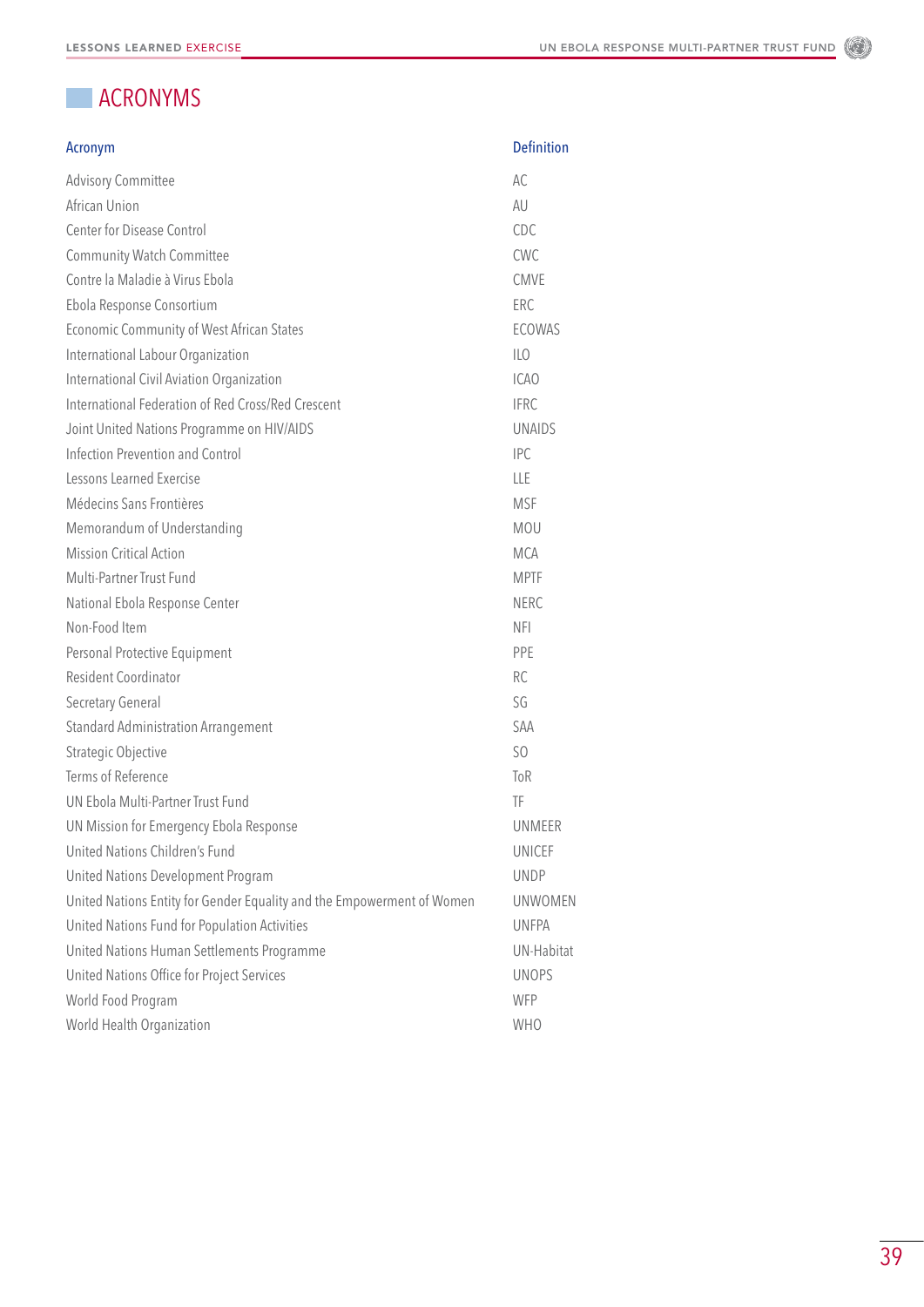# ACRONYMS

| Acronym | Definition |
|---|---|
| Advisory Committee | AC |
| African Union | AU |
| Center for Disease Control | CDC |
| Community Watch Committee | CWC |
| Contre la Maladie à Virus Ebola | CMVE |
| Ebola Response Consortium | ERC |
| Economic Community of West African States | ECOWAS |
| International Labour Organization | ILO |
| International Civil Aviation Organization | ICAO |
| International Federation of Red Cross/Red Crescent | IFRC |
| Joint United Nations Programme on HIV/AIDS | UNAIDS |
| Infection Prevention and Control | IPC |
| Lessons Learned Exercise | LLE |
| Médecins Sans Frontières | MSF |
| Memorandum of Understanding | MOU |
| Mission Critical Action | MCA |
| Multi-Partner Trust Fund | MPTF |
| National Ebola Response Center | NERC |
| Non-Food Item | NFI |
| Personal Protective Equipment | PPE |
| Resident Coordinator | RC |
| Secretary General | SG |
| Standard Administration Arrangement | SAA |
| Strategic Objective | SO |
| Terms of Reference | ToR |
| UN Ebola Multi-Partner Trust Fund | TF |
| UN Mission for Emergency Ebola Response | UNMEER |
| United Nations Children's Fund | UNICEF |
| United Nations Development Program | UNDP |
| United Nations Entity for Gender Equality and the Empowerment of Women | UNWOMEN |
| United Nations Fund for Population Activities | UNFPA |
| United Nations Human Settlements Programme | UN-Habitat |
| United Nations Office for Project Services | UNOPS |
| World Food Program | WFP |
| World Health Organization | WHO |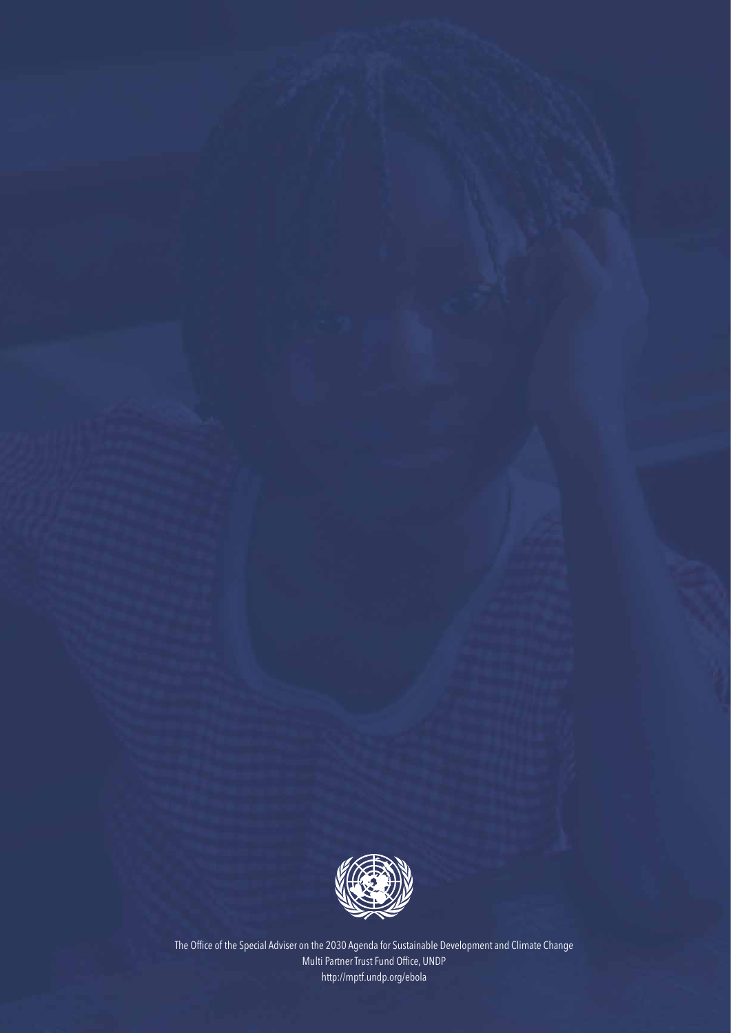The Office of the Special Adviser on the 2030 Agenda for Sustainable Development and Climate Change
Multi Partner Trust Fund Office, UNDP
http://mptf.undp.org/ebola